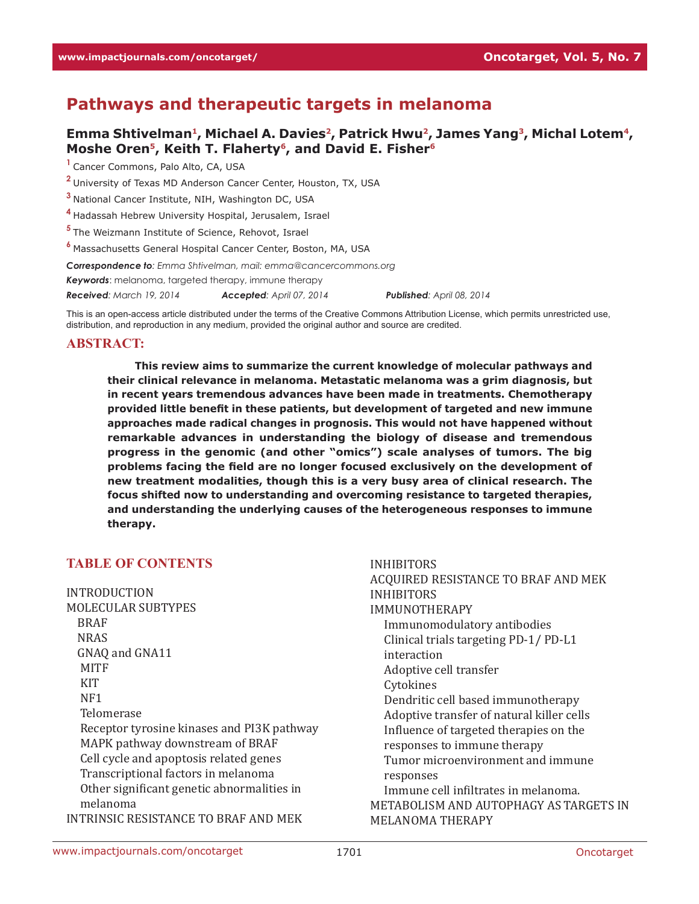# Pathways and therapeutic targets in melanoma

**Emma Shtivelman[1], Michael A. Davies[2], Patrick Hwu[2], James Yang[3], Michal Lotem[4], Moshe Oren[5], Keith T. Flaherty[6], and David E. Fisher[6]**

[1] Cancer Commons, Palo Alto, CA, USA

[2] University of Texas MD Anderson Cancer Center, Houston, TX, USA

[3] National Cancer Institute, NIH, Washington DC, USA

[4] Hadassah Hebrew University Hospital, Jerusalem, Israel

[5] The Weizmann Institute of Science, Rehovot, Israel

[6] Massachusetts General Hospital Cancer Center, Boston, MA, USA

***Correspondence to**: Emma Shtivelman, mail: emma@cancercommons.org*

***Keywords**: melanoma, targeted therapy, immune therapy*

***Received**: March 19, 2014* *__Accepted__: April 07, 2014* *__Published__: April 08, 2014*

This is an open-access article distributed under the terms of the Creative Commons Attribution License, which permits unrestricted use, distribution, and reproduction in any medium, provided the original author and source are credited.

## ABSTRACT:

**This review aims to summarize the current knowledge of molecular pathways and their clinical relevance in melanoma. Metastatic melanoma was a grim diagnosis, but in recent years tremendous advances have been made in treatments. Chemotherapy provided little benefit in these patients, but development of targeted and new immune approaches made radical changes in prognosis. This would not have happened without remarkable advances in understanding the biology of disease and tremendous progress in the genomic (and other "omics") scale analyses of tumors. The big problems facing the field are no longer focused exclusively on the development of new treatment modalities, though this is a very busy area of clinical research. The focus shifted now to understanding and overcoming resistance to targeted therapies, and understanding the underlying causes of the heterogeneous responses to immune therapy.**

## TABLE OF CONTENTS

- INTRODUCTION
- MOLECULAR SUBTYPES
  - BRAF
  - NRAS
  - GNAQ and GNA11
  - MITF
  - KIT
  - NF1
  - Telomerase
  - Receptor tyrosine kinases and PI3K pathway
  - MAPK pathway downstream of BRAF
  - Cell cycle and apoptosis related genes
  - Transcriptional factors in melanoma
  - Other significant genetic abnormalities in melanoma
- INTRINSIC RESISTANCE TO BRAF AND MEK INHIBITORS
- ACQUIRED RESISTANCE TO BRAF AND MEK INHIBITORS
- IMMUNOTHERAPY
  - Immunomodulatory antibodies
  - Clinical trials targeting PD-1/ PD-L1 interaction
  - Adoptive cell transfer
  - Cytokines
  - Dendritic cell based immunotherapy
  - Adoptive transfer of natural killer cells
  - Influence of targeted therapies on the responses to immune therapy
  - Tumor microenvironment and immune responses
  - Immune cell infiltrates in melanoma.
- METABOLISM AND AUTOPHAGY AS TARGETS IN MELANOMA THERAPY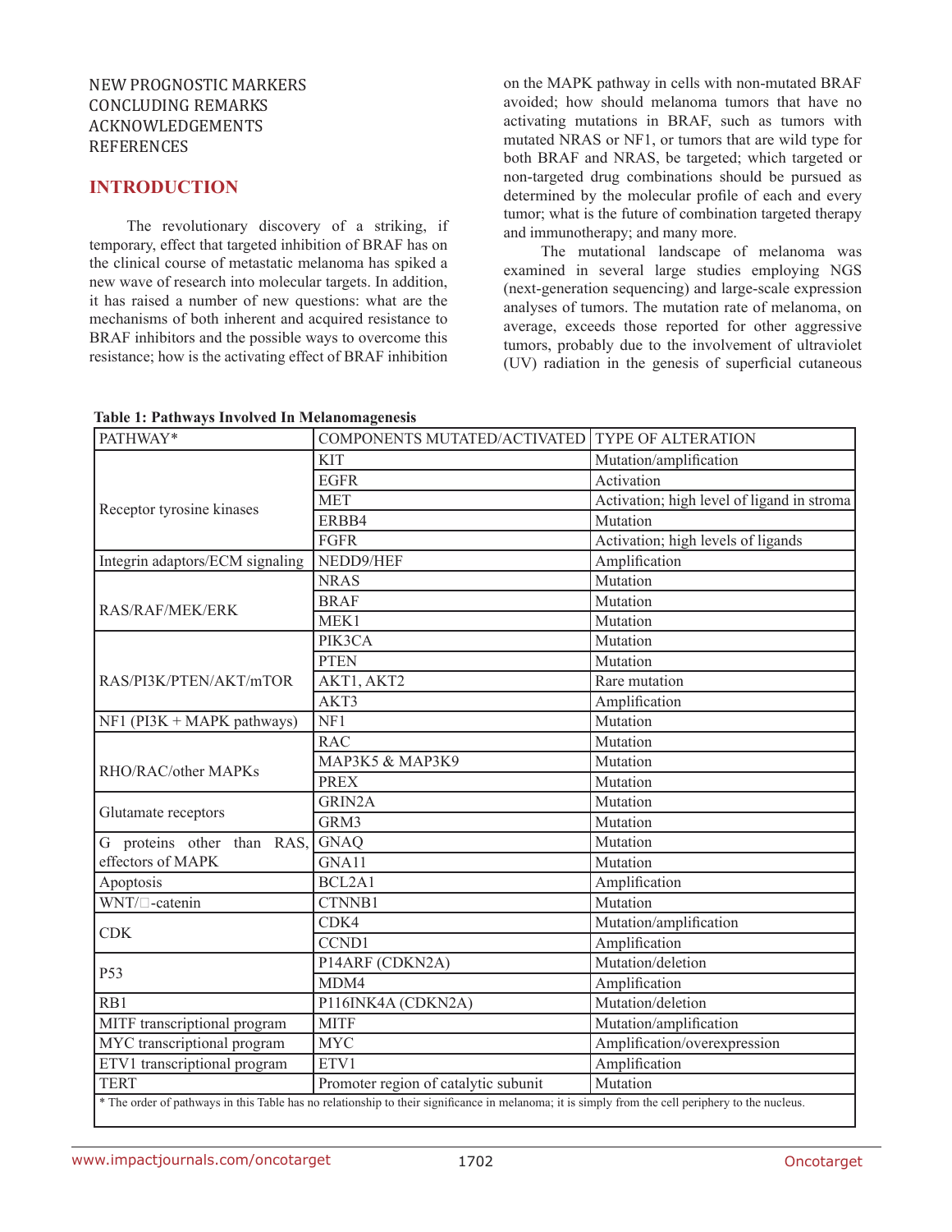NEW PROGNOSTIC MARKERS
CONCLUDING REMARKS
ACKNOWLEDGEMENTS
REFERENCES

## INTRODUCTION

The revolutionary discovery of a striking, if temporary, effect that targeted inhibition of BRAF has on the clinical course of metastatic melanoma has spiked a new wave of research into molecular targets. In addition, it has raised a number of new questions: what are the mechanisms of both inherent and acquired resistance to BRAF inhibitors and the possible ways to overcome this resistance; how is the activating effect of BRAF inhibition on the MAPK pathway in cells with non-mutated BRAF avoided; how should melanoma tumors that have no activating mutations in BRAF, such as tumors with mutated NRAS or NF1, or tumors that are wild type for both BRAF and NRAS, be targeted; which targeted or non-targeted drug combinations should be pursued as determined by the molecular profile of each and every tumor; what is the future of combination targeted therapy and immunotherapy; and many more.

The mutational landscape of melanoma was examined in several large studies employing NGS (next-generation sequencing) and large-scale expression analyses of tumors. The mutation rate of melanoma, on average, exceeds those reported for other aggressive tumors, probably due to the involvement of ultraviolet (UV) radiation in the genesis of superficial cutaneous

**Table 1: Pathways Involved In Melanomagenesis**

| PATHWAY* | COMPONENTS MUTATED/ACTIVATED | TYPE OF ALTERATION |
|---|---|---|
| Receptor tyrosine kinases | KIT | Mutation/amplification |
| | EGFR | Activation |
| | MET | Activation; high level of ligand in stroma |
| | ERBB4 | Mutation |
| | FGFR | Activation; high levels of ligands |
| Integrin adaptors/ECM signaling | NEDD9/HEF | Amplification |
| RAS/RAF/MEK/ERK | NRAS | Mutation |
| | BRAF | Mutation |
| | MEK1 | Mutation |
| RAS/PI3K/PTEN/AKT/mTOR | PIK3CA | Mutation |
| | PTEN | Mutation |
| | AKT1, AKT2 | Rare mutation |
| | AKT3 | Amplification |
| NF1 (PI3K + MAPK pathways) | NF1 | Mutation |
| RHO/RAC/other MAPKs | RAC | Mutation |
| | MAP3K5 & MAP3K9 | Mutation |
| | PREX | Mutation |
| Glutamate receptors | GRIN2A | Mutation |
| | GRM3 | Mutation |
| G proteins other than RAS, effectors of MAPK | GNAQ | Mutation |
| | GNA11 | Mutation |
| Apoptosis | BCL2A1 | Amplification |
| WNT/β-catenin | CTNNB1 | Mutation |
| CDK | CDK4 | Mutation/amplification |
| | CCND1 | Amplification |
| P53 | P14ARF (CDKN2A) | Mutation/deletion |
| | MDM4 | Amplification |
| RB1 | P116INK4A (CDKN2A) | Mutation/deletion |
| MITF transcriptional program | MITF | Mutation/amplification |
| MYC transcriptional program | MYC | Amplification/overexpression |
| ETV1 transcriptional program | ETV1 | Amplification |
| TERT | Promoter region of catalytic subunit | Mutation |

* The order of pathways in this Table has no relationship to their significance in melanoma; it is simply from the cell periphery to the nucleus.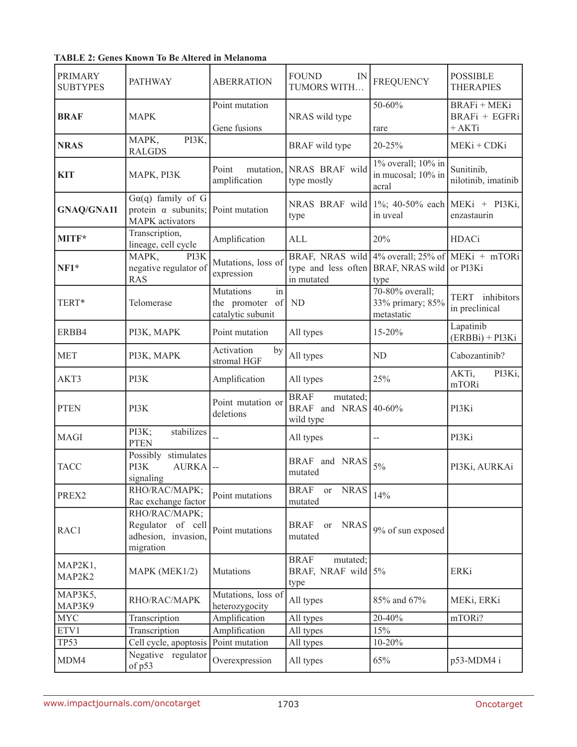**TABLE 2: Genes Known To Be Altered in Melanoma**

| PRIMARY SUBTYPES | PATHWAY | ABERRATION | FOUND IN TUMORS WITH… | FREQUENCY | POSSIBLE THERAPIES |
|---|---|---|---|---|---|
| **BRAF** | MAPK | Point mutation<br><br>Gene fusions | NRAS wild type | 50-60%<br><br>rare | BRAFi + MEKi<br>BRAFi + EGFRi + AKTi |
| **NRAS** | MAPK, PI3K, RALGDS | | BRAF wild type | 20-25% | MEKi + CDKi |
| **KIT** | MAPK, PI3K | Point mutation, amplification | NRAS BRAF wild type mostly | 1% overall; 10% in in mucosal; 10% in acral | Sunitinib, nilotinib, imatinib |
| **GNAQ/GNA11** | Gα(q) family of G protein α subunits; MAPK activators | Point mutation | NRAS BRAF wild type | 1%; 40-50% each in uveal | MEKi + PI3Ki, enzastaurin |
| **MITF*** | Transcription, lineage, cell cycle | Amplification | ALL | 20% | HDACi |
| **NF1*** | MAPK, PI3K negative regulator of RAS | Mutations, loss of expression | BRAF, NRAS wild type and less often in mutated | 4% overall; 25% of BRAF, NRAS wild type | MEKi + mTORi or PI3Ki |
| TERT* | Telomerase | Mutations in the promoter of catalytic subunit | ND | 70-80% overall; 33% primary; 85% metastatic | TERT inhibitors in preclinical |
| ERBB4 | PI3K, MAPK | Point mutation | All types | 15-20% | Lapatinib (ERBBi) + PI3Ki |
| MET | PI3K, MAPK | Activation by stromal HGF | All types | ND | Cabozantinib? |
| AKT3 | PI3K | Amplification | All types | 25% | AKTi, PI3Ki, mTORi |
| PTEN | PI3K | Point mutation or deletions | BRAF mutated; BRAF and NRAS wild type | 40-60% | PI3Ki |
| MAGI | PI3K; stabilizes PTEN | -- | All types | -- | PI3Ki |
| TACC | Possibly stimulates PI3K AURKA signaling | -- | BRAF and NRAS mutated | 5% | PI3Ki, AURKAi |
| PREX2 | RHO/RAC/MAPK; Rac exchange factor | Point mutations | BRAF or NRAS mutated | 14% | |
| RAC1 | RHO/RAC/MAPK; Regulator of cell adhesion, invasion, migration | Point mutations | BRAF or NRAS mutated | 9% of sun exposed | |
| MAP2K1, MAP2K2 | MAPK (MEK1/2) | Mutations | BRAF mutated; BRAF, NRAF wild type | 5% | ERKi |
| MAP3K5, MAP3K9 | RHO/RAC/MAPK | Mutations, loss of heterozygocity | All types | 85% and 67% | MEKi, ERKi |
| MYC | Transcription | Amplification | All types | 20-40% | mTORi? |
| ETV1 | Transcription | Amplification | All types | 15% | |
| TP53 | Cell cycle, apoptosis | Point mutation | All types | 10-20% | |
| MDM4 | Negative regulator of p53 | Overexpression | All types | 65% | p53-MDM4 i |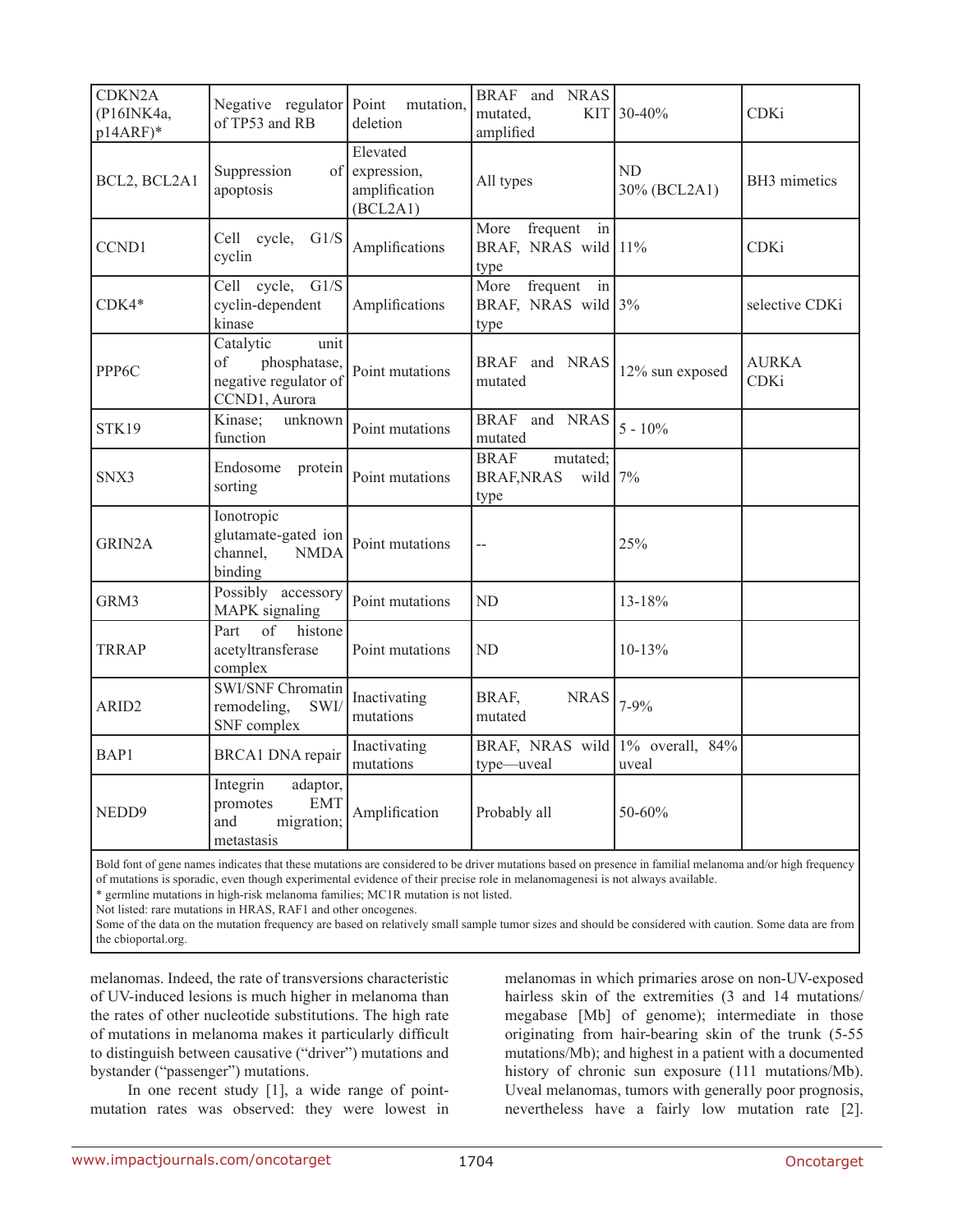| CDKN2A (P16INK4a, p14ARF)* | Negative regulator of TP53 and RB | Point mutation, deletion | BRAF and NRAS mutated, KIT amplified | 30-40% | CDKi |
|---|---|---|---|---|---|
| BCL2, BCL2A1 | Suppression of apoptosis | Elevated expression, amplification (BCL2A1) | All types | ND 30% (BCL2A1) | BH3 mimetics |
| CCND1 | Cell cycle, G1/S cyclin | Amplifications | More frequent in BRAF, NRAS wild type | 11% | CDKi |
| CDK4* | Cell cycle, G1/S cyclin-dependent kinase | Amplifications | More frequent in BRAF, NRAS wild type | 3% | selective CDKi |
| PPP6C | Catalytic unit of phosphatase, negative regulator of CCND1, Aurora | Point mutations | BRAF and NRAS mutated | 12% sun exposed | AURKA CDKi |
| STK19 | Kinase; unknown function | Point mutations | BRAF and NRAS mutated | 5 - 10% | |
| SNX3 | Endosome protein sorting | Point mutations | BRAF mutated; BRAF,NRAS wild type | 7% | |
| GRIN2A | Ionotropic glutamate-gated ion channel, NMDA binding | Point mutations | -- | 25% | |
| GRM3 | Possibly accessory MAPK signaling | Point mutations | ND | 13-18% | |
| TRRAP | Part of histone acetyltransferase complex | Point mutations | ND | 10-13% | |
| ARID2 | SWI/SNF Chromatin remodeling, SWI/SNF complex | Inactivating mutations | BRAF, NRAS mutated | 7-9% | |
| BAP1 | BRCA1 DNA repair | Inactivating mutations | BRAF, NRAS wild type—uveal | 1% overall, 84% uveal | |
| NEDD9 | Integrin adaptor, promotes EMT and migration; metastasis | Amplification | Probably all | 50-60% | |

Bold font of gene names indicates that these mutations are considered to be driver mutations based on presence in familial melanoma and/or high frequency of mutations is sporadic, even though experimental evidence of their precise role in melanomagenesi is not always available.
* germline mutations in high-risk melanoma families; MC1R mutation is not listed.
Not listed: rare mutations in HRAS, RAF1 and other oncogenes.
Some of the data on the mutation frequency are based on relatively small sample tumor sizes and should be considered with caution. Some data are from the cbioportal.org.

melanomas. Indeed, the rate of transversions characteristic of UV-induced lesions is much higher in melanoma than the rates of other nucleotide substitutions. The high rate of mutations in melanoma makes it particularly difficult to distinguish between causative ("driver") mutations and bystander ("passenger") mutations.

In one recent study [1], a wide range of point-mutation rates was observed: they were lowest in melanomas in which primaries arose on non-UV-exposed hairless skin of the extremities (3 and 14 mutations/megabase [Mb] of genome); intermediate in those originating from hair-bearing skin of the trunk (5-55 mutations/Mb); and highest in a patient with a documented history of chronic sun exposure (111 mutations/Mb). Uveal melanomas, tumors with generally poor prognosis, nevertheless have a fairly low mutation rate [2].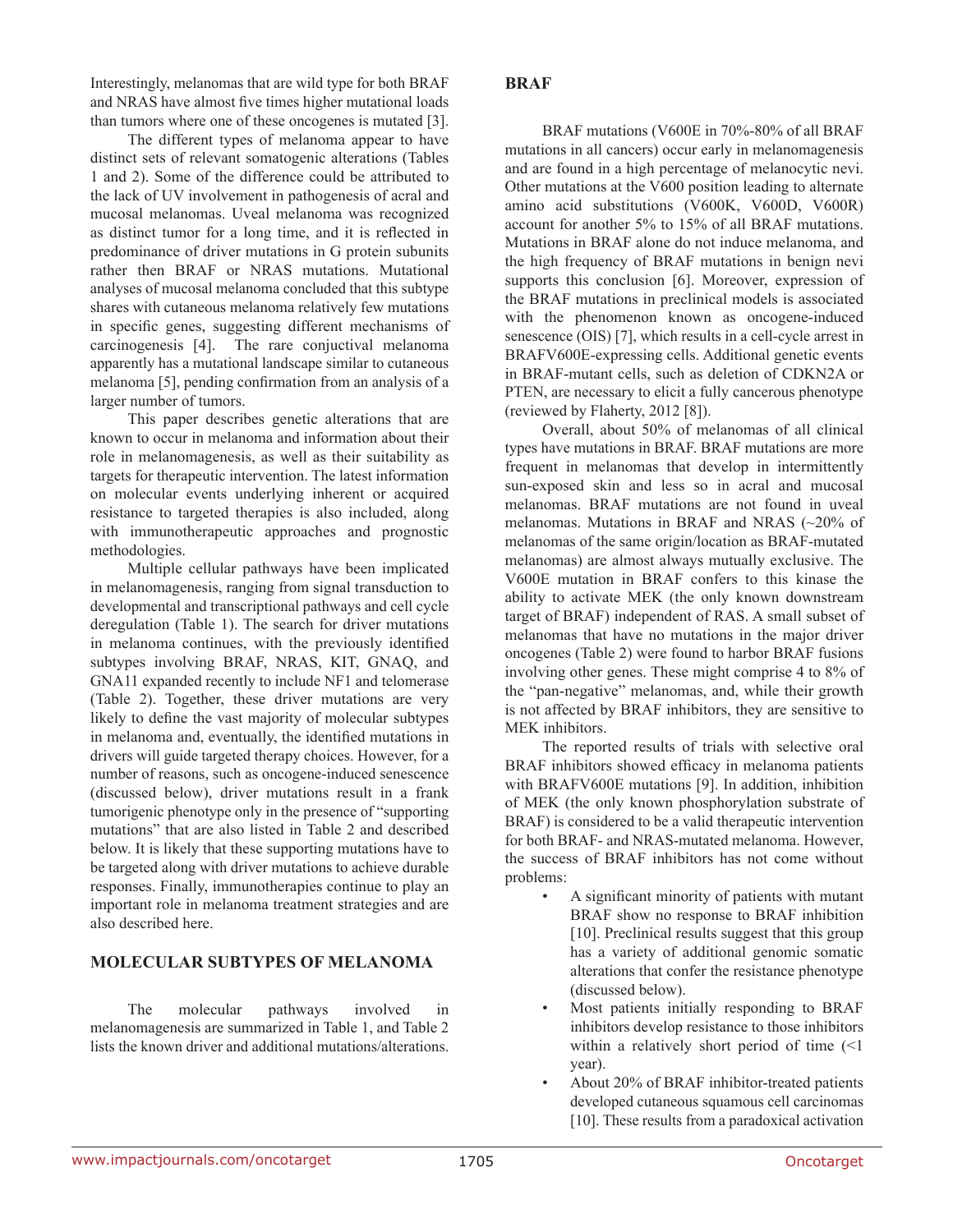Interestingly, melanomas that are wild type for both BRAF and NRAS have almost five times higher mutational loads than tumors where one of these oncogenes is mutated [3].

The different types of melanoma appear to have distinct sets of relevant somatogenic alterations (Tables 1 and 2). Some of the difference could be attributed to the lack of UV involvement in pathogenesis of acral and mucosal melanomas. Uveal melanoma was recognized as distinct tumor for a long time, and it is reflected in predominance of driver mutations in G protein subunits rather then BRAF or NRAS mutations. Mutational analyses of mucosal melanoma concluded that this subtype shares with cutaneous melanoma relatively few mutations in specific genes, suggesting different mechanisms of carcinogenesis [4]. The rare conjuctival melanoma apparently has a mutational landscape similar to cutaneous melanoma [5], pending confirmation from an analysis of a larger number of tumors.

This paper describes genetic alterations that are known to occur in melanoma and information about their role in melanomagenesis, as well as their suitability as targets for therapeutic intervention. The latest information on molecular events underlying inherent or acquired resistance to targeted therapies is also included, along with immunotherapeutic approaches and prognostic methodologies.

Multiple cellular pathways have been implicated in melanomagenesis, ranging from signal transduction to developmental and transcriptional pathways and cell cycle deregulation (Table 1). The search for driver mutations in melanoma continues, with the previously identified subtypes involving BRAF, NRAS, KIT, GNAQ, and GNA11 expanded recently to include NF1 and telomerase (Table 2). Together, these driver mutations are very likely to define the vast majority of molecular subtypes in melanoma and, eventually, the identified mutations in drivers will guide targeted therapy choices. However, for a number of reasons, such as oncogene-induced senescence (discussed below), driver mutations result in a frank tumorigenic phenotype only in the presence of "supporting mutations" that are also listed in Table 2 and described below. It is likely that these supporting mutations have to be targeted along with driver mutations to achieve durable responses. Finally, immunotherapies continue to play an important role in melanoma treatment strategies and are also described here.

## MOLECULAR SUBTYPES OF MELANOMA

The molecular pathways involved in melanomagenesis are summarized in Table 1, and Table 2 lists the known driver and additional mutations/alterations.

### BRAF

BRAF mutations (V600E in 70%-80% of all BRAF mutations in all cancers) occur early in melanomagenesis and are found in a high percentage of melanocytic nevi. Other mutations at the V600 position leading to alternate amino acid substitutions (V600K, V600D, V600R) account for another 5% to 15% of all BRAF mutations. Mutations in BRAF alone do not induce melanoma, and the high frequency of BRAF mutations in benign nevi supports this conclusion [6]. Moreover, expression of the BRAF mutations in preclinical models is associated with the phenomenon known as oncogene-induced senescence (OIS) [7], which results in a cell-cycle arrest in BRAFV600E-expressing cells. Additional genetic events in BRAF-mutant cells, such as deletion of CDKN2A or PTEN, are necessary to elicit a fully cancerous phenotype (reviewed by Flaherty, 2012 [8]).

Overall, about 50% of melanomas of all clinical types have mutations in BRAF. BRAF mutations are more frequent in melanomas that develop in intermittently sun-exposed skin and less so in acral and mucosal melanomas. BRAF mutations are not found in uveal melanomas. Mutations in BRAF and NRAS (~20% of melanomas of the same origin/location as BRAF-mutated melanomas) are almost always mutually exclusive. The V600E mutation in BRAF confers to this kinase the ability to activate MEK (the only known downstream target of BRAF) independent of RAS. A small subset of melanomas that have no mutations in the major driver oncogenes (Table 2) were found to harbor BRAF fusions involving other genes. These might comprise 4 to 8% of the "pan-negative" melanomas, and, while their growth is not affected by BRAF inhibitors, they are sensitive to MEK inhibitors.

The reported results of trials with selective oral BRAF inhibitors showed efficacy in melanoma patients with BRAFV600E mutations [9]. In addition, inhibition of MEK (the only known phosphorylation substrate of BRAF) is considered to be a valid therapeutic intervention for both BRAF- and NRAS-mutated melanoma. However, the success of BRAF inhibitors has not come without problems:

- A significant minority of patients with mutant BRAF show no response to BRAF inhibition [10]. Preclinical results suggest that this group has a variety of additional genomic somatic alterations that confer the resistance phenotype (discussed below).
- Most patients initially responding to BRAF inhibitors develop resistance to those inhibitors within a relatively short period of time (<1 year).
- About 20% of BRAF inhibitor-treated patients developed cutaneous squamous cell carcinomas [10]. These results from a paradoxical activation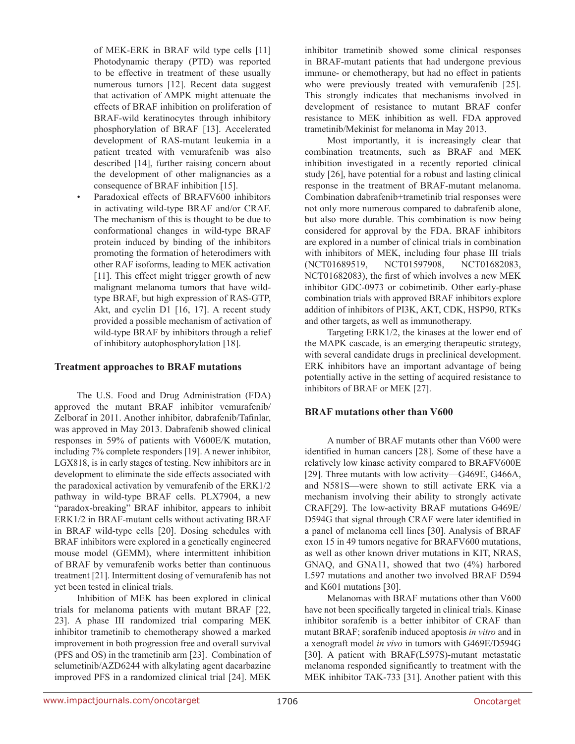of MEK-ERK in BRAF wild type cells [11] Photodynamic therapy (PTD) was reported to be effective in treatment of these usually numerous tumors [12]. Recent data suggest that activation of AMPK might attenuate the effects of BRAF inhibition on proliferation of BRAF-wild keratinocytes through inhibitory phosphorylation of BRAF [13]. Accelerated development of RAS-mutant leukemia in a patient treated with vemurafenib was also described [14], further raising concern about the development of other malignancies as a consequence of BRAF inhibition [15].

- Paradoxical effects of BRAFV600 inhibitors in activating wild-type BRAF and/or CRAF. The mechanism of this is thought to be due to conformational changes in wild-type BRAF protein induced by binding of the inhibitors promoting the formation of heterodimers with other RAF isoforms, leading to MEK activation [11]. This effect might trigger growth of new malignant melanoma tumors that have wild-type BRAF, but high expression of RAS-GTP, Akt, and cyclin D1 [16, 17]. A recent study provided a possible mechanism of activation of wild-type BRAF by inhibitors through a relief of inhibitory autophosphorylation [18].

## Treatment approaches to BRAF mutations

The U.S. Food and Drug Administration (FDA) approved the mutant BRAF inhibitor vemurafenib/Zelboraf in 2011. Another inhibitor, dabrafenib/Tafinlar, was approved in May 2013. Dabrafenib showed clinical responses in 59% of patients with V600E/K mutation, including 7% complete responders [19]. A newer inhibitor, LGX818, is in early stages of testing. New inhibitors are in development to eliminate the side effects associated with the paradoxical activation by vemurafenib of the ERK1/2 pathway in wild-type BRAF cells. PLX7904, a new "paradox-breaking" BRAF inhibitor, appears to inhibit ERK1/2 in BRAF-mutant cells without activating BRAF in BRAF wild-type cells [20]. Dosing schedules with BRAF inhibitors were explored in a genetically engineered mouse model (GEMM), where intermittent inhibition of BRAF by vemurafenib works better than continuous treatment [21]. Intermittent dosing of vemurafenib has not yet been tested in clinical trials.

Inhibition of MEK has been explored in clinical trials for melanoma patients with mutant BRAF [22, 23]. A phase III randomized trial comparing MEK inhibitor trametinib to chemotherapy showed a marked improvement in both progression free and overall survival (PFS and OS) in the trametinib arm [23]. Combination of selumetinib/AZD6244 with alkylating agent dacarbazine improved PFS in a randomized clinical trial [24]. MEK inhibitor trametinib showed some clinical responses in BRAF-mutant patients that had undergone previous immune- or chemotherapy, but had no effect in patients who were previously treated with vemurafenib [25]. This strongly indicates that mechanisms involved in development of resistance to mutant BRAF confer resistance to MEK inhibition as well. FDA approved trametinib/Mekinist for melanoma in May 2013.

Most importantly, it is increasingly clear that combination treatments, such as BRAF and MEK inhibition investigated in a recently reported clinical study [26], have potential for a robust and lasting clinical response in the treatment of BRAF-mutant melanoma. Combination dabrafenib+trametinib trial responses were not only more numerous compared to dabrafenib alone, but also more durable. This combination is now being considered for approval by the FDA. BRAF inhibitors are explored in a number of clinical trials in combination with inhibitors of MEK, including four phase III trials (NCT01689519, NCT01597908, NCT01682083, NCT01682083), the first of which involves a new MEK inhibitor GDC-0973 or cobimetinib. Other early-phase combination trials with approved BRAF inhibitors explore addition of inhibitors of PI3K, AKT, CDK, HSP90, RTKs and other targets, as well as immunotherapy.

Targeting ERK1/2, the kinases at the lower end of the MAPK cascade, is an emerging therapeutic strategy, with several candidate drugs in preclinical development. ERK inhibitors have an important advantage of being potentially active in the setting of acquired resistance to inhibitors of BRAF or MEK [27].

## BRAF mutations other than V600

A number of BRAF mutants other than V600 were identified in human cancers [28]. Some of these have a relatively low kinase activity compared to BRAFV600E [29]. Three mutants with low activity—G469E, G466A, and N581S—were shown to still activate ERK via a mechanism involving their ability to strongly activate CRAF[29]. The low-activity BRAF mutations G469E/D594G that signal through CRAF were later identified in a panel of melanoma cell lines [30]. Analysis of BRAF exon 15 in 49 tumors negative for BRAFV600 mutations, as well as other known driver mutations in KIT, NRAS, GNAQ, and GNA11, showed that two (4%) harbored L597 mutations and another two involved BRAF D594 and K601 mutations [30].

Melanomas with BRAF mutations other than V600 have not been specifically targeted in clinical trials. Kinase inhibitor sorafenib is a better inhibitor of CRAF than mutant BRAF; sorafenib induced apoptosis *in vitro* and in a xenograft model *in vivo* in tumors with G469E/D594G [30]. A patient with BRAF(L597S)-mutant metastatic melanoma responded significantly to treatment with the MEK inhibitor TAK-733 [31]. Another patient with this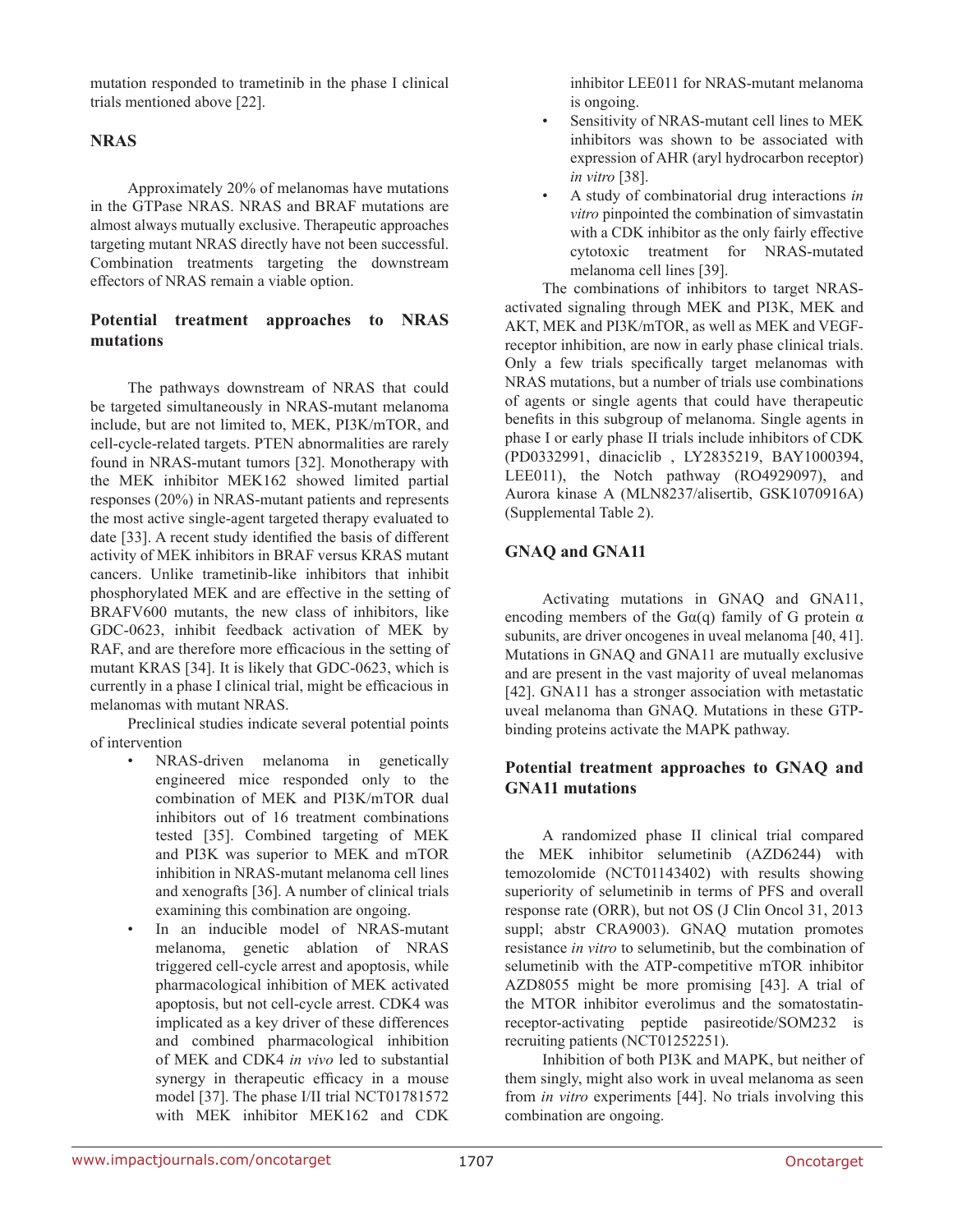mutation responded to trametinib in the phase I clinical trials mentioned above [22].

## NRAS

Approximately 20% of melanomas have mutations in the GTPase NRAS. NRAS and BRAF mutations are almost always mutually exclusive. Therapeutic approaches targeting mutant NRAS directly have not been successful. Combination treatments targeting the downstream effectors of NRAS remain a viable option.

### Potential treatment approaches to NRAS mutations

The pathways downstream of NRAS that could be targeted simultaneously in NRAS-mutant melanoma include, but are not limited to, MEK, PI3K/mTOR, and cell-cycle-related targets. PTEN abnormalities are rarely found in NRAS-mutant tumors [32]. Monotherapy with the MEK inhibitor MEK162 showed limited partial responses (20%) in NRAS-mutant patients and represents the most active single-agent targeted therapy evaluated to date [33]. A recent study identified the basis of different activity of MEK inhibitors in BRAF versus KRAS mutant cancers. Unlike trametinib-like inhibitors that inhibit phosphorylated MEK and are effective in the setting of BRAFV600 mutants, the new class of inhibitors, like GDC-0623, inhibit feedback activation of MEK by RAF, and are therefore more efficacious in the setting of mutant KRAS [34]. It is likely that GDC-0623, which is currently in a phase I clinical trial, might be efficacious in melanomas with mutant NRAS.

Preclinical studies indicate several potential points of intervention

- NRAS-driven melanoma in genetically engineered mice responded only to the combination of MEK and PI3K/mTOR dual inhibitors out of 16 treatment combinations tested [35]. Combined targeting of MEK and PI3K was superior to MEK and mTOR inhibition in NRAS-mutant melanoma cell lines and xenografts [36]. A number of clinical trials examining this combination are ongoing.
- In an inducible model of NRAS-mutant melanoma, genetic ablation of NRAS triggered cell-cycle arrest and apoptosis, while pharmacological inhibition of MEK activated apoptosis, but not cell-cycle arrest. CDK4 was implicated as a key driver of these differences and combined pharmacological inhibition of MEK and CDK4 *in vivo* led to substantial synergy in therapeutic efficacy in a mouse model [37]. The phase I/II trial NCT01781572 with MEK inhibitor MEK162 and CDK inhibitor LEE011 for NRAS-mutant melanoma is ongoing.
- Sensitivity of NRAS-mutant cell lines to MEK inhibitors was shown to be associated with expression of AHR (aryl hydrocarbon receptor) *in vitro* [38].
- A study of combinatorial drug interactions *in vitro* pinpointed the combination of simvastatin with a CDK inhibitor as the only fairly effective cytotoxic treatment for NRAS-mutated melanoma cell lines [39].

The combinations of inhibitors to target NRAS-activated signaling through MEK and PI3K, MEK and AKT, MEK and PI3K/mTOR, as well as MEK and VEGF-receptor inhibition, are now in early phase clinical trials. Only a few trials specifically target melanomas with NRAS mutations, but a number of trials use combinations of agents or single agents that could have therapeutic benefits in this subgroup of melanoma. Single agents in phase I or early phase II trials include inhibitors of CDK (PD0332991, dinaciclib , LY2835219, BAY1000394, LEE011), the Notch pathway (RO4929097), and Aurora kinase A (MLN8237/alisertib, GSK1070916A) (Supplemental Table 2).

## GNAQ and GNA11

Activating mutations in GNAQ and GNA11, encoding members of the Gα(q) family of G protein α subunits, are driver oncogenes in uveal melanoma [40, 41]. Mutations in GNAQ and GNA11 are mutually exclusive and are present in the vast majority of uveal melanomas [42]. GNA11 has a stronger association with metastatic uveal melanoma than GNAQ. Mutations in these GTP-binding proteins activate the MAPK pathway.

### Potential treatment approaches to GNAQ and GNA11 mutations

A randomized phase II clinical trial compared the MEK inhibitor selumetinib (AZD6244) with temozolomide (NCT01143402) with results showing superiority of selumetinib in terms of PFS and overall response rate (ORR), but not OS (J Clin Oncol 31, 2013 suppl; abstr CRA9003). GNAQ mutation promotes resistance *in vitro* to selumetinib, but the combination of selumetinib with the ATP-competitive mTOR inhibitor AZD8055 might be more promising [43]. A trial of the MTOR inhibitor everolimus and the somatostatin-receptor-activating peptide pasireotide/SOM232 is recruiting patients (NCT01252251).

Inhibition of both PI3K and MAPK, but neither of them singly, might also work in uveal melanoma as seen from *in vitro* experiments [44]. No trials involving this combination are ongoing.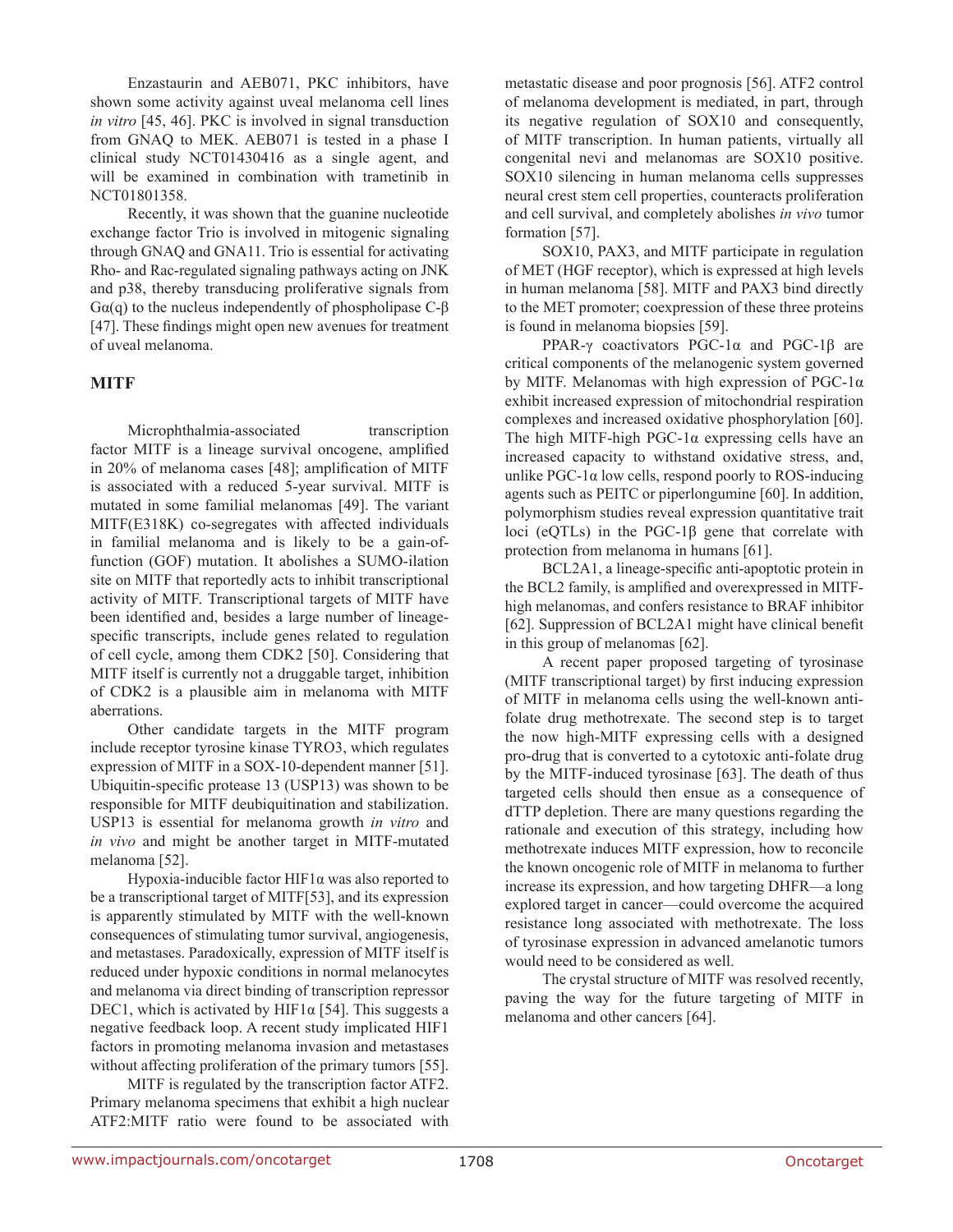Enzastaurin and AEB071, PKC inhibitors, have shown some activity against uveal melanoma cell lines *in vitro* [45, 46]. PKC is involved in signal transduction from GNAQ to MEK. AEB071 is tested in a phase I clinical study NCT01430416 as a single agent, and will be examined in combination with trametinib in NCT01801358.

Recently, it was shown that the guanine nucleotide exchange factor Trio is involved in mitogenic signaling through GNAQ and GNA11. Trio is essential for activating Rho- and Rac-regulated signaling pathways acting on JNK and p38, thereby transducing proliferative signals from Gα(q) to the nucleus independently of phospholipase C-β [47]. These findings might open new avenues for treatment of uveal melanoma.

## MITF

Microphthalmia-associated transcription factor MITF is a lineage survival oncogene, amplified in 20% of melanoma cases [48]; amplification of MITF is associated with a reduced 5-year survival. MITF is mutated in some familial melanomas [49]. The variant MITF(E318K) co-segregates with affected individuals in familial melanoma and is likely to be a gain-of-function (GOF) mutation. It abolishes a SUMO-ilation site on MITF that reportedly acts to inhibit transcriptional activity of MITF. Transcriptional targets of MITF have been identified and, besides a large number of lineage-specific transcripts, include genes related to regulation of cell cycle, among them CDK2 [50]. Considering that MITF itself is currently not a druggable target, inhibition of CDK2 is a plausible aim in melanoma with MITF aberrations.

Other candidate targets in the MITF program include receptor tyrosine kinase TYRO3, which regulates expression of MITF in a SOX-10-dependent manner [51]. Ubiquitin-specific protease 13 (USP13) was shown to be responsible for MITF deubiquitination and stabilization. USP13 is essential for melanoma growth *in vitro* and *in vivo* and might be another target in MITF-mutated melanoma [52].

Hypoxia-inducible factor HIF1α was also reported to be a transcriptional target of MITF[53], and its expression is apparently stimulated by MITF with the well-known consequences of stimulating tumor survival, angiogenesis, and metastases. Paradoxically, expression of MITF itself is reduced under hypoxic conditions in normal melanocytes and melanoma via direct binding of transcription repressor DEC1, which is activated by HIF1α [54]. This suggests a negative feedback loop. A recent study implicated HIF1 factors in promoting melanoma invasion and metastases without affecting proliferation of the primary tumors [55].

MITF is regulated by the transcription factor ATF2. Primary melanoma specimens that exhibit a high nuclear ATF2:MITF ratio were found to be associated with metastatic disease and poor prognosis [56]. ATF2 control of melanoma development is mediated, in part, through its negative regulation of SOX10 and consequently, of MITF transcription. In human patients, virtually all congenital nevi and melanomas are SOX10 positive. SOX10 silencing in human melanoma cells suppresses neural crest stem cell properties, counteracts proliferation and cell survival, and completely abolishes *in vivo* tumor formation [57].

SOX10, PAX3, and MITF participate in regulation of MET (HGF receptor), which is expressed at high levels in human melanoma [58]. MITF and PAX3 bind directly to the MET promoter; coexpression of these three proteins is found in melanoma biopsies [59].

PPAR-γ coactivators PGC-1α and PGC-1β are critical components of the melanogenic system governed by MITF. Melanomas with high expression of PGC-1α exhibit increased expression of mitochondrial respiration complexes and increased oxidative phosphorylation [60]. The high MITF-high PGC-1α expressing cells have an increased capacity to withstand oxidative stress, and, unlike PGC-1α low cells, respond poorly to ROS-inducing agents such as PEITC or piperlongumine [60]. In addition, polymorphism studies reveal expression quantitative trait loci (eQTLs) in the PGC-1β gene that correlate with protection from melanoma in humans [61].

BCL2A1, a lineage-specific anti-apoptotic protein in the BCL2 family, is amplified and overexpressed in MITF-high melanomas, and confers resistance to BRAF inhibitor [62]. Suppression of BCL2A1 might have clinical benefit in this group of melanomas [62].

A recent paper proposed targeting of tyrosinase (MITF transcriptional target) by first inducing expression of MITF in melanoma cells using the well-known anti-folate drug methotrexate. The second step is to target the now high-MITF expressing cells with a designed pro-drug that is converted to a cytotoxic anti-folate drug by the MITF-induced tyrosinase [63]. The death of thus targeted cells should then ensue as a consequence of dTTP depletion. There are many questions regarding the rationale and execution of this strategy, including how methotrexate induces MITF expression, how to reconcile the known oncogenic role of MITF in melanoma to further increase its expression, and how targeting DHFR—a long explored target in cancer—could overcome the acquired resistance long associated with methotrexate. The loss of tyrosinase expression in advanced amelanotic tumors would need to be considered as well.

The crystal structure of MITF was resolved recently, paving the way for the future targeting of MITF in melanoma and other cancers [64].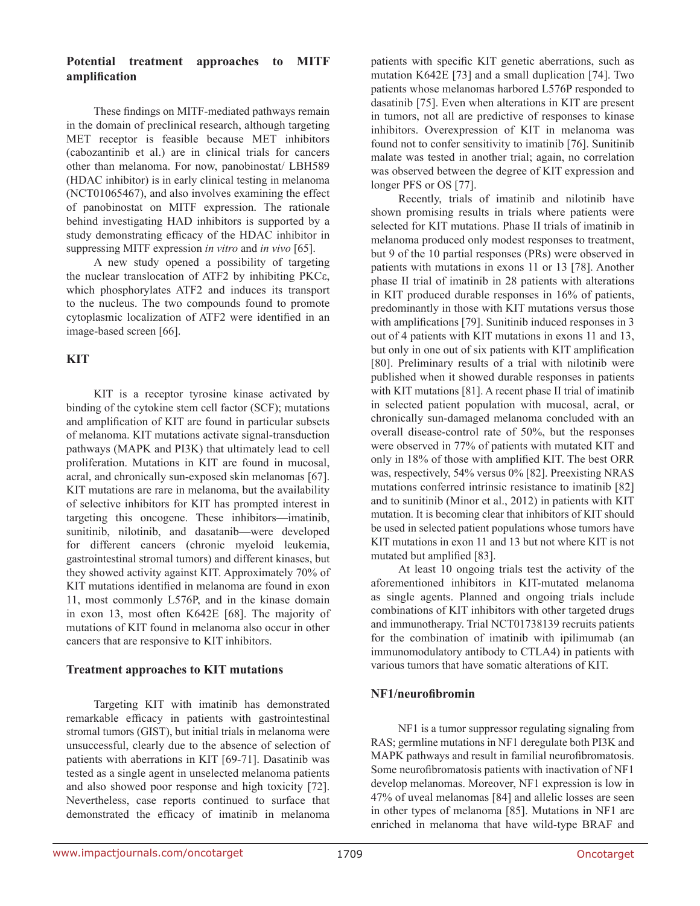### Potential treatment approaches to MITF amplification

These findings on MITF-mediated pathways remain in the domain of preclinical research, although targeting MET receptor is feasible because MET inhibitors (cabozantinib et al.) are in clinical trials for cancers other than melanoma. For now, panobinostat/ LBH589 (HDAC inhibitor) is in early clinical testing in melanoma (NCT01065467), and also involves examining the effect of panobinostat on MITF expression. The rationale behind investigating HAD inhibitors is supported by a study demonstrating efficacy of the HDAC inhibitor in suppressing MITF expression *in vitro* and *in vivo* [65].

A new study opened a possibility of targeting the nuclear translocation of ATF2 by inhibiting PKCε, which phosphorylates ATF2 and induces its transport to the nucleus. The two compounds found to promote cytoplasmic localization of ATF2 were identified in an image-based screen [66].

## KIT

KIT is a receptor tyrosine kinase activated by binding of the cytokine stem cell factor (SCF); mutations and amplification of KIT are found in particular subsets of melanoma. KIT mutations activate signal-transduction pathways (MAPK and PI3K) that ultimately lead to cell proliferation. Mutations in KIT are found in mucosal, acral, and chronically sun-exposed skin melanomas [67]. KIT mutations are rare in melanoma, but the availability of selective inhibitors for KIT has prompted interest in targeting this oncogene. These inhibitors—imatinib, sunitinib, nilotinib, and dasatanib—were developed for different cancers (chronic myeloid leukemia, gastrointestinal stromal tumors) and different kinases, but they showed activity against KIT. Approximately 70% of KIT mutations identified in melanoma are found in exon 11, most commonly L576P, and in the kinase domain in exon 13, most often K642E [68]. The majority of mutations of KIT found in melanoma also occur in other cancers that are responsive to KIT inhibitors.

### Treatment approaches to KIT mutations

Targeting KIT with imatinib has demonstrated remarkable efficacy in patients with gastrointestinal stromal tumors (GIST), but initial trials in melanoma were unsuccessful, clearly due to the absence of selection of patients with aberrations in KIT [69-71]. Dasatinib was tested as a single agent in unselected melanoma patients and also showed poor response and high toxicity [72]. Nevertheless, case reports continued to surface that demonstrated the efficacy of imatinib in melanoma patients with specific KIT genetic aberrations, such as mutation K642E [73] and a small duplication [74]. Two patients whose melanomas harbored L576P responded to dasatinib [75]. Even when alterations in KIT are present in tumors, not all are predictive of responses to kinase inhibitors. Overexpression of KIT in melanoma was found not to confer sensitivity to imatinib [76]. Sunitinib malate was tested in another trial; again, no correlation was observed between the degree of KIT expression and longer PFS or OS [77].

Recently, trials of imatinib and nilotinib have shown promising results in trials where patients were selected for KIT mutations. Phase II trials of imatinib in melanoma produced only modest responses to treatment, but 9 of the 10 partial responses (PRs) were observed in patients with mutations in exons 11 or 13 [78]. Another phase II trial of imatinib in 28 patients with alterations in KIT produced durable responses in 16% of patients, predominantly in those with KIT mutations versus those with amplifications [79]. Sunitinib induced responses in 3 out of 4 patients with KIT mutations in exons 11 and 13, but only in one out of six patients with KIT amplification [80]. Preliminary results of a trial with nilotinib were published when it showed durable responses in patients with KIT mutations [81]. A recent phase II trial of imatinib in selected patient population with mucosal, acral, or chronically sun-damaged melanoma concluded with an overall disease-control rate of 50%, but the responses were observed in 77% of patients with mutated KIT and only in 18% of those with amplified KIT. The best ORR was, respectively, 54% versus 0% [82]. Preexisting NRAS mutations conferred intrinsic resistance to imatinib [82] and to sunitinib (Minor et al., 2012) in patients with KIT mutation. It is becoming clear that inhibitors of KIT should be used in selected patient populations whose tumors have KIT mutations in exon 11 and 13 but not where KIT is not mutated but amplified [83].

At least 10 ongoing trials test the activity of the aforementioned inhibitors in KIT-mutated melanoma as single agents. Planned and ongoing trials include combinations of KIT inhibitors with other targeted drugs and immunotherapy. Trial NCT01738139 recruits patients for the combination of imatinib with ipilimumab (an immunomodulatory antibody to CTLA4) in patients with various tumors that have somatic alterations of KIT.

## NF1/neurofibromin

NF1 is a tumor suppressor regulating signaling from RAS; germline mutations in NF1 deregulate both PI3K and MAPK pathways and result in familial neurofibromatosis. Some neurofibromatosis patients with inactivation of NF1 develop melanomas. Moreover, NF1 expression is low in 47% of uveal melanomas [84] and allelic losses are seen in other types of melanoma [85]. Mutations in NF1 are enriched in melanoma that have wild-type BRAF and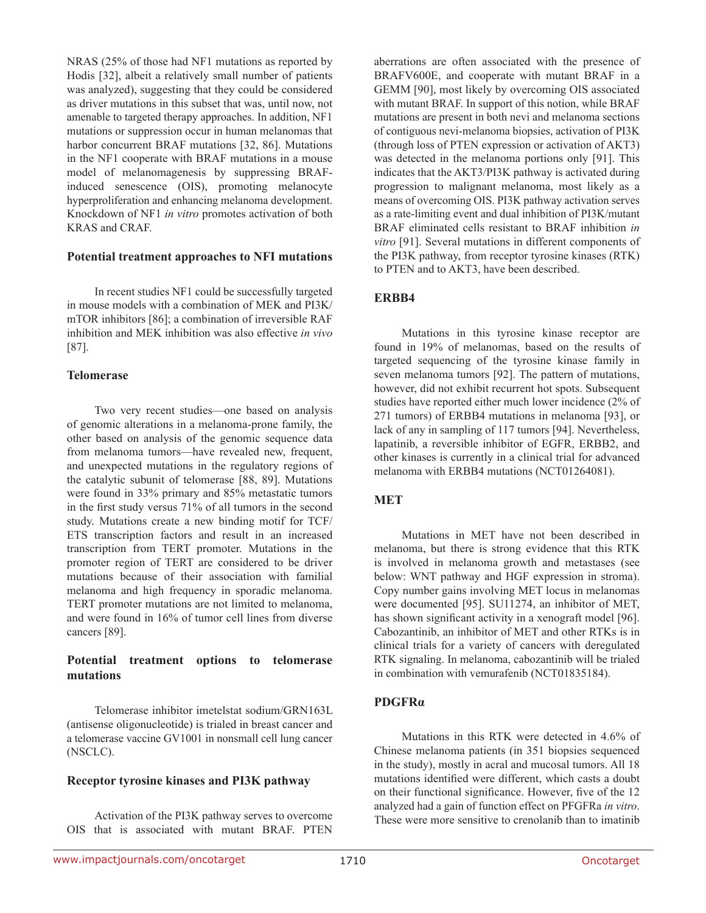NRAS (25% of those had NF1 mutations as reported by Hodis [32], albeit a relatively small number of patients was analyzed), suggesting that they could be considered as driver mutations in this subset that was, until now, not amenable to targeted therapy approaches. In addition, NF1 mutations or suppression occur in human melanomas that harbor concurrent BRAF mutations [32, 86]. Mutations in the NF1 cooperate with BRAF mutations in a mouse model of melanomagenesis by suppressing BRAF-induced senescence (OIS), promoting melanocyte hyperproliferation and enhancing melanoma development. Knockdown of NF1 *in vitro* promotes activation of both KRAS and CRAF.

### Potential treatment approaches to NFI mutations

In recent studies NF1 could be successfully targeted in mouse models with a combination of MEK and PI3K/mTOR inhibitors [86]; a combination of irreversible RAF inhibition and MEK inhibition was also effective *in vivo* [87].

### Telomerase

Two very recent studies—one based on analysis of genomic alterations in a melanoma-prone family, the other based on analysis of the genomic sequence data from melanoma tumors—have revealed new, frequent, and unexpected mutations in the regulatory regions of the catalytic subunit of telomerase [88, 89]. Mutations were found in 33% primary and 85% metastatic tumors in the first study versus 71% of all tumors in the second study. Mutations create a new binding motif for TCF/ETS transcription factors and result in an increased transcription from TERT promoter. Mutations in the promoter region of TERT are considered to be driver mutations because of their association with familial melanoma and high frequency in sporadic melanoma. TERT promoter mutations are not limited to melanoma, and were found in 16% of tumor cell lines from diverse cancers [89].

### Potential treatment options to telomerase mutations

Telomerase inhibitor imetelstat sodium/GRN163L (antisense oligonucleotide) is trialed in breast cancer and a telomerase vaccine GV1001 in nonsmall cell lung cancer (NSCLC).

### Receptor tyrosine kinases and PI3K pathway

Activation of the PI3K pathway serves to overcome OIS that is associated with mutant BRAF. PTEN aberrations are often associated with the presence of BRAFV600E, and cooperate with mutant BRAF in a GEMM [90], most likely by overcoming OIS associated with mutant BRAF. In support of this notion, while BRAF mutations are present in both nevi and melanoma sections of contiguous nevi-melanoma biopsies, activation of PI3K (through loss of PTEN expression or activation of AKT3) was detected in the melanoma portions only [91]. This indicates that the AKT3/PI3K pathway is activated during progression to malignant melanoma, most likely as a means of overcoming OIS. PI3K pathway activation serves as a rate-limiting event and dual inhibition of PI3K/mutant BRAF eliminated cells resistant to BRAF inhibition *in vitro* [91]. Several mutations in different components of the PI3K pathway, from receptor tyrosine kinases (RTK) to PTEN and to AKT3, have been described.

### ERBB4

Mutations in this tyrosine kinase receptor are found in 19% of melanomas, based on the results of targeted sequencing of the tyrosine kinase family in seven melanoma tumors [92]. The pattern of mutations, however, did not exhibit recurrent hot spots. Subsequent studies have reported either much lower incidence (2% of 271 tumors) of ERBB4 mutations in melanoma [93], or lack of any in sampling of 117 tumors [94]. Nevertheless, lapatinib, a reversible inhibitor of EGFR, ERBB2, and other kinases is currently in a clinical trial for advanced melanoma with ERBB4 mutations (NCT01264081).

### MET

Mutations in MET have not been described in melanoma, but there is strong evidence that this RTK is involved in melanoma growth and metastases (see below: WNT pathway and HGF expression in stroma). Copy number gains involving MET locus in melanomas were documented [95]. SU11274, an inhibitor of MET, has shown significant activity in a xenograft model [96]. Cabozantinib, an inhibitor of MET and other RTKs is in clinical trials for a variety of cancers with deregulated RTK signaling. In melanoma, cabozantinib will be trialed in combination with vemurafenib (NCT01835184).

### PDGFRα

Mutations in this RTK were detected in 4.6% of Chinese melanoma patients (in 351 biopsies sequenced in the study), mostly in acral and mucosal tumors. All 18 mutations identified were different, which casts a doubt on their functional significance. However, five of the 12 analyzed had a gain of function effect on PFGFRa *in vitro*. These were more sensitive to crenolanib than to imatinib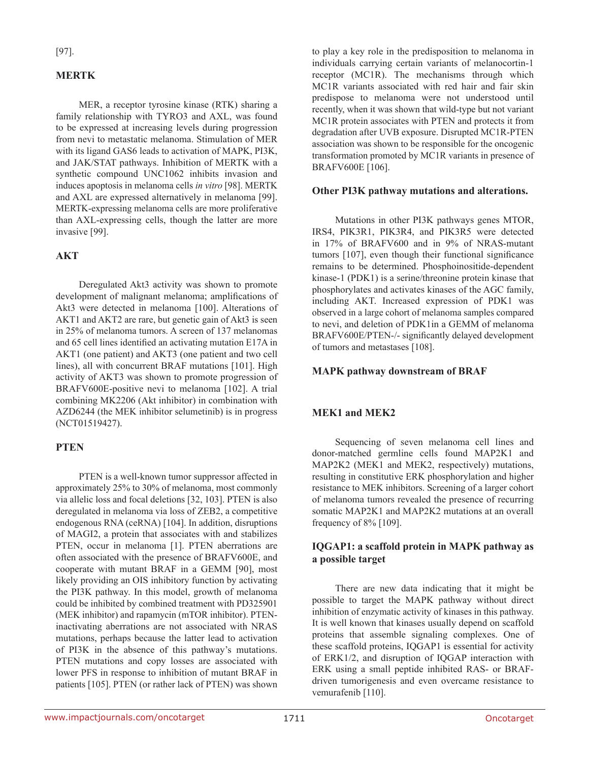[97].

## MERTK

MER, a receptor tyrosine kinase (RTK) sharing a family relationship with TYRO3 and AXL, was found to be expressed at increasing levels during progression from nevi to metastatic melanoma. Stimulation of MER with its ligand GAS6 leads to activation of MAPK, PI3K, and JAK/STAT pathways. Inhibition of MERTK with a synthetic compound UNC1062 inhibits invasion and induces apoptosis in melanoma cells *in vitro* [98]. MERTK and AXL are expressed alternatively in melanoma [99]. MERTK-expressing melanoma cells are more proliferative than AXL-expressing cells, though the latter are more invasive [99].

## AKT

Deregulated Akt3 activity was shown to promote development of malignant melanoma; amplifications of Akt3 were detected in melanoma [100]. Alterations of AKT1 and AKT2 are rare, but genetic gain of Akt3 is seen in 25% of melanoma tumors. A screen of 137 melanomas and 65 cell lines identified an activating mutation E17A in AKT1 (one patient) and AKT3 (one patient and two cell lines), all with concurrent BRAF mutations [101]. High activity of AKT3 was shown to promote progression of BRAFV600E-positive nevi to melanoma [102]. A trial combining MK2206 (Akt inhibitor) in combination with AZD6244 (the MEK inhibitor selumetinib) is in progress (NCT01519427).

## PTEN

PTEN is a well-known tumor suppressor affected in approximately 25% to 30% of melanoma, most commonly via allelic loss and focal deletions [32, 103]. PTEN is also deregulated in melanoma via loss of ZEB2, a competitive endogenous RNA (ceRNA) [104]. In addition, disruptions of MAGI2, a protein that associates with and stabilizes PTEN, occur in melanoma [1]. PTEN aberrations are often associated with the presence of BRAFV600E, and cooperate with mutant BRAF in a GEMM [90], most likely providing an OIS inhibitory function by activating the PI3K pathway. In this model, growth of melanoma could be inhibited by combined treatment with PD325901 (MEK inhibitor) and rapamycin (mTOR inhibitor). PTEN-inactivating aberrations are not associated with NRAS mutations, perhaps because the latter lead to activation of PI3K in the absence of this pathway's mutations. PTEN mutations and copy losses are associated with lower PFS in response to inhibition of mutant BRAF in patients [105]. PTEN (or rather lack of PTEN) was shown to play a key role in the predisposition to melanoma in individuals carrying certain variants of melanocortin-1 receptor (MC1R). The mechanisms through which MC1R variants associated with red hair and fair skin predispose to melanoma were not understood until recently, when it was shown that wild-type but not variant MC1R protein associates with PTEN and protects it from degradation after UVB exposure. Disrupted MC1R-PTEN association was shown to be responsible for the oncogenic transformation promoted by MC1R variants in presence of BRAFV600E [106].

## Other PI3K pathway mutations and alterations.

Mutations in other PI3K pathways genes MTOR, IRS4, PIK3R1, PIK3R4, and PIK3R5 were detected in 17% of BRAFV600 and in 9% of NRAS-mutant tumors [107], even though their functional significance remains to be determined. Phosphoinositide-dependent kinase-1 (PDK1) is a serine/threonine protein kinase that phosphorylates and activates kinases of the AGC family, including AKT. Increased expression of PDK1 was observed in a large cohort of melanoma samples compared to nevi, and deletion of PDK1in a GEMM of melanoma BRAFV600E/PTEN-/- significantly delayed development of tumors and metastases [108].

## MAPK pathway downstream of BRAF

## MEK1 and MEK2

Sequencing of seven melanoma cell lines and donor-matched germline cells found MAP2K1 and MAP2K2 (MEK1 and MEK2, respectively) mutations, resulting in constitutive ERK phosphorylation and higher resistance to MEK inhibitors. Screening of a larger cohort of melanoma tumors revealed the presence of recurring somatic MAP2K1 and MAP2K2 mutations at an overall frequency of 8% [109].

## IQGAP1: a scaffold protein in MAPK pathway as a possible target

There are new data indicating that it might be possible to target the MAPK pathway without direct inhibition of enzymatic activity of kinases in this pathway. It is well known that kinases usually depend on scaffold proteins that assemble signaling complexes. One of these scaffold proteins, IQGAP1 is essential for activity of ERK1/2, and disruption of IQGAP interaction with ERK using a small peptide inhibited RAS- or BRAF-driven tumorigenesis and even overcame resistance to vemurafenib [110].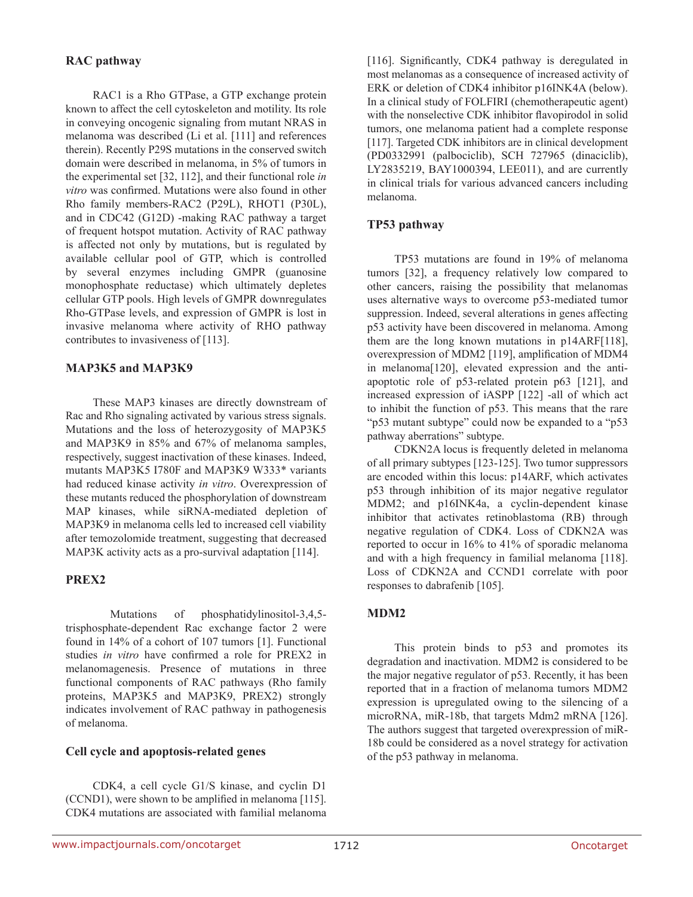### RAC pathway

RAC1 is a Rho GTPase, a GTP exchange protein known to affect the cell cytoskeleton and motility. Its role in conveying oncogenic signaling from mutant NRAS in melanoma was described (Li et al. [111] and references therein). Recently P29S mutations in the conserved switch domain were described in melanoma, in 5% of tumors in the experimental set [32, 112], and their functional role *in vitro* was confirmed. Mutations were also found in other Rho family members-RAC2 (P29L), RHOT1 (P30L), and in CDC42 (G12D) -making RAC pathway a target of frequent hotspot mutation. Activity of RAC pathway is affected not only by mutations, but is regulated by available cellular pool of GTP, which is controlled by several enzymes including GMPR (guanosine monophosphate reductase) which ultimately depletes cellular GTP pools. High levels of GMPR downregulates Rho-GTPase levels, and expression of GMPR is lost in invasive melanoma where activity of RHO pathway contributes to invasiveness of [113].

### MAP3K5 and MAP3K9

These MAP3 kinases are directly downstream of Rac and Rho signaling activated by various stress signals. Mutations and the loss of heterozygosity of MAP3K5 and MAP3K9 in 85% and 67% of melanoma samples, respectively, suggest inactivation of these kinases. Indeed, mutants MAP3K5 I780F and MAP3K9 W333* variants had reduced kinase activity *in vitro*. Overexpression of these mutants reduced the phosphorylation of downstream MAP kinases, while siRNA-mediated depletion of MAP3K9 in melanoma cells led to increased cell viability after temozolomide treatment, suggesting that decreased MAP3K activity acts as a pro-survival adaptation [114].

### PREX2

Mutations of phosphatidylinositol-3,4,5-trisphosphate-dependent Rac exchange factor 2 were found in 14% of a cohort of 107 tumors [1]. Functional studies *in vitro* have confirmed a role for PREX2 in melanomagenesis. Presence of mutations in three functional components of RAC pathways (Rho family proteins, MAP3K5 and MAP3K9, PREX2) strongly indicates involvement of RAC pathway in pathogenesis of melanoma.

### Cell cycle and apoptosis-related genes

CDK4, a cell cycle G1/S kinase, and cyclin D1 (CCND1), were shown to be amplified in melanoma [115]. CDK4 mutations are associated with familial melanoma [116]. Significantly, CDK4 pathway is deregulated in most melanomas as a consequence of increased activity of ERK or deletion of CDK4 inhibitor p16INK4A (below). In a clinical study of FOLFIRI (chemotherapeutic agent) with the nonselective CDK inhibitor flavopirodol in solid tumors, one melanoma patient had a complete response [117]. Targeted CDK inhibitors are in clinical development (PD0332991 (palbociclib), SCH 727965 (dinaciclib), LY2835219, BAY1000394, LEE011), and are currently in clinical trials for various advanced cancers including melanoma.

### TP53 pathway

TP53 mutations are found in 19% of melanoma tumors [32], a frequency relatively low compared to other cancers, raising the possibility that melanomas uses alternative ways to overcome p53-mediated tumor suppression. Indeed, several alterations in genes affecting p53 activity have been discovered in melanoma. Among them are the long known mutations in p14ARF[118], overexpression of MDM2 [119], amplification of MDM4 in melanoma[120], elevated expression and the anti-apoptotic role of p53-related protein p63 [121], and increased expression of iASPP [122] -all of which act to inhibit the function of p53. This means that the rare "p53 mutant subtype" could now be expanded to a "p53 pathway aberrations" subtype.

CDKN2A locus is frequently deleted in melanoma of all primary subtypes [123-125]. Two tumor suppressors are encoded within this locus: p14ARF, which activates p53 through inhibition of its major negative regulator MDM2; and p16INK4a, a cyclin-dependent kinase inhibitor that activates retinoblastoma (RB) through negative regulation of CDK4. Loss of CDKN2A was reported to occur in 16% to 41% of sporadic melanoma and with a high frequency in familial melanoma [118]. Loss of CDKN2A and CCND1 correlate with poor responses to dabrafenib [105].

### MDM2

This protein binds to p53 and promotes its degradation and inactivation. MDM2 is considered to be the major negative regulator of p53. Recently, it has been reported that in a fraction of melanoma tumors MDM2 expression is upregulated owing to the silencing of a microRNA, miR-18b, that targets Mdm2 mRNA [126]. The authors suggest that targeted overexpression of miR-18b could be considered as a novel strategy for activation of the p53 pathway in melanoma.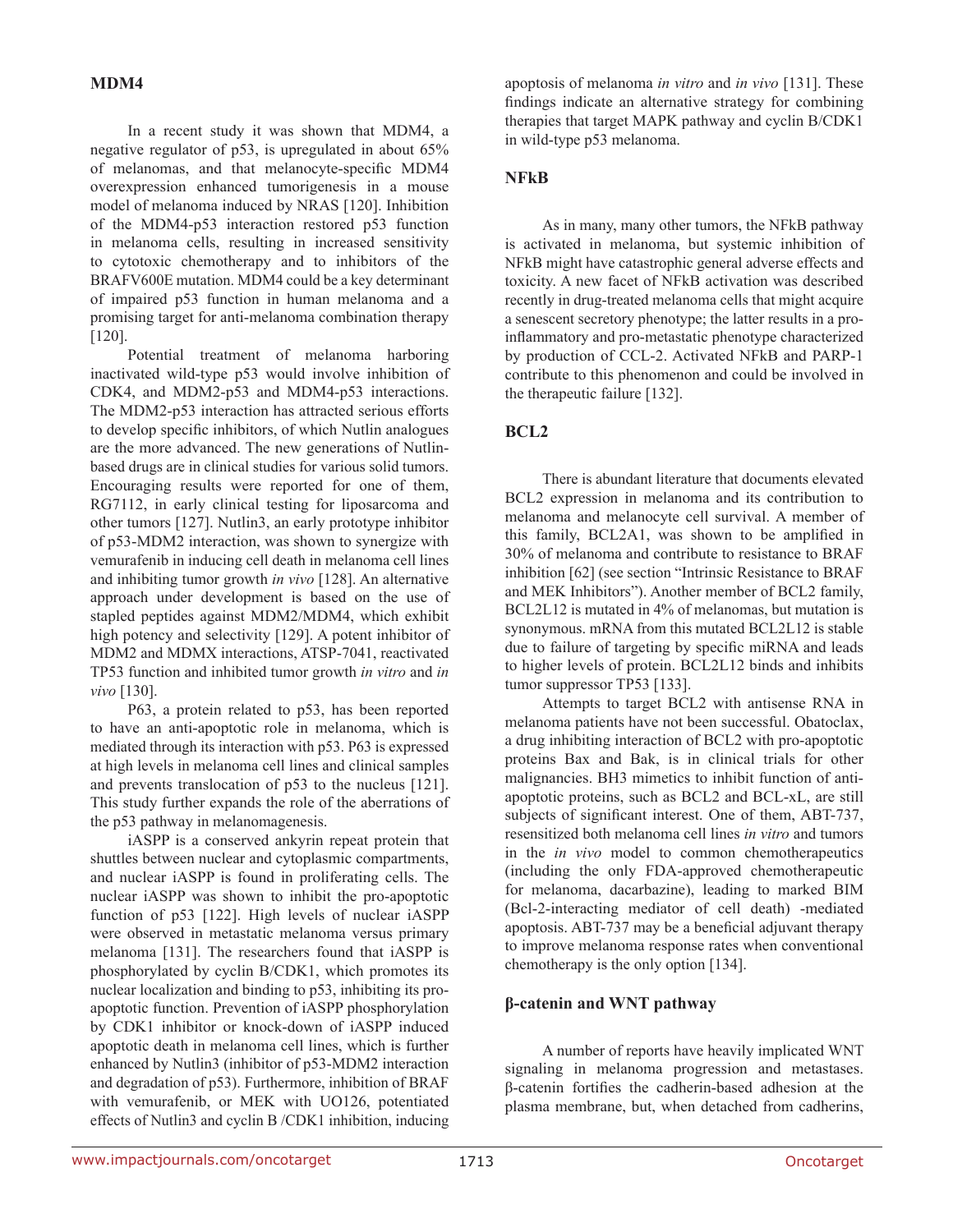### MDM4

In a recent study it was shown that MDM4, a negative regulator of p53, is upregulated in about 65% of melanomas, and that melanocyte-specific MDM4 overexpression enhanced tumorigenesis in a mouse model of melanoma induced by NRAS [120]. Inhibition of the MDM4-p53 interaction restored p53 function in melanoma cells, resulting in increased sensitivity to cytotoxic chemotherapy and to inhibitors of the BRAFV600E mutation. MDM4 could be a key determinant of impaired p53 function in human melanoma and a promising target for anti-melanoma combination therapy [120].

Potential treatment of melanoma harboring inactivated wild-type p53 would involve inhibition of CDK4, and MDM2-p53 and MDM4-p53 interactions. The MDM2-p53 interaction has attracted serious efforts to develop specific inhibitors, of which Nutlin analogues are the more advanced. The new generations of Nutlin-based drugs are in clinical studies for various solid tumors. Encouraging results were reported for one of them, RG7112, in early clinical testing for liposarcoma and other tumors [127]. Nutlin3, an early prototype inhibitor of p53-MDM2 interaction, was shown to synergize with vemurafenib in inducing cell death in melanoma cell lines and inhibiting tumor growth *in vivo* [128]. An alternative approach under development is based on the use of stapled peptides against MDM2/MDM4, which exhibit high potency and selectivity [129]. A potent inhibitor of MDM2 and MDMX interactions, ATSP-7041, reactivated TP53 function and inhibited tumor growth *in vitro* and *in vivo* [130].

P63, a protein related to p53, has been reported to have an anti-apoptotic role in melanoma, which is mediated through its interaction with p53. P63 is expressed at high levels in melanoma cell lines and clinical samples and prevents translocation of p53 to the nucleus [121]. This study further expands the role of the aberrations of the p53 pathway in melanomagenesis.

iASPP is a conserved ankyrin repeat protein that shuttles between nuclear and cytoplasmic compartments, and nuclear iASPP is found in proliferating cells. The nuclear iASPP was shown to inhibit the pro-apoptotic function of p53 [122]. High levels of nuclear iASPP were observed in metastatic melanoma versus primary melanoma [131]. The researchers found that iASPP is phosphorylated by cyclin B/CDK1, which promotes its nuclear localization and binding to p53, inhibiting its pro-apoptotic function. Prevention of iASPP phosphorylation by CDK1 inhibitor or knock-down of iASPP induced apoptotic death in melanoma cell lines, which is further enhanced by Nutlin3 (inhibitor of p53-MDM2 interaction and degradation of p53). Furthermore, inhibition of BRAF with vemurafenib, or MEK with UO126, potentiated effects of Nutlin3 and cyclin B /CDK1 inhibition, inducing apoptosis of melanoma *in vitro* and *in vivo* [131]. These findings indicate an alternative strategy for combining therapies that target MAPK pathway and cyclin B/CDK1 in wild-type p53 melanoma.

### NFkB

As in many, many other tumors, the NFkB pathway is activated in melanoma, but systemic inhibition of NFkB might have catastrophic general adverse effects and toxicity. A new facet of NFkB activation was described recently in drug-treated melanoma cells that might acquire a senescent secretory phenotype; the latter results in a pro-inflammatory and pro-metastatic phenotype characterized by production of CCL-2. Activated NFkB and PARP-1 contribute to this phenomenon and could be involved in the therapeutic failure [132].

### BCL2

There is abundant literature that documents elevated BCL2 expression in melanoma and its contribution to melanoma and melanocyte cell survival. A member of this family, BCL2A1, was shown to be amplified in 30% of melanoma and contribute to resistance to BRAF inhibition [62] (see section "Intrinsic Resistance to BRAF and MEK Inhibitors"). Another member of BCL2 family, BCL2L12 is mutated in 4% of melanomas, but mutation is synonymous. mRNA from this mutated BCL2L12 is stable due to failure of targeting by specific miRNA and leads to higher levels of protein. BCL2L12 binds and inhibits tumor suppressor TP53 [133].

Attempts to target BCL2 with antisense RNA in melanoma patients have not been successful. Obatoclax, a drug inhibiting interaction of BCL2 with pro-apoptotic proteins Bax and Bak, is in clinical trials for other malignancies. BH3 mimetics to inhibit function of anti-apoptotic proteins, such as BCL2 and BCL-xL, are still subjects of significant interest. One of them, ABT-737, resensitized both melanoma cell lines *in vitro* and tumors in the *in vivo* model to common chemotherapeutics (including the only FDA-approved chemotherapeutic for melanoma, dacarbazine), leading to marked BIM (Bcl-2-interacting mediator of cell death) -mediated apoptosis. ABT-737 may be a beneficial adjuvant therapy to improve melanoma response rates when conventional chemotherapy is the only option [134].

### β-catenin and WNT pathway

A number of reports have heavily implicated WNT signaling in melanoma progression and metastases. β-catenin fortifies the cadherin-based adhesion at the plasma membrane, but, when detached from cadherins,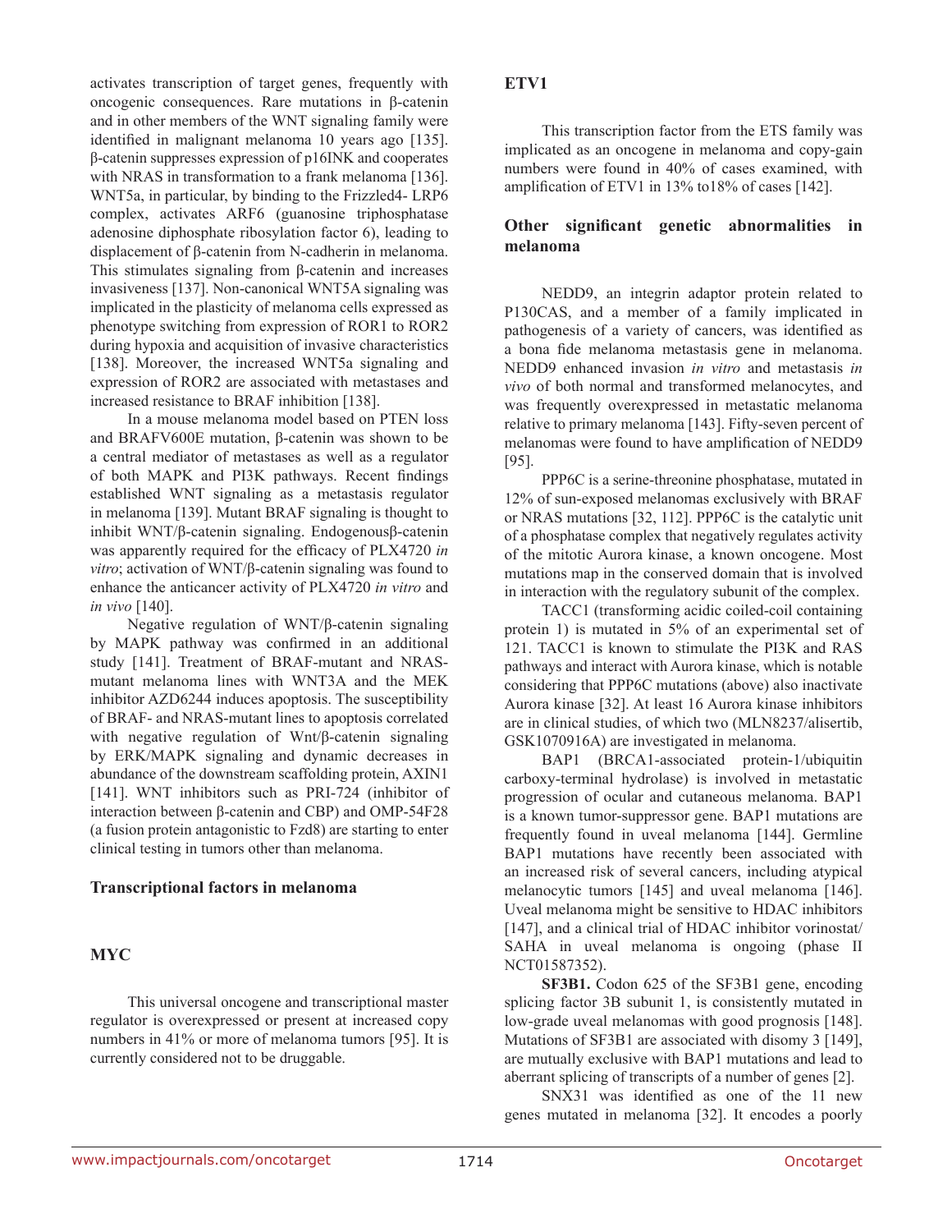activates transcription of target genes, frequently with oncogenic consequences. Rare mutations in β-catenin and in other members of the WNT signaling family were identified in malignant melanoma 10 years ago [135]. β-catenin suppresses expression of p16INK and cooperates with NRAS in transformation to a frank melanoma [136]. WNT5a, in particular, by binding to the Frizzled4- LRP6 complex, activates ARF6 (guanosine triphosphatase adenosine diphosphate ribosylation factor 6), leading to displacement of β-catenin from N-cadherin in melanoma. This stimulates signaling from β-catenin and increases invasiveness [137]. Non-canonical WNT5A signaling was implicated in the plasticity of melanoma cells expressed as phenotype switching from expression of ROR1 to ROR2 during hypoxia and acquisition of invasive characteristics [138]. Moreover, the increased WNT5a signaling and expression of ROR2 are associated with metastases and increased resistance to BRAF inhibition [138].

In a mouse melanoma model based on PTEN loss and BRAFV600E mutation, β-catenin was shown to be a central mediator of metastases as well as a regulator of both MAPK and PI3K pathways. Recent findings established WNT signaling as a metastasis regulator in melanoma [139]. Mutant BRAF signaling is thought to inhibit WNT/β-catenin signaling. Endogenousβ-catenin was apparently required for the efficacy of PLX4720 *in vitro*; activation of WNT/β-catenin signaling was found to enhance the anticancer activity of PLX4720 *in vitro* and *in vivo* [140].

Negative regulation of WNT/β-catenin signaling by MAPK pathway was confirmed in an additional study [141]. Treatment of BRAF-mutant and NRAS-mutant melanoma lines with WNT3A and the MEK inhibitor AZD6244 induces apoptosis. The susceptibility of BRAF- and NRAS-mutant lines to apoptosis correlated with negative regulation of Wnt/β-catenin signaling by ERK/MAPK signaling and dynamic decreases in abundance of the downstream scaffolding protein, AXIN1 [141]. WNT inhibitors such as PRI-724 (inhibitor of interaction between β-catenin and CBP) and OMP-54F28 (a fusion protein antagonistic to Fzd8) are starting to enter clinical testing in tumors other than melanoma.

## Transcriptional factors in melanoma

### MYC

This universal oncogene and transcriptional master regulator is overexpressed or present at increased copy numbers in 41% or more of melanoma tumors [95]. It is currently considered not to be druggable.

### ETV1

This transcription factor from the ETS family was implicated as an oncogene in melanoma and copy-gain numbers were found in 40% of cases examined, with amplification of ETV1 in 13% to18% of cases [142].

## Other significant genetic abnormalities in melanoma

NEDD9, an integrin adaptor protein related to P130CAS, and a member of a family implicated in pathogenesis of a variety of cancers, was identified as a bona fide melanoma metastasis gene in melanoma. NEDD9 enhanced invasion *in vitro* and metastasis *in vivo* of both normal and transformed melanocytes, and was frequently overexpressed in metastatic melanoma relative to primary melanoma [143]. Fifty-seven percent of melanomas were found to have amplification of NEDD9 [95].

PPP6C is a serine-threonine phosphatase, mutated in 12% of sun-exposed melanomas exclusively with BRAF or NRAS mutations [32, 112]. PPP6C is the catalytic unit of a phosphatase complex that negatively regulates activity of the mitotic Aurora kinase, a known oncogene. Most mutations map in the conserved domain that is involved in interaction with the regulatory subunit of the complex.

TACC1 (transforming acidic coiled-coil containing protein 1) is mutated in 5% of an experimental set of 121. TACC1 is known to stimulate the PI3K and RAS pathways and interact with Aurora kinase, which is notable considering that PPP6C mutations (above) also inactivate Aurora kinase [32]. At least 16 Aurora kinase inhibitors are in clinical studies, of which two (MLN8237/alisertib, GSK1070916A) are investigated in melanoma.

BAP1 (BRCA1-associated protein-1/ubiquitin carboxy-terminal hydrolase) is involved in metastatic progression of ocular and cutaneous melanoma. BAP1 is a known tumor-suppressor gene. BAP1 mutations are frequently found in uveal melanoma [144]. Germline BAP1 mutations have recently been associated with an increased risk of several cancers, including atypical melanocytic tumors [145] and uveal melanoma [146]. Uveal melanoma might be sensitive to HDAC inhibitors [147], and a clinical trial of HDAC inhibitor vorinostat/SAHA in uveal melanoma is ongoing (phase II NCT01587352).

**SF3B1.** Codon 625 of the SF3B1 gene, encoding splicing factor 3B subunit 1, is consistently mutated in low-grade uveal melanomas with good prognosis [148]. Mutations of SF3B1 are associated with disomy 3 [149], are mutually exclusive with BAP1 mutations and lead to aberrant splicing of transcripts of a number of genes [2].

SNX31 was identified as one of the 11 new genes mutated in melanoma [32]. It encodes a poorly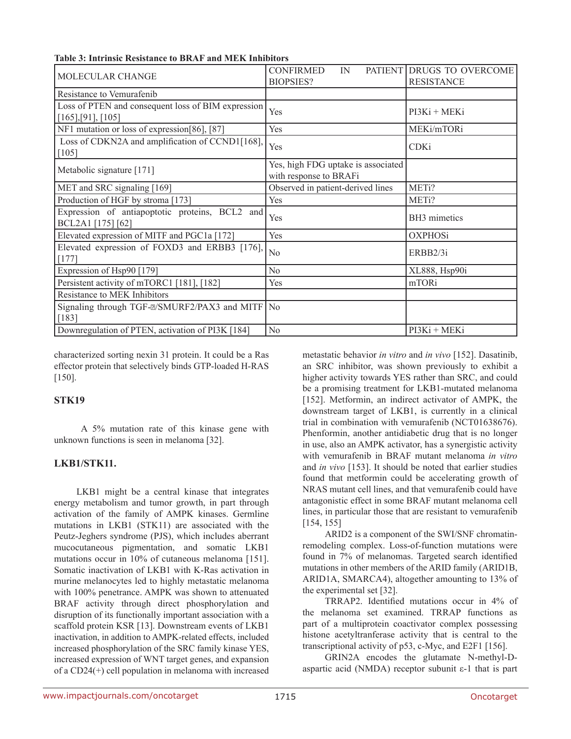**Table 3: Intrinsic Resistance to BRAF and MEK Inhibitors**

| MOLECULAR CHANGE | CONFIRMED IN PATIENT BIOPSIES? | DRUGS TO OVERCOME RESISTANCE |
|---|---|---|
| Resistance to Vemurafenib | | |
| Loss of PTEN and consequent loss of BIM expression [165],[91], [105] | Yes | PI3Ki + MEKi |
| NF1 mutation or loss of expression[86], [87] | Yes | MEKi/mTORi |
| Loss of CDKN2A and amplification of CCND1[168], [105] | Yes | CDKi |
| Metabolic signature [171] | Yes, high FDG uptake is associated with response to BRAFi | |
| MET and SRC signaling [169] | Observed in patient-derived lines | METi? |
| Production of HGF by stroma [173] | Yes | METi? |
| Expression of antiapoptotic proteins, BCL2 and BCL2A1 [175] [62] | Yes | BH3 mimetics |
| Elevated expression of MITF and PGC1a [172] | Yes | OXPHOSi |
| Elevated expression of FOXD3 and ERBB3 [176], [177] | No | ERBB2/3i |
| Expression of Hsp90 [179] | No | XL888, Hsp90i |
| Persistent activity of mTORC1 [181], [182] | Yes | mTORi |
| Resistance to MEK Inhibitors | | |
| Signaling through TGF-?/SMURF2/PAX3 and MITF [183] | No | |
| Downregulation of PTEN, activation of PI3K [184] | No | PI3Ki + MEKi |

characterized sorting nexin 31 protein. It could be a Ras effector protein that selectively binds GTP-loaded H-RAS [150].

## STK19

A 5% mutation rate of this kinase gene with unknown functions is seen in melanoma [32].

## LKB1/STK11.

LKB1 might be a central kinase that integrates energy metabolism and tumor growth, in part through activation of the family of AMPK kinases. Germline mutations in LKB1 (STK11) are associated with the Peutz-Jeghers syndrome (PJS), which includes aberrant mucocutaneous pigmentation, and somatic LKB1 mutations occur in 10% of cutaneous melanoma [151]. Somatic inactivation of LKB1 with K-Ras activation in murine melanocytes led to highly metastatic melanoma with 100% penetrance. AMPK was shown to attenuated BRAF activity through direct phosphorylation and disruption of its functionally important association with a scaffold protein KSR [13]. Downstream events of LKB1 inactivation, in addition to AMPK-related effects, included increased phosphorylation of the SRC family kinase YES, increased expression of WNT target genes, and expansion of a CD24(+) cell population in melanoma with increased metastatic behavior *in vitro* and *in vivo* [152]. Dasatinib, an SRC inhibitor, was shown previously to exhibit a higher activity towards YES rather than SRC, and could be a promising treatment for LKB1-mutated melanoma [152]. Metformin, an indirect activator of AMPK, the downstream target of LKB1, is currently in a clinical trial in combination with vemurafenib (NCT01638676). Phenformin, another antidiabetic drug that is no longer in use, also an AMPK activator, has a synergistic activity with vemurafenib in BRAF mutant melanoma *in vitro* and *in vivo* [153]. It should be noted that earlier studies found that metformin could be accelerating growth of NRAS mutant cell lines, and that vemurafenib could have antagonistic effect in some BRAF mutant melanoma cell lines, in particular those that are resistant to vemurafenib [154, 155]

ARID2 is a component of the SWI/SNF chromatin-remodeling complex. Loss-of-function mutations were found in 7% of melanomas. Targeted search identified mutations in other members of the ARID family (ARID1B, ARID1A, SMARCA4), altogether amounting to 13% of the experimental set [32].

TRRAP2. Identified mutations occur in 4% of the melanoma set examined. TRRAP functions as part of a multiprotein coactivator complex possessing histone acetyltranferase activity that is central to the transcriptional activity of p53, c-Myc, and E2F1 [156].

GRIN2A encodes the glutamate N-methyl-D-aspartic acid (NMDA) receptor subunit ε-1 that is part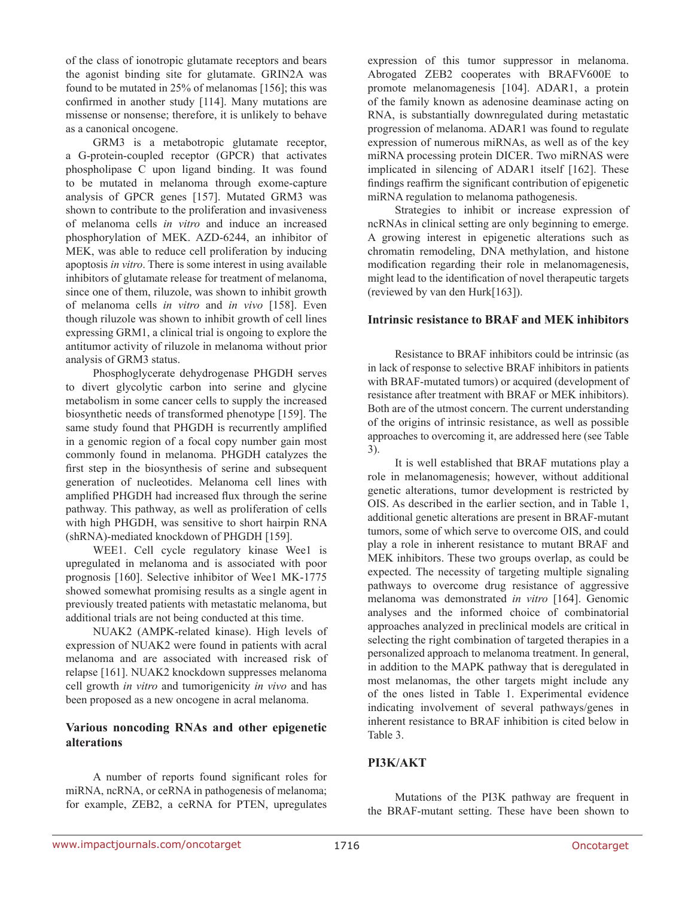of the class of ionotropic glutamate receptors and bears the agonist binding site for glutamate. GRIN2A was found to be mutated in 25% of melanomas [156]; this was confirmed in another study [114]. Many mutations are missense or nonsense; therefore, it is unlikely to behave as a canonical oncogene.

GRM3 is a metabotropic glutamate receptor, a G-protein-coupled receptor (GPCR) that activates phospholipase C upon ligand binding. It was found to be mutated in melanoma through exome-capture analysis of GPCR genes [157]. Mutated GRM3 was shown to contribute to the proliferation and invasiveness of melanoma cells *in vitro* and induce an increased phosphorylation of MEK. AZD-6244, an inhibitor of MEK, was able to reduce cell proliferation by inducing apoptosis *in vitro*. There is some interest in using available inhibitors of glutamate release for treatment of melanoma, since one of them, riluzole, was shown to inhibit growth of melanoma cells *in vitro* and *in vivo* [158]. Even though riluzole was shown to inhibit growth of cell lines expressing GRM1, a clinical trial is ongoing to explore the antitumor activity of riluzole in melanoma without prior analysis of GRM3 status.

Phosphoglycerate dehydrogenase PHGDH serves to divert glycolytic carbon into serine and glycine metabolism in some cancer cells to supply the increased biosynthetic needs of transformed phenotype [159]. The same study found that PHGDH is recurrently amplified in a genomic region of a focal copy number gain most commonly found in melanoma. PHGDH catalyzes the first step in the biosynthesis of serine and subsequent generation of nucleotides. Melanoma cell lines with amplified PHGDH had increased flux through the serine pathway. This pathway, as well as proliferation of cells with high PHGDH, was sensitive to short hairpin RNA (shRNA)-mediated knockdown of PHGDH [159].

WEE1. Cell cycle regulatory kinase Wee1 is upregulated in melanoma and is associated with poor prognosis [160]. Selective inhibitor of Wee1 MK-1775 showed somewhat promising results as a single agent in previously treated patients with metastatic melanoma, but additional trials are not being conducted at this time.

NUAK2 (AMPK-related kinase). High levels of expression of NUAK2 were found in patients with acral melanoma and are associated with increased risk of relapse [161]. NUAK2 knockdown suppresses melanoma cell growth *in vitro* and tumorigenicity *in vivo* and has been proposed as a new oncogene in acral melanoma.

## Various noncoding RNAs and other epigenetic alterations

A number of reports found significant roles for miRNA, ncRNA, or ceRNA in pathogenesis of melanoma; for example, ZEB2, a ceRNA for PTEN, upregulates expression of this tumor suppressor in melanoma. Abrogated ZEB2 cooperates with BRAFV600E to promote melanomagenesis [104]. ADAR1, a protein of the family known as adenosine deaminase acting on RNA, is substantially downregulated during metastatic progression of melanoma. ADAR1 was found to regulate expression of numerous miRNAs, as well as of the key miRNA processing protein DICER. Two miRNAS were implicated in silencing of ADAR1 itself [162]. These findings reaffirm the significant contribution of epigenetic miRNA regulation to melanoma pathogenesis.

Strategies to inhibit or increase expression of ncRNAs in clinical setting are only beginning to emerge. A growing interest in epigenetic alterations such as chromatin remodeling, DNA methylation, and histone modification regarding their role in melanomagenesis, might lead to the identification of novel therapeutic targets (reviewed by van den Hurk[163]).

## Intrinsic resistance to BRAF and MEK inhibitors

Resistance to BRAF inhibitors could be intrinsic (as in lack of response to selective BRAF inhibitors in patients with BRAF-mutated tumors) or acquired (development of resistance after treatment with BRAF or MEK inhibitors). Both are of the utmost concern. The current understanding of the origins of intrinsic resistance, as well as possible approaches to overcoming it, are addressed here (see Table 3).

It is well established that BRAF mutations play a role in melanomagenesis; however, without additional genetic alterations, tumor development is restricted by OIS. As described in the earlier section, and in Table 1, additional genetic alterations are present in BRAF-mutant tumors, some of which serve to overcome OIS, and could play a role in inherent resistance to mutant BRAF and MEK inhibitors. These two groups overlap, as could be expected. The necessity of targeting multiple signaling pathways to overcome drug resistance of aggressive melanoma was demonstrated *in vitro* [164]. Genomic analyses and the informed choice of combinatorial approaches analyzed in preclinical models are critical in selecting the right combination of targeted therapies in a personalized approach to melanoma treatment. In general, in addition to the MAPK pathway that is deregulated in most melanomas, the other targets might include any of the ones listed in Table 1. Experimental evidence indicating involvement of several pathways/genes in inherent resistance to BRAF inhibition is cited below in Table 3.

## PI3K/AKT

Mutations of the PI3K pathway are frequent in the BRAF-mutant setting. These have been shown to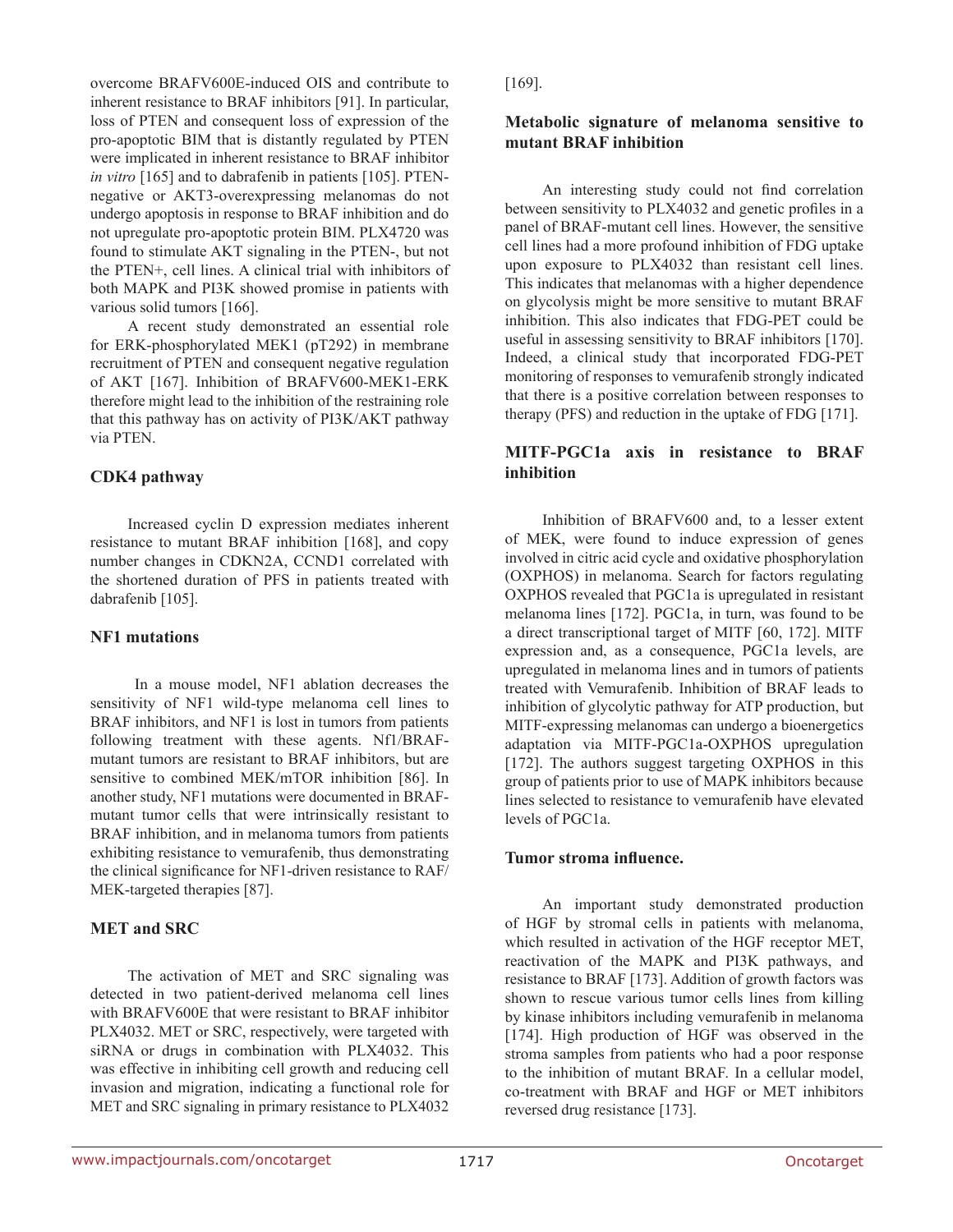overcome BRAFV600E-induced OIS and contribute to inherent resistance to BRAF inhibitors [91]. In particular, loss of PTEN and consequent loss of expression of the pro-apoptotic BIM that is distantly regulated by PTEN were implicated in inherent resistance to BRAF inhibitor *in vitro* [165] and to dabrafenib in patients [105]. PTEN-negative or AKT3-overexpressing melanomas do not undergo apoptosis in response to BRAF inhibition and do not upregulate pro-apoptotic protein BIM. PLX4720 was found to stimulate AKT signaling in the PTEN-, but not the PTEN+, cell lines. A clinical trial with inhibitors of both MAPK and PI3K showed promise in patients with various solid tumors [166].

A recent study demonstrated an essential role for ERK-phosphorylated MEK1 (pT292) in membrane recruitment of PTEN and consequent negative regulation of AKT [167]. Inhibition of BRAFV600-MEK1-ERK therefore might lead to the inhibition of the restraining role that this pathway has on activity of PI3K/AKT pathway via PTEN.

### CDK4 pathway

Increased cyclin D expression mediates inherent resistance to mutant BRAF inhibition [168], and copy number changes in CDKN2A, CCND1 correlated with the shortened duration of PFS in patients treated with dabrafenib [105].

### NF1 mutations

In a mouse model, NF1 ablation decreases the sensitivity of NF1 wild-type melanoma cell lines to BRAF inhibitors, and NF1 is lost in tumors from patients following treatment with these agents. Nf1/BRAF-mutant tumors are resistant to BRAF inhibitors, but are sensitive to combined MEK/mTOR inhibition [86]. In another study, NF1 mutations were documented in BRAF-mutant tumor cells that were intrinsically resistant to BRAF inhibition, and in melanoma tumors from patients exhibiting resistance to vemurafenib, thus demonstrating the clinical significance for NF1-driven resistance to RAF/MEK-targeted therapies [87].

### MET and SRC

The activation of MET and SRC signaling was detected in two patient-derived melanoma cell lines with BRAFV600E that were resistant to BRAF inhibitor PLX4032. MET or SRC, respectively, were targeted with siRNA or drugs in combination with PLX4032. This was effective in inhibiting cell growth and reducing cell invasion and migration, indicating a functional role for MET and SRC signaling in primary resistance to PLX4032 [169].

### Metabolic signature of melanoma sensitive to mutant BRAF inhibition

An interesting study could not find correlation between sensitivity to PLX4032 and genetic profiles in a panel of BRAF-mutant cell lines. However, the sensitive cell lines had a more profound inhibition of FDG uptake upon exposure to PLX4032 than resistant cell lines. This indicates that melanomas with a higher dependence on glycolysis might be more sensitive to mutant BRAF inhibition. This also indicates that FDG-PET could be useful in assessing sensitivity to BRAF inhibitors [170]. Indeed, a clinical study that incorporated FDG-PET monitoring of responses to vemurafenib strongly indicated that there is a positive correlation between responses to therapy (PFS) and reduction in the uptake of FDG [171].

### MITF-PGC1a axis in resistance to BRAF inhibition

Inhibition of BRAFV600 and, to a lesser extent of MEK, were found to induce expression of genes involved in citric acid cycle and oxidative phosphorylation (OXPHOS) in melanoma. Search for factors regulating OXPHOS revealed that PGC1a is upregulated in resistant melanoma lines [172]. PGC1a, in turn, was found to be a direct transcriptional target of MITF [60, 172]. MITF expression and, as a consequence, PGC1a levels, are upregulated in melanoma lines and in tumors of patients treated with Vemurafenib. Inhibition of BRAF leads to inhibition of glycolytic pathway for ATP production, but MITF-expressing melanomas can undergo a bioenergetics adaptation via MITF-PGC1a-OXPHOS upregulation [172]. The authors suggest targeting OXPHOS in this group of patients prior to use of MAPK inhibitors because lines selected to resistance to vemurafenib have elevated levels of PGC1a.

### Tumor stroma influence.

An important study demonstrated production of HGF by stromal cells in patients with melanoma, which resulted in activation of the HGF receptor MET, reactivation of the MAPK and PI3K pathways, and resistance to BRAF [173]. Addition of growth factors was shown to rescue various tumor cells lines from killing by kinase inhibitors including vemurafenib in melanoma [174]. High production of HGF was observed in the stroma samples from patients who had a poor response to the inhibition of mutant BRAF. In a cellular model, co-treatment with BRAF and HGF or MET inhibitors reversed drug resistance [173].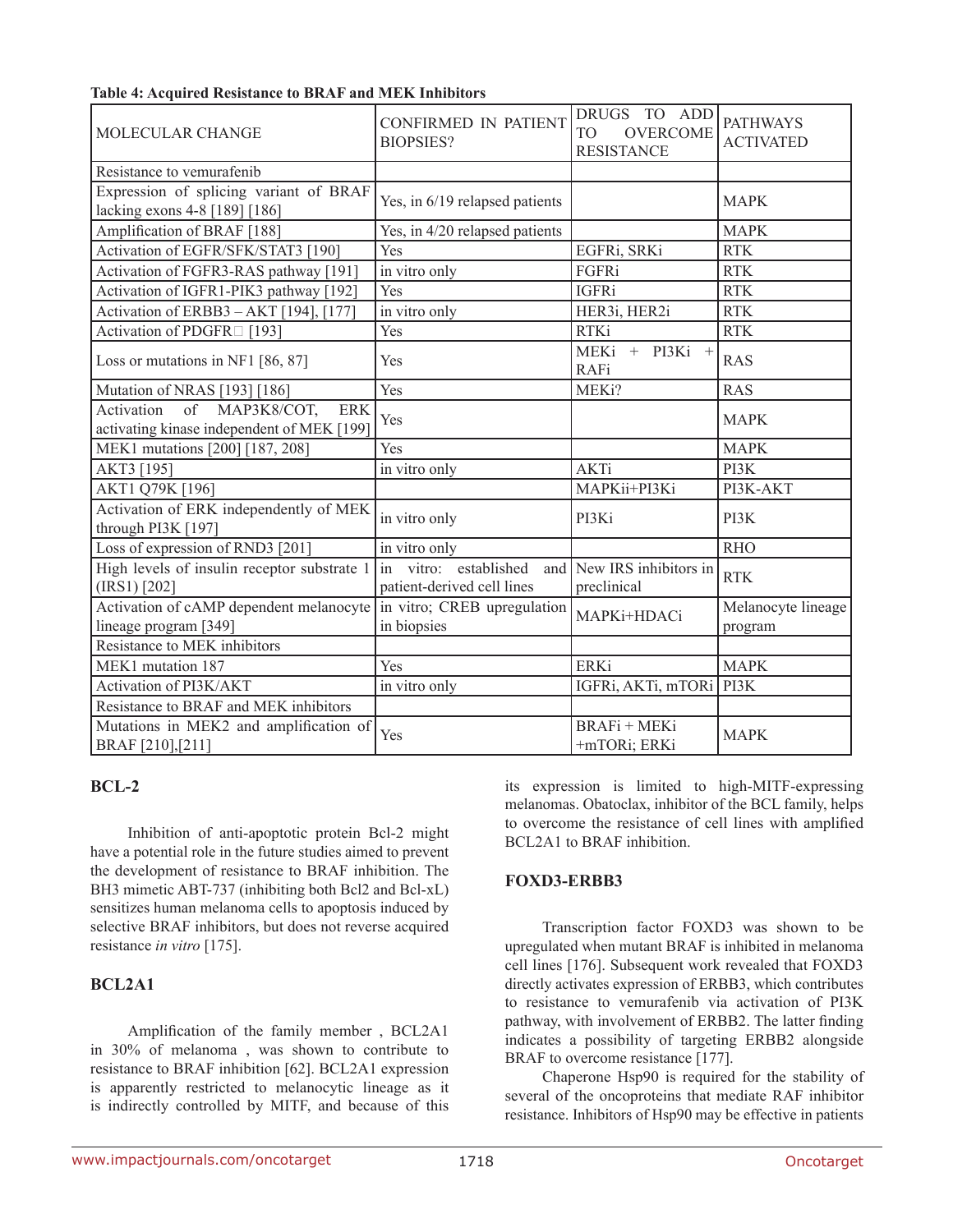**Table 4: Acquired Resistance to BRAF and MEK Inhibitors**

| MOLECULAR CHANGE | CONFIRMED IN PATIENT BIOPSIES? | DRUGS TO ADD TO OVERCOME RESISTANCE | PATHWAYS ACTIVATED |
|---|---|---|---|
| Resistance to vemurafenib | | | |
| Expression of splicing variant of BRAF lacking exons 4-8 [189] [186] | Yes, in 6/19 relapsed patients | | MAPK |
| Amplification of BRAF [188] | Yes, in 4/20 relapsed patients | | MAPK |
| Activation of EGFR/SFK/STAT3 [190] | Yes | EGFRi, SRKi | RTK |
| Activation of FGFR3-RAS pathway [191] | in vitro only | FGFRi | RTK |
| Activation of IGFR1-PIK3 pathway [192] | Yes | IGFRi | RTK |
| Activation of ERBB3 – AKT [194], [177] | in vitro only | HER3i, HER2i | RTK |
| Activation of PDGFR□ [193] | Yes | RTKi | RTK |
| Loss or mutations in NF1 [86, 87] | Yes | MEKi + PI3Ki + RAFi | RAS |
| Mutation of NRAS [193] [186] | Yes | MEKi? | RAS |
| Activation of MAP3K8/COT, ERK activating kinase independent of MEK [199] | Yes | | MAPK |
| MEK1 mutations [200] [187, 208] | Yes | | MAPK |
| AKT3 [195] | in vitro only | AKTi | PI3K |
| AKT1 Q79K [196] | | MAPKii+PI3Ki | PI3K-AKT |
| Activation of ERK independently of MEK through PI3K [197] | in vitro only | PI3Ki | PI3K |
| Loss of expression of RND3 [201] | in vitro only | | RHO |
| High levels of insulin receptor substrate 1 (IRS1) [202] | in vitro: established and patient-derived cell lines | New IRS inhibitors in preclinical | RTK |
| Activation of cAMP dependent melanocyte lineage program [349] | in vitro; CREB upregulation in biopsies | MAPKi+HDACi | Melanocyte lineage program |
| Resistance to MEK inhibitors | | | |
| MEK1 mutation 187 | Yes | ERKi | MAPK |
| Activation of PI3K/AKT | in vitro only | IGFRi, AKTi, mTORi | PI3K |
| Resistance to BRAF and MEK inhibitors | | | |
| Mutations in MEK2 and amplification of BRAF [210],[211] | Yes | BRAFi + MEKi +mTORi; ERKi | MAPK |

## BCL-2

Inhibition of anti-apoptotic protein Bcl-2 might have a potential role in the future studies aimed to prevent the development of resistance to BRAF inhibition. The BH3 mimetic ABT-737 (inhibiting both Bcl2 and Bcl-xL) sensitizes human melanoma cells to apoptosis induced by selective BRAF inhibitors, but does not reverse acquired resistance *in vitro* [175].

## BCL2A1

Amplification of the family member , BCL2A1 in 30% of melanoma , was shown to contribute to resistance to BRAF inhibition [62]. BCL2A1 expression is apparently restricted to melanocytic lineage as it is indirectly controlled by MITF, and because of this its expression is limited to high-MITF-expressing melanomas. Obatoclax, inhibitor of the BCL family, helps to overcome the resistance of cell lines with amplified BCL2A1 to BRAF inhibition.

## FOXD3-ERBB3

Transcription factor FOXD3 was shown to be upregulated when mutant BRAF is inhibited in melanoma cell lines [176]. Subsequent work revealed that FOXD3 directly activates expression of ERBB3, which contributes to resistance to vemurafenib via activation of PI3K pathway, with involvement of ERBB2. The latter finding indicates a possibility of targeting ERBB2 alongside BRAF to overcome resistance [177].

Chaperone Hsp90 is required for the stability of several of the oncoproteins that mediate RAF inhibitor resistance. Inhibitors of Hsp90 may be effective in patients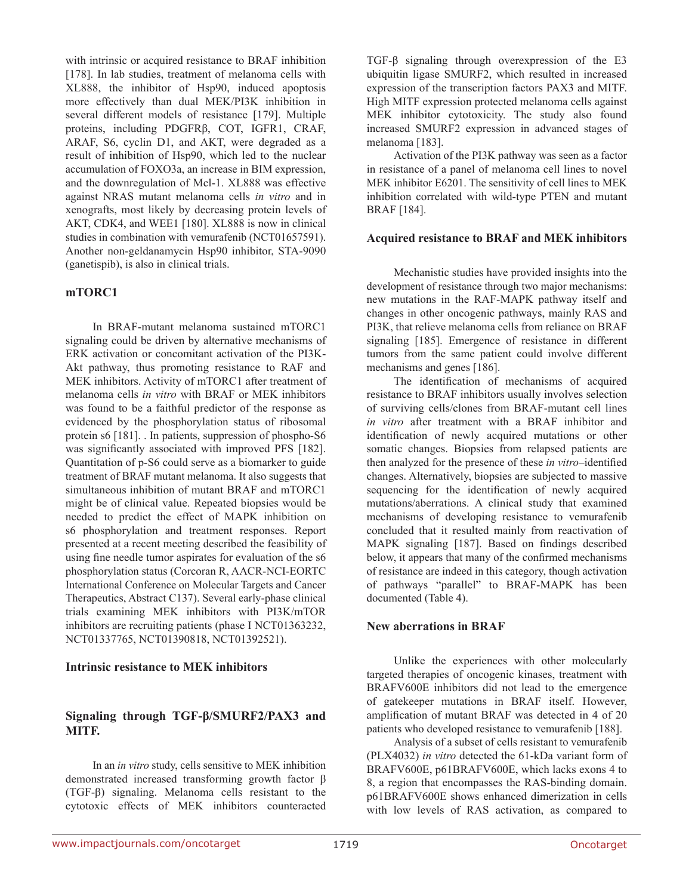with intrinsic or acquired resistance to BRAF inhibition [178]. In lab studies, treatment of melanoma cells with XL888, the inhibitor of Hsp90, induced apoptosis more effectively than dual MEK/PI3K inhibition in several different models of resistance [179]. Multiple proteins, including PDGFRβ, COT, IGFR1, CRAF, ARAF, S6, cyclin D1, and AKT, were degraded as a result of inhibition of Hsp90, which led to the nuclear accumulation of FOXO3a, an increase in BIM expression, and the downregulation of Mcl-1. XL888 was effective against NRAS mutant melanoma cells *in vitro* and in xenografts, most likely by decreasing protein levels of AKT, CDK4, and WEE1 [180]. XL888 is now in clinical studies in combination with vemurafenib (NCT01657591). Another non-geldanamycin Hsp90 inhibitor, STA-9090 (ganetispib), is also in clinical trials.

### mTORC1

In BRAF-mutant melanoma sustained mTORC1 signaling could be driven by alternative mechanisms of ERK activation or concomitant activation of the PI3K-Akt pathway, thus promoting resistance to RAF and MEK inhibitors. Activity of mTORC1 after treatment of melanoma cells *in vitro* with BRAF or MEK inhibitors was found to be a faithful predictor of the response as evidenced by the phosphorylation status of ribosomal protein s6 [181]. . In patients, suppression of phospho-S6 was significantly associated with improved PFS [182]. Quantitation of p-S6 could serve as a biomarker to guide treatment of BRAF mutant melanoma. It also suggests that simultaneous inhibition of mutant BRAF and mTORC1 might be of clinical value. Repeated biopsies would be needed to predict the effect of MAPK inhibition on s6 phosphorylation and treatment responses. Report presented at a recent meeting described the feasibility of using fine needle tumor aspirates for evaluation of the s6 phosphorylation status (Corcoran R, AACR-NCI-EORTC International Conference on Molecular Targets and Cancer Therapeutics, Abstract C137). Several early-phase clinical trials examining MEK inhibitors with PI3K/mTOR inhibitors are recruiting patients (phase I NCT01363232, NCT01337765, NCT01390818, NCT01392521).

### Intrinsic resistance to MEK inhibitors

### Signaling through TGF-β/SMURF2/PAX3 and MITF.

In an *in vitro* study, cells sensitive to MEK inhibition demonstrated increased transforming growth factor β (TGF-β) signaling. Melanoma cells resistant to the cytotoxic effects of MEK inhibitors counteracted TGF-β signaling through overexpression of the E3 ubiquitin ligase SMURF2, which resulted in increased expression of the transcription factors PAX3 and MITF. High MITF expression protected melanoma cells against MEK inhibitor cytotoxicity. The study also found increased SMURF2 expression in advanced stages of melanoma [183].

Activation of the PI3K pathway was seen as a factor in resistance of a panel of melanoma cell lines to novel MEK inhibitor E6201. The sensitivity of cell lines to MEK inhibition correlated with wild-type PTEN and mutant BRAF [184].

### Acquired resistance to BRAF and MEK inhibitors

Mechanistic studies have provided insights into the development of resistance through two major mechanisms: new mutations in the RAF-MAPK pathway itself and changes in other oncogenic pathways, mainly RAS and PI3K, that relieve melanoma cells from reliance on BRAF signaling [185]. Emergence of resistance in different tumors from the same patient could involve different mechanisms and genes [186].

The identification of mechanisms of acquired resistance to BRAF inhibitors usually involves selection of surviving cells/clones from BRAF-mutant cell lines *in vitro* after treatment with a BRAF inhibitor and identification of newly acquired mutations or other somatic changes. Biopsies from relapsed patients are then analyzed for the presence of these *in vitro*–identified changes. Alternatively, biopsies are subjected to massive sequencing for the identification of newly acquired mutations/aberrations. A clinical study that examined mechanisms of developing resistance to vemurafenib concluded that it resulted mainly from reactivation of MAPK signaling [187]. Based on findings described below, it appears that many of the confirmed mechanisms of resistance are indeed in this category, though activation of pathways "parallel" to BRAF-MAPK has been documented (Table 4).

### New aberrations in BRAF

Unlike the experiences with other molecularly targeted therapies of oncogenic kinases, treatment with BRAFV600E inhibitors did not lead to the emergence of gatekeeper mutations in BRAF itself. However, amplification of mutant BRAF was detected in 4 of 20 patients who developed resistance to vemurafenib [188].

Analysis of a subset of cells resistant to vemurafenib (PLX4032) *in vitro* detected the 61-kDa variant form of BRAFV600E, p61BRAFV600E, which lacks exons 4 to 8, a region that encompasses the RAS-binding domain. p61BRAFV600E shows enhanced dimerization in cells with low levels of RAS activation, as compared to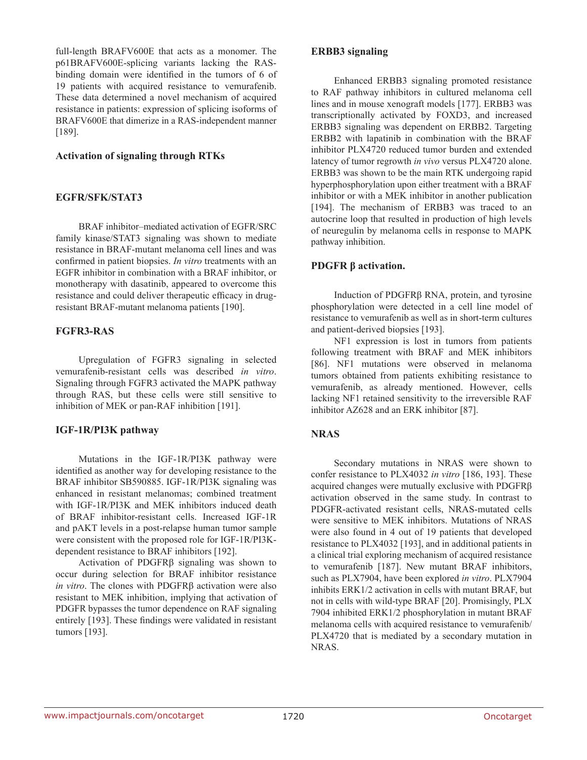full-length BRAFV600E that acts as a monomer. The p61BRAFV600E-splicing variants lacking the RAS-binding domain were identified in the tumors of 6 of 19 patients with acquired resistance to vemurafenib. These data determined a novel mechanism of acquired resistance in patients: expression of splicing isoforms of BRAFV600E that dimerize in a RAS-independent manner [189].

### Activation of signaling through RTKs

#### EGFR/SFK/STAT3

BRAF inhibitor–mediated activation of EGFR/SRC family kinase/STAT3 signaling was shown to mediate resistance in BRAF-mutant melanoma cell lines and was confirmed in patient biopsies. *In vitro* treatments with an EGFR inhibitor in combination with a BRAF inhibitor, or monotherapy with dasatinib, appeared to overcome this resistance and could deliver therapeutic efficacy in drug-resistant BRAF-mutant melanoma patients [190].

#### FGFR3-RAS

Upregulation of FGFR3 signaling in selected vemurafenib-resistant cells was described *in vitro*. Signaling through FGFR3 activated the MAPK pathway through RAS, but these cells were still sensitive to inhibition of MEK or pan-RAF inhibition [191].

#### IGF-1R/PI3K pathway

Mutations in the IGF-1R/PI3K pathway were identified as another way for developing resistance to the BRAF inhibitor SB590885. IGF-1R/PI3K signaling was enhanced in resistant melanomas; combined treatment with IGF-1R/PI3K and MEK inhibitors induced death of BRAF inhibitor-resistant cells. Increased IGF-1R and pAKT levels in a post-relapse human tumor sample were consistent with the proposed role for IGF-1R/PI3K-dependent resistance to BRAF inhibitors [192].

Activation of PDGFRβ signaling was shown to occur during selection for BRAF inhibitor resistance *in vitro*. The clones with PDGFRβ activation were also resistant to MEK inhibition, implying that activation of PDGFR bypasses the tumor dependence on RAF signaling entirely [193]. These findings were validated in resistant tumors [193].

#### ERBB3 signaling

Enhanced ERBB3 signaling promoted resistance to RAF pathway inhibitors in cultured melanoma cell lines and in mouse xenograft models [177]. ERBB3 was transcriptionally activated by FOXD3, and increased ERBB3 signaling was dependent on ERBB2. Targeting ERBB2 with lapatinib in combination with the BRAF inhibitor PLX4720 reduced tumor burden and extended latency of tumor regrowth *in vivo* versus PLX4720 alone. ERBB3 was shown to be the main RTK undergoing rapid hyperphosphorylation upon either treatment with a BRAF inhibitor or with a MEK inhibitor in another publication [194]. The mechanism of ERBB3 was traced to an autocrine loop that resulted in production of high levels of neuregulin by melanoma cells in response to MAPK pathway inhibition.

#### PDGFR β activation.

Induction of PDGFRβ RNA, protein, and tyrosine phosphorylation were detected in a cell line model of resistance to vemurafenib as well as in short-term cultures and patient-derived biopsies [193].

NF1 expression is lost in tumors from patients following treatment with BRAF and MEK inhibitors [86]. NF1 mutations were observed in melanoma tumors obtained from patients exhibiting resistance to vemurafenib, as already mentioned. However, cells lacking NF1 retained sensitivity to the irreversible RAF inhibitor AZ628 and an ERK inhibitor [87].

#### NRAS

Secondary mutations in NRAS were shown to confer resistance to PLX4032 *in vitro* [186, 193]. These acquired changes were mutually exclusive with PDGFRβ activation observed in the same study. In contrast to PDGFR-activated resistant cells, NRAS-mutated cells were sensitive to MEK inhibitors. Mutations of NRAS were also found in 4 out of 19 patients that developed resistance to PLX4032 [193], and in additional patients in a clinical trial exploring mechanism of acquired resistance to vemurafenib [187]. New mutant BRAF inhibitors, such as PLX7904, have been explored *in vitro*. PLX7904 inhibits ERK1/2 activation in cells with mutant BRAF, but not in cells with wild-type BRAF [20]. Promisingly, PLX 7904 inhibited ERK1/2 phosphorylation in mutant BRAF melanoma cells with acquired resistance to vemurafenib/PLX4720 that is mediated by a secondary mutation in NRAS.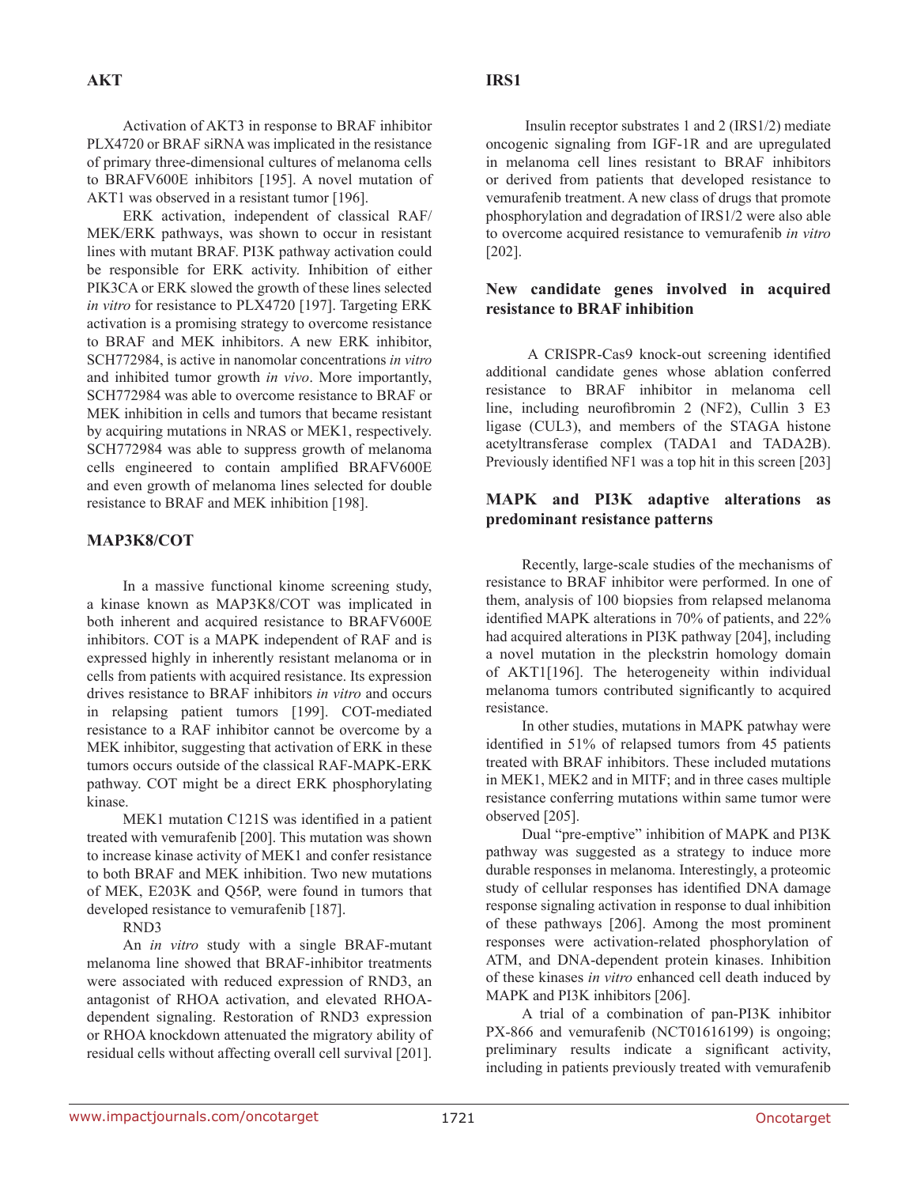## AKT

Activation of AKT3 in response to BRAF inhibitor PLX4720 or BRAF siRNA was implicated in the resistance of primary three-dimensional cultures of melanoma cells to BRAFV600E inhibitors [195]. A novel mutation of AKT1 was observed in a resistant tumor [196].

ERK activation, independent of classical RAF/MEK/ERK pathways, was shown to occur in resistant lines with mutant BRAF. PI3K pathway activation could be responsible for ERK activity. Inhibition of either PIK3CA or ERK slowed the growth of these lines selected *in vitro* for resistance to PLX4720 [197]. Targeting ERK activation is a promising strategy to overcome resistance to BRAF and MEK inhibitors. A new ERK inhibitor, SCH772984, is active in nanomolar concentrations *in vitro* and inhibited tumor growth *in vivo*. More importantly, SCH772984 was able to overcome resistance to BRAF or MEK inhibition in cells and tumors that became resistant by acquiring mutations in NRAS or MEK1, respectively. SCH772984 was able to suppress growth of melanoma cells engineered to contain amplified BRAFV600E and even growth of melanoma lines selected for double resistance to BRAF and MEK inhibition [198].

## MAP3K8/COT

In a massive functional kinome screening study, a kinase known as MAP3K8/COT was implicated in both inherent and acquired resistance to BRAFV600E inhibitors. COT is a MAPK independent of RAF and is expressed highly in inherently resistant melanoma or in cells from patients with acquired resistance. Its expression drives resistance to BRAF inhibitors *in vitro* and occurs in relapsing patient tumors [199]. COT-mediated resistance to a RAF inhibitor cannot be overcome by a MEK inhibitor, suggesting that activation of ERK in these tumors occurs outside of the classical RAF-MAPK-ERK pathway. COT might be a direct ERK phosphorylating kinase.

MEK1 mutation C121S was identified in a patient treated with vemurafenib [200]. This mutation was shown to increase kinase activity of MEK1 and confer resistance to both BRAF and MEK inhibition. Two new mutations of MEK, E203K and Q56P, were found in tumors that developed resistance to vemurafenib [187].

RND3

An *in vitro* study with a single BRAF-mutant melanoma line showed that BRAF-inhibitor treatments were associated with reduced expression of RND3, an antagonist of RHOA activation, and elevated RHOA-dependent signaling. Restoration of RND3 expression or RHOA knockdown attenuated the migratory ability of residual cells without affecting overall cell survival [201].

## IRS1

Insulin receptor substrates 1 and 2 (IRS1/2) mediate oncogenic signaling from IGF-1R and are upregulated in melanoma cell lines resistant to BRAF inhibitors or derived from patients that developed resistance to vemurafenib treatment. A new class of drugs that promote phosphorylation and degradation of IRS1/2 were also able to overcome acquired resistance to vemurafenib *in vitro* [202].

## New candidate genes involved in acquired resistance to BRAF inhibition

A CRISPR-Cas9 knock-out screening identified additional candidate genes whose ablation conferred resistance to BRAF inhibitor in melanoma cell line, including neurofibromin 2 (NF2), Cullin 3 E3 ligase (CUL3), and members of the STAGA histone acetyltransferase complex (TADA1 and TADA2B). Previously identified NF1 was a top hit in this screen [203]

## MAPK and PI3K adaptive alterations as predominant resistance patterns

Recently, large-scale studies of the mechanisms of resistance to BRAF inhibitor were performed. In one of them, analysis of 100 biopsies from relapsed melanoma identified MAPK alterations in 70% of patients, and 22% had acquired alterations in PI3K pathway [204], including a novel mutation in the pleckstrin homology domain of AKT1[196]. The heterogeneity within individual melanoma tumors contributed significantly to acquired resistance.

In other studies, mutations in MAPK patwhay were identified in 51% of relapsed tumors from 45 patients treated with BRAF inhibitors. These included mutations in MEK1, MEK2 and in MITF; and in three cases multiple resistance conferring mutations within same tumor were observed [205].

Dual "pre-emptive" inhibition of MAPK and PI3K pathway was suggested as a strategy to induce more durable responses in melanoma. Interestingly, a proteomic study of cellular responses has identified DNA damage response signaling activation in response to dual inhibition of these pathways [206]. Among the most prominent responses were activation-related phosphorylation of ATM, and DNA-dependent protein kinases. Inhibition of these kinases *in vitro* enhanced cell death induced by MAPK and PI3K inhibitors [206].

A trial of a combination of pan-PI3K inhibitor PX-866 and vemurafenib (NCT01616199) is ongoing; preliminary results indicate a significant activity, including in patients previously treated with vemurafenib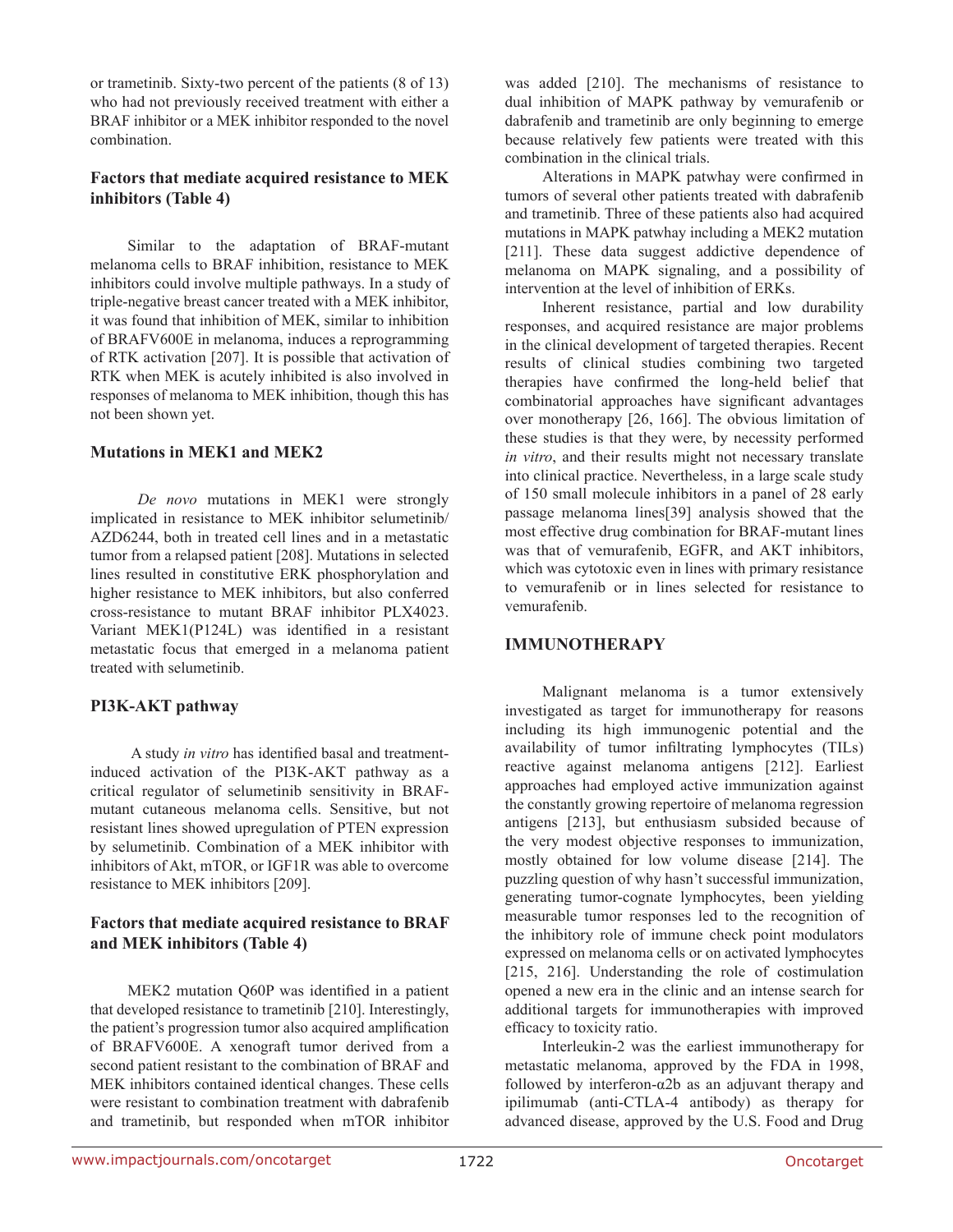or trametinib. Sixty-two percent of the patients (8 of 13) who had not previously received treatment with either a BRAF inhibitor or a MEK inhibitor responded to the novel combination.

### Factors that mediate acquired resistance to MEK inhibitors (Table 4)

Similar to the adaptation of BRAF-mutant melanoma cells to BRAF inhibition, resistance to MEK inhibitors could involve multiple pathways. In a study of triple-negative breast cancer treated with a MEK inhibitor, it was found that inhibition of MEK, similar to inhibition of BRAFV600E in melanoma, induces a reprogramming of RTK activation [207]. It is possible that activation of RTK when MEK is acutely inhibited is also involved in responses of melanoma to MEK inhibition, though this has not been shown yet.

### Mutations in MEK1 and MEK2

*De novo* mutations in MEK1 were strongly implicated in resistance to MEK inhibitor selumetinib/AZD6244, both in treated cell lines and in a metastatic tumor from a relapsed patient [208]. Mutations in selected lines resulted in constitutive ERK phosphorylation and higher resistance to MEK inhibitors, but also conferred cross-resistance to mutant BRAF inhibitor PLX4023. Variant MEK1(P124L) was identified in a resistant metastatic focus that emerged in a melanoma patient treated with selumetinib.

### PI3K-AKT pathway

A study *in vitro* has identified basal and treatment-induced activation of the PI3K-AKT pathway as a critical regulator of selumetinib sensitivity in BRAF-mutant cutaneous melanoma cells. Sensitive, but not resistant lines showed upregulation of PTEN expression by selumetinib. Combination of a MEK inhibitor with inhibitors of Akt, mTOR, or IGF1R was able to overcome resistance to MEK inhibitors [209].

### Factors that mediate acquired resistance to BRAF and MEK inhibitors (Table 4)

MEK2 mutation Q60P was identified in a patient that developed resistance to trametinib [210]. Interestingly, the patient's progression tumor also acquired amplification of BRAFV600E. A xenograft tumor derived from a second patient resistant to the combination of BRAF and MEK inhibitors contained identical changes. These cells were resistant to combination treatment with dabrafenib and trametinib, but responded when mTOR inhibitor was added [210]. The mechanisms of resistance to dual inhibition of MAPK pathway by vemurafenib or dabrafenib and trametinib are only beginning to emerge because relatively few patients were treated with this combination in the clinical trials.

Alterations in MAPK patwhay were confirmed in tumors of several other patients treated with dabrafenib and trametinib. Three of these patients also had acquired mutations in MAPK patwhay including a MEK2 mutation [211]. These data suggest addictive dependence of melanoma on MAPK signaling, and a possibility of intervention at the level of inhibition of ERKs.

Inherent resistance, partial and low durability responses, and acquired resistance are major problems in the clinical development of targeted therapies. Recent results of clinical studies combining two targeted therapies have confirmed the long-held belief that combinatorial approaches have significant advantages over monotherapy [26, 166]. The obvious limitation of these studies is that they were, by necessity performed *in vitro*, and their results might not necessary translate into clinical practice. Nevertheless, in a large scale study of 150 small molecule inhibitors in a panel of 28 early passage melanoma lines[39] analysis showed that the most effective drug combination for BRAF-mutant lines was that of vemurafenib, EGFR, and AKT inhibitors, which was cytotoxic even in lines with primary resistance to vemurafenib or in lines selected for resistance to vemurafenib.

## IMMUNOTHERAPY

Malignant melanoma is a tumor extensively investigated as target for immunotherapy for reasons including its high immunogenic potential and the availability of tumor infiltrating lymphocytes (TILs) reactive against melanoma antigens [212]. Earliest approaches had employed active immunization against the constantly growing repertoire of melanoma regression antigens [213], but enthusiasm subsided because of the very modest objective responses to immunization, mostly obtained for low volume disease [214]. The puzzling question of why hasn't successful immunization, generating tumor-cognate lymphocytes, been yielding measurable tumor responses led to the recognition of the inhibitory role of immune check point modulators expressed on melanoma cells or on activated lymphocytes [215, 216]. Understanding the role of costimulation opened a new era in the clinic and an intense search for additional targets for immunotherapies with improved efficacy to toxicity ratio.

Interleukin-2 was the earliest immunotherapy for metastatic melanoma, approved by the FDA in 1998, followed by interferon-α2b as an adjuvant therapy and ipilimumab (anti-CTLA-4 antibody) as therapy for advanced disease, approved by the U.S. Food and Drug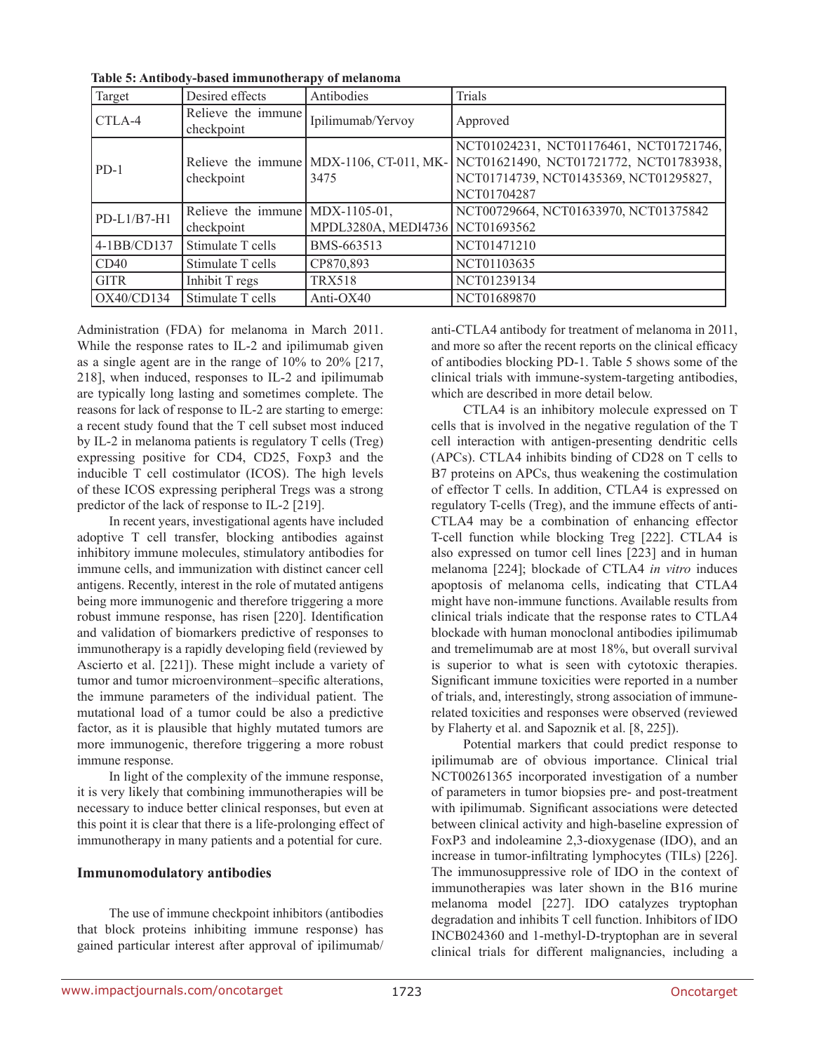**Table 5: Antibody-based immunotherapy of melanoma**

| Target | Desired effects | Antibodies | Trials |
|---|---|---|---|
| CTLA-4 | Relieve the immune checkpoint | Ipilimumab/Yervoy | Approved |
| PD-1 | Relieve the immune checkpoint | MDX-1106, CT-011, MK-3475 | NCT01024231, NCT01176461, NCT01721746, NCT01621490, NCT01721772, NCT01783938, NCT01714739, NCT01435369, NCT01295827, NCT01704287 |
| PD-L1/B7-H1 | Relieve the immune checkpoint | MDX-1105-01, MPDL3280A, MEDI4736 | NCT00729664, NCT01633970, NCT01375842 NCT01693562 |
| 4-1BB/CD137 | Stimulate T cells | BMS-663513 | NCT01471210 |
| CD40 | Stimulate T cells | CP870,893 | NCT01103635 |
| GITR | Inhibit T regs | TRX518 | NCT01239134 |
| OX40/CD134 | Stimulate T cells | Anti-OX40 | NCT01689870 |

Administration (FDA) for melanoma in March 2011. While the response rates to IL-2 and ipilimumab given as a single agent are in the range of 10% to 20% [217, 218], when induced, responses to IL-2 and ipilimumab are typically long lasting and sometimes complete. The reasons for lack of response to IL-2 are starting to emerge: a recent study found that the T cell subset most induced by IL-2 in melanoma patients is regulatory T cells (Treg) expressing positive for CD4, CD25, Foxp3 and the inducible T cell costimulator (ICOS). The high levels of these ICOS expressing peripheral Tregs was a strong predictor of the lack of response to IL-2 [219].

In recent years, investigational agents have included adoptive T cell transfer, blocking antibodies against inhibitory immune molecules, stimulatory antibodies for immune cells, and immunization with distinct cancer cell antigens. Recently, interest in the role of mutated antigens being more immunogenic and therefore triggering a more robust immune response, has risen [220]. Identification and validation of biomarkers predictive of responses to immunotherapy is a rapidly developing field (reviewed by Ascierto et al. [221]). These might include a variety of tumor and tumor microenvironment–specific alterations, the immune parameters of the individual patient. The mutational load of a tumor could be also a predictive factor, as it is plausible that highly mutated tumors are more immunogenic, therefore triggering a more robust immune response.

In light of the complexity of the immune response, it is very likely that combining immunotherapies will be necessary to induce better clinical responses, but even at this point it is clear that there is a life-prolonging effect of immunotherapy in many patients and a potential for cure.

## Immunomodulatory antibodies

The use of immune checkpoint inhibitors (antibodies that block proteins inhibiting immune response) has gained particular interest after approval of ipilimumab/anti-CTLA4 antibody for treatment of melanoma in 2011, and more so after the recent reports on the clinical efficacy of antibodies blocking PD-1. Table 5 shows some of the clinical trials with immune-system-targeting antibodies, which are described in more detail below.

CTLA4 is an inhibitory molecule expressed on T cells that is involved in the negative regulation of the T cell interaction with antigen-presenting dendritic cells (APCs). CTLA4 inhibits binding of CD28 on T cells to B7 proteins on APCs, thus weakening the costimulation of effector T cells. In addition, CTLA4 is expressed on regulatory T-cells (Treg), and the immune effects of anti-CTLA4 may be a combination of enhancing effector T-cell function while blocking Treg [222]. CTLA4 is also expressed on tumor cell lines [223] and in human melanoma [224]; blockade of CTLA4 *in vitro* induces apoptosis of melanoma cells, indicating that CTLA4 might have non-immune functions. Available results from clinical trials indicate that the response rates to CTLA4 blockade with human monoclonal antibodies ipilimumab and tremelimumab are at most 18%, but overall survival is superior to what is seen with cytotoxic therapies. Significant immune toxicities were reported in a number of trials, and, interestingly, strong association of immune-related toxicities and responses were observed (reviewed by Flaherty et al. and Sapoznik et al. [8, 225]).

Potential markers that could predict response to ipilimumab are of obvious importance. Clinical trial NCT00261365 incorporated investigation of a number of parameters in tumor biopsies pre- and post-treatment with ipilimumab. Significant associations were detected between clinical activity and high-baseline expression of FoxP3 and indoleamine 2,3-dioxygenase (IDO), and an increase in tumor-infiltrating lymphocytes (TILs) [226]. The immunosuppressive role of IDO in the context of immunotherapies was later shown in the B16 murine melanoma model [227]. IDO catalyzes tryptophan degradation and inhibits T cell function. Inhibitors of IDO INCB024360 and 1-methyl-D-tryptophan are in several clinical trials for different malignancies, including a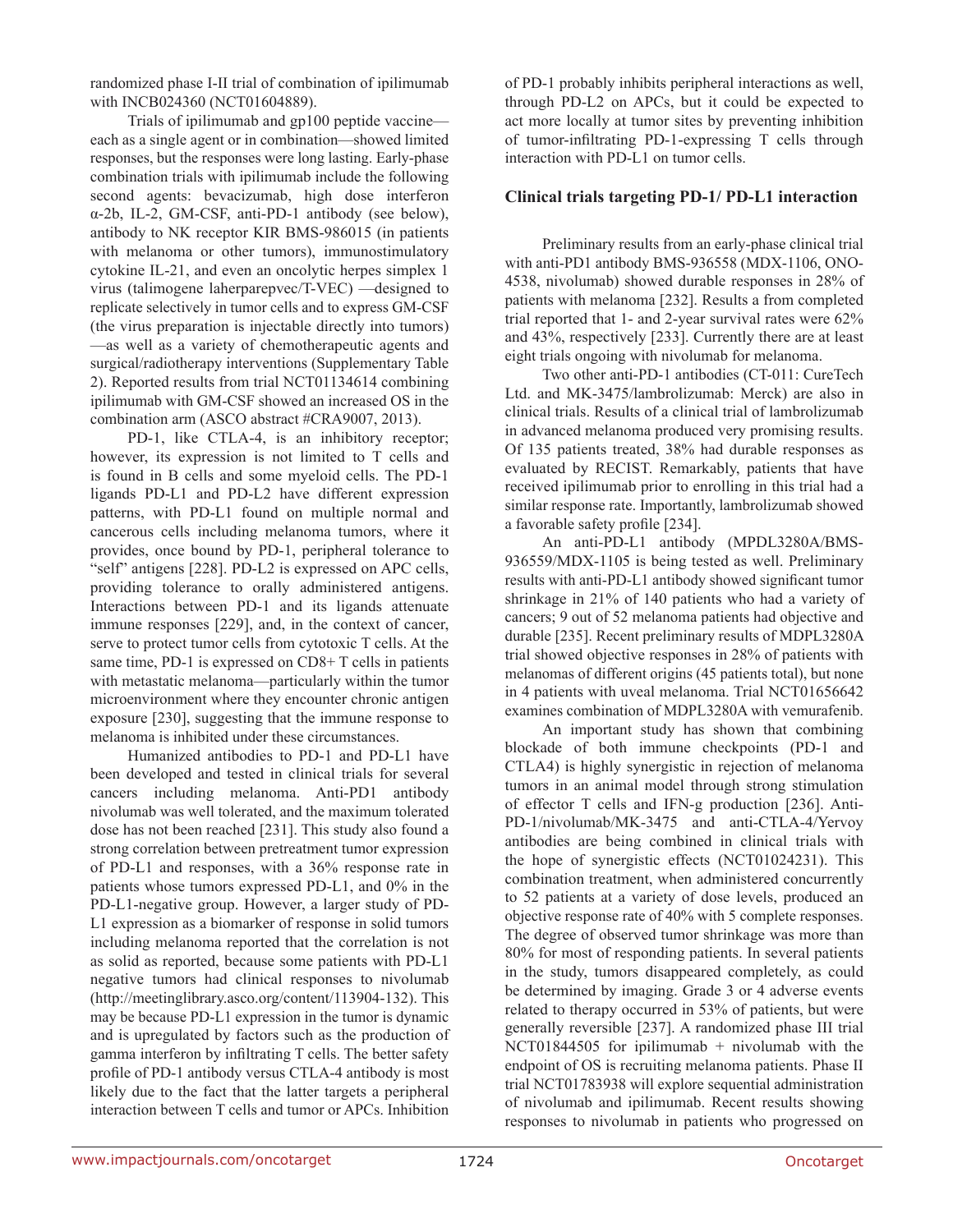randomized phase I-II trial of combination of ipilimumab with INCB024360 (NCT01604889).

Trials of ipilimumab and gp100 peptide vaccine—each as a single agent or in combination—showed limited responses, but the responses were long lasting. Early-phase combination trials with ipilimumab include the following second agents: bevacizumab, high dose interferon α-2b, IL-2, GM-CSF, anti-PD-1 antibody (see below), antibody to NK receptor KIR BMS-986015 (in patients with melanoma or other tumors), immunostimulatory cytokine IL-21, and even an oncolytic herpes simplex 1 virus (talimogene laherparepvec/T-VEC) —designed to replicate selectively in tumor cells and to express GM-CSF (the virus preparation is injectable directly into tumors) —as well as a variety of chemotherapeutic agents and surgical/radiotherapy interventions (Supplementary Table 2). Reported results from trial NCT01134614 combining ipilimumab with GM-CSF showed an increased OS in the combination arm (ASCO abstract #CRA9007, 2013).

PD-1, like CTLA-4, is an inhibitory receptor; however, its expression is not limited to T cells and is found in B cells and some myeloid cells. The PD-1 ligands PD-L1 and PD-L2 have different expression patterns, with PD-L1 found on multiple normal and cancerous cells including melanoma tumors, where it provides, once bound by PD-1, peripheral tolerance to "self" antigens [228]. PD-L2 is expressed on APC cells, providing tolerance to orally administered antigens. Interactions between PD-1 and its ligands attenuate immune responses [229], and, in the context of cancer, serve to protect tumor cells from cytotoxic T cells. At the same time, PD-1 is expressed on CD8+ T cells in patients with metastatic melanoma—particularly within the tumor microenvironment where they encounter chronic antigen exposure [230], suggesting that the immune response to melanoma is inhibited under these circumstances.

Humanized antibodies to PD-1 and PD-L1 have been developed and tested in clinical trials for several cancers including melanoma. Anti-PD1 antibody nivolumab was well tolerated, and the maximum tolerated dose has not been reached [231]. This study also found a strong correlation between pretreatment tumor expression of PD-L1 and responses, with a 36% response rate in patients whose tumors expressed PD-L1, and 0% in the PD-L1-negative group. However, a larger study of PD-L1 expression as a biomarker of response in solid tumors including melanoma reported that the correlation is not as solid as reported, because some patients with PD-L1 negative tumors had clinical responses to nivolumab (http://meetinglibrary.asco.org/content/113904-132). This may be because PD-L1 expression in the tumor is dynamic and is upregulated by factors such as the production of gamma interferon by infiltrating T cells. The better safety profile of PD-1 antibody versus CTLA-4 antibody is most likely due to the fact that the latter targets a peripheral interaction between T cells and tumor or APCs. Inhibition of PD-1 probably inhibits peripheral interactions as well, through PD-L2 on APCs, but it could be expected to act more locally at tumor sites by preventing inhibition of tumor-infiltrating PD-1-expressing T cells through interaction with PD-L1 on tumor cells.

## Clinical trials targeting PD-1/ PD-L1 interaction

Preliminary results from an early-phase clinical trial with anti-PD1 antibody BMS-936558 (MDX-1106, ONO-4538, nivolumab) showed durable responses in 28% of patients with melanoma [232]. Results a from completed trial reported that 1- and 2-year survival rates were 62% and 43%, respectively [233]. Currently there are at least eight trials ongoing with nivolumab for melanoma.

Two other anti-PD-1 antibodies (CT-011: CureTech Ltd. and MK-3475/lambrolizumab: Merck) are also in clinical trials. Results of a clinical trial of lambrolizumab in advanced melanoma produced very promising results. Of 135 patients treated, 38% had durable responses as evaluated by RECIST. Remarkably, patients that have received ipilimumab prior to enrolling in this trial had a similar response rate. Importantly, lambrolizumab showed a favorable safety profile [234].

An anti-PD-L1 antibody (MPDL3280A/BMS-936559/MDX-1105 is being tested as well. Preliminary results with anti-PD-L1 antibody showed significant tumor shrinkage in 21% of 140 patients who had a variety of cancers; 9 out of 52 melanoma patients had objective and durable [235]. Recent preliminary results of MDPL3280A trial showed objective responses in 28% of patients with melanomas of different origins (45 patients total), but none in 4 patients with uveal melanoma. Trial NCT01656642 examines combination of MDPL3280A with vemurafenib.

An important study has shown that combining blockade of both immune checkpoints (PD-1 and CTLA4) is highly synergistic in rejection of melanoma tumors in an animal model through strong stimulation of effector T cells and IFN-g production [236]. Anti-PD-1/nivolumab/MK-3475 and anti-CTLA-4/Yervoy antibodies are being combined in clinical trials with the hope of synergistic effects (NCT01024231). This combination treatment, when administered concurrently to 52 patients at a variety of dose levels, produced an objective response rate of 40% with 5 complete responses. The degree of observed tumor shrinkage was more than 80% for most of responding patients. In several patients in the study, tumors disappeared completely, as could be determined by imaging. Grade 3 or 4 adverse events related to therapy occurred in 53% of patients, but were generally reversible [237]. A randomized phase III trial NCT01844505 for ipilimumab + nivolumab with the endpoint of OS is recruiting melanoma patients. Phase II trial NCT01783938 will explore sequential administration of nivolumab and ipilimumab. Recent results showing responses to nivolumab in patients who progressed on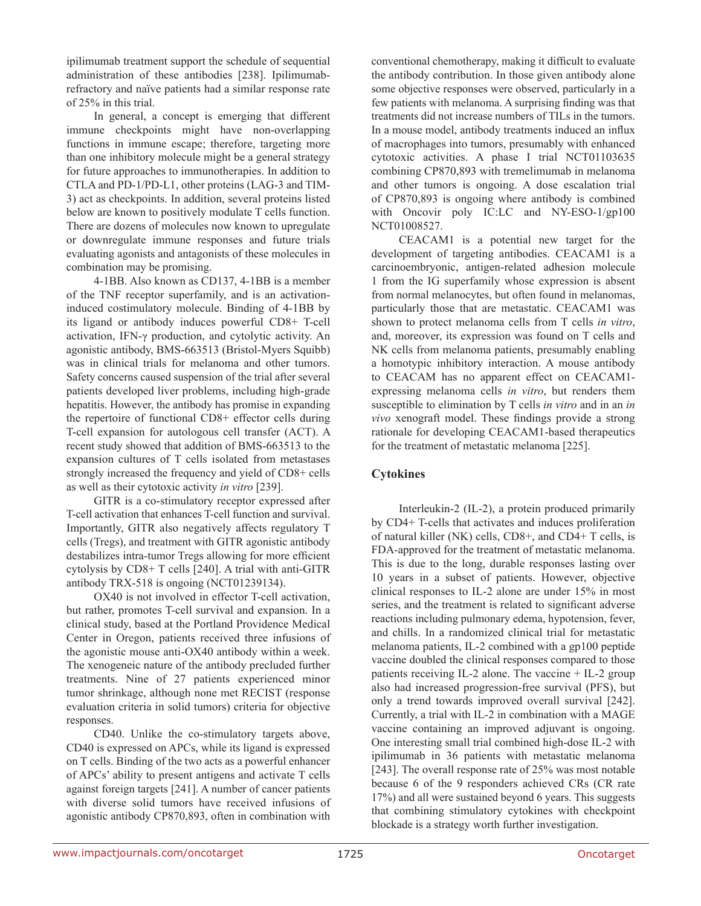ipilimumab treatment support the schedule of sequential administration of these antibodies [238]. Ipilimumab-refractory and naïve patients had a similar response rate of 25% in this trial.

In general, a concept is emerging that different immune checkpoints might have non-overlapping functions in immune escape; therefore, targeting more than one inhibitory molecule might be a general strategy for future approaches to immunotherapies. In addition to CTLA and PD-1/PD-L1, other proteins (LAG-3 and TIM-3) act as checkpoints. In addition, several proteins listed below are known to positively modulate T cells function. There are dozens of molecules now known to upregulate or downregulate immune responses and future trials evaluating agonists and antagonists of these molecules in combination may be promising.

4-1BB. Also known as CD137, 4-1BB is a member of the TNF receptor superfamily, and is an activation-induced costimulatory molecule. Binding of 4-1BB by its ligand or antibody induces powerful CD8+ T-cell activation, IFN-γ production, and cytolytic activity. An agonistic antibody, BMS-663513 (Bristol-Myers Squibb) was in clinical trials for melanoma and other tumors. Safety concerns caused suspension of the trial after several patients developed liver problems, including high-grade hepatitis. However, the antibody has promise in expanding the repertoire of functional CD8+ effector cells during T-cell expansion for autologous cell transfer (ACT). A recent study showed that addition of BMS-663513 to the expansion cultures of T cells isolated from metastases strongly increased the frequency and yield of CD8+ cells as well as their cytotoxic activity *in vitro* [239].

GITR is a co-stimulatory receptor expressed after T-cell activation that enhances T-cell function and survival. Importantly, GITR also negatively affects regulatory T cells (Tregs), and treatment with GITR agonistic antibody destabilizes intra-tumor Tregs allowing for more efficient cytolysis by CD8+ T cells [240]. A trial with anti-GITR antibody TRX-518 is ongoing (NCT01239134).

OX40 is not involved in effector T-cell activation, but rather, promotes T-cell survival and expansion. In a clinical study, based at the Portland Providence Medical Center in Oregon, patients received three infusions of the agonistic mouse anti-OX40 antibody within a week. The xenogeneic nature of the antibody precluded further treatments. Nine of 27 patients experienced minor tumor shrinkage, although none met RECIST (response evaluation criteria in solid tumors) criteria for objective responses.

CD40. Unlike the co-stimulatory targets above, CD40 is expressed on APCs, while its ligand is expressed on T cells. Binding of the two acts as a powerful enhancer of APCs' ability to present antigens and activate T cells against foreign targets [241]. A number of cancer patients with diverse solid tumors have received infusions of agonistic antibody CP870,893, often in combination with conventional chemotherapy, making it difficult to evaluate the antibody contribution. In those given antibody alone some objective responses were observed, particularly in a few patients with melanoma. A surprising finding was that treatments did not increase numbers of TILs in the tumors. In a mouse model, antibody treatments induced an influx of macrophages into tumors, presumably with enhanced cytotoxic activities. A phase I trial NCT01103635 combining CP870,893 with tremelimumab in melanoma and other tumors is ongoing. A dose escalation trial of CP870,893 is ongoing where antibody is combined with Oncovir poly IC:LC and NY-ESO-1/gp100 NCT01008527.

CEACAM1 is a potential new target for the development of targeting antibodies. CEACAM1 is a carcinoembryonic, antigen-related adhesion molecule 1 from the IG superfamily whose expression is absent from normal melanocytes, but often found in melanomas, particularly those that are metastatic. CEACAM1 was shown to protect melanoma cells from T cells *in vitro*, and, moreover, its expression was found on T cells and NK cells from melanoma patients, presumably enabling a homotypic inhibitory interaction. A mouse antibody to CEACAM has no apparent effect on CEACAM1-expressing melanoma cells *in vitro*, but renders them susceptible to elimination by T cells *in vitro* and in an *in vivo* xenograft model. These findings provide a strong rationale for developing CEACAM1-based therapeutics for the treatment of metastatic melanoma [225].

## Cytokines

Interleukin-2 (IL-2), a protein produced primarily by CD4+ T-cells that activates and induces proliferation of natural killer (NK) cells, CD8+, and CD4+ T cells, is FDA-approved for the treatment of metastatic melanoma. This is due to the long, durable responses lasting over 10 years in a subset of patients. However, objective clinical responses to IL-2 alone are under 15% in most series, and the treatment is related to significant adverse reactions including pulmonary edema, hypotension, fever, and chills. In a randomized clinical trial for metastatic melanoma patients, IL-2 combined with a gp100 peptide vaccine doubled the clinical responses compared to those patients receiving IL-2 alone. The vaccine + IL-2 group also had increased progression-free survival (PFS), but only a trend towards improved overall survival [242]. Currently, a trial with IL-2 in combination with a MAGE vaccine containing an improved adjuvant is ongoing. One interesting small trial combined high-dose IL-2 with ipilimumab in 36 patients with metastatic melanoma [243]. The overall response rate of 25% was most notable because 6 of the 9 responders achieved CRs (CR rate 17%) and all were sustained beyond 6 years. This suggests that combining stimulatory cytokines with checkpoint blockade is a strategy worth further investigation.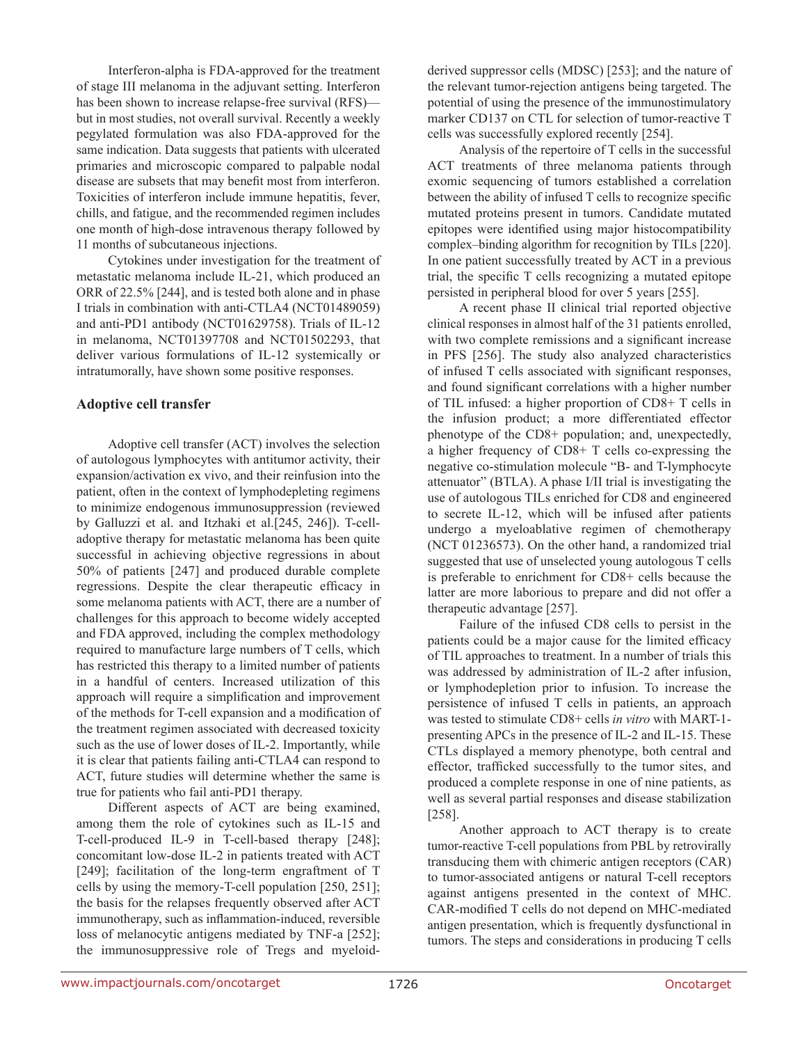Interferon-alpha is FDA-approved for the treatment of stage III melanoma in the adjuvant setting. Interferon has been shown to increase relapse-free survival (RFS)—but in most studies, not overall survival. Recently a weekly pegylated formulation was also FDA-approved for the same indication. Data suggests that patients with ulcerated primaries and microscopic compared to palpable nodal disease are subsets that may benefit most from interferon. Toxicities of interferon include immune hepatitis, fever, chills, and fatigue, and the recommended regimen includes one month of high-dose intravenous therapy followed by 11 months of subcutaneous injections.

Cytokines under investigation for the treatment of metastatic melanoma include IL-21, which produced an ORR of 22.5% [244], and is tested both alone and in phase I trials in combination with anti-CTLA4 (NCT01489059) and anti-PD1 antibody (NCT01629758). Trials of IL-12 in melanoma, NCT01397708 and NCT01502293, that deliver various formulations of IL-12 systemically or intratumorally, have shown some positive responses.

## Adoptive cell transfer

Adoptive cell transfer (ACT) involves the selection of autologous lymphocytes with antitumor activity, their expansion/activation ex vivo, and their reinfusion into the patient, often in the context of lymphodepleting regimens to minimize endogenous immunosuppression (reviewed by Galluzzi et al. and Itzhaki et al.[245, 246]). T-cell-adoptive therapy for metastatic melanoma has been quite successful in achieving objective regressions in about 50% of patients [247] and produced durable complete regressions. Despite the clear therapeutic efficacy in some melanoma patients with ACT, there are a number of challenges for this approach to become widely accepted and FDA approved, including the complex methodology required to manufacture large numbers of T cells, which has restricted this therapy to a limited number of patients in a handful of centers. Increased utilization of this approach will require a simplification and improvement of the methods for T-cell expansion and a modification of the treatment regimen associated with decreased toxicity such as the use of lower doses of IL-2. Importantly, while it is clear that patients failing anti-CTLA4 can respond to ACT, future studies will determine whether the same is true for patients who fail anti-PD1 therapy.

Different aspects of ACT are being examined, among them the role of cytokines such as IL-15 and T-cell-produced IL-9 in T-cell-based therapy [248]; concomitant low-dose IL-2 in patients treated with ACT [249]; facilitation of the long-term engraftment of T cells by using the memory-T-cell population [250, 251]; the basis for the relapses frequently observed after ACT immunotherapy, such as inflammation-induced, reversible loss of melanocytic antigens mediated by TNF-a [252]; the immunosuppressive role of Tregs and myeloid-derived suppressor cells (MDSC) [253]; and the nature of the relevant tumor-rejection antigens being targeted. The potential of using the presence of the immunostimulatory marker CD137 on CTL for selection of tumor-reactive T cells was successfully explored recently [254].

Analysis of the repertoire of T cells in the successful ACT treatments of three melanoma patients through exomic sequencing of tumors established a correlation between the ability of infused T cells to recognize specific mutated proteins present in tumors. Candidate mutated epitopes were identified using major histocompatibility complex–binding algorithm for recognition by TILs [220]. In one patient successfully treated by ACT in a previous trial, the specific T cells recognizing a mutated epitope persisted in peripheral blood for over 5 years [255].

A recent phase II clinical trial reported objective clinical responses in almost half of the 31 patients enrolled, with two complete remissions and a significant increase in PFS [256]. The study also analyzed characteristics of infused T cells associated with significant responses, and found significant correlations with a higher number of TIL infused: a higher proportion of CD8+ T cells in the infusion product; a more differentiated effector phenotype of the CD8+ population; and, unexpectedly, a higher frequency of CD8+ T cells co-expressing the negative co-stimulation molecule "B- and T-lymphocyte attenuator" (BTLA). A phase I/II trial is investigating the use of autologous TILs enriched for CD8 and engineered to secrete IL-12, which will be infused after patients undergo a myeloablative regimen of chemotherapy (NCT 01236573). On the other hand, a randomized trial suggested that use of unselected young autologous T cells is preferable to enrichment for CD8+ cells because the latter are more laborious to prepare and did not offer a therapeutic advantage [257].

Failure of the infused CD8 cells to persist in the patients could be a major cause for the limited efficacy of TIL approaches to treatment. In a number of trials this was addressed by administration of IL-2 after infusion, or lymphodepletion prior to infusion. To increase the persistence of infused T cells in patients, an approach was tested to stimulate CD8+ cells *in vitro* with MART-1-presenting APCs in the presence of IL-2 and IL-15. These CTLs displayed a memory phenotype, both central and effector, trafficked successfully to the tumor sites, and produced a complete response in one of nine patients, as well as several partial responses and disease stabilization [258].

Another approach to ACT therapy is to create tumor-reactive T-cell populations from PBL by retrovirally transducing them with chimeric antigen receptors (CAR) to tumor-associated antigens or natural T-cell receptors against antigens presented in the context of MHC. CAR-modified T cells do not depend on MHC-mediated antigen presentation, which is frequently dysfunctional in tumors. The steps and considerations in producing T cells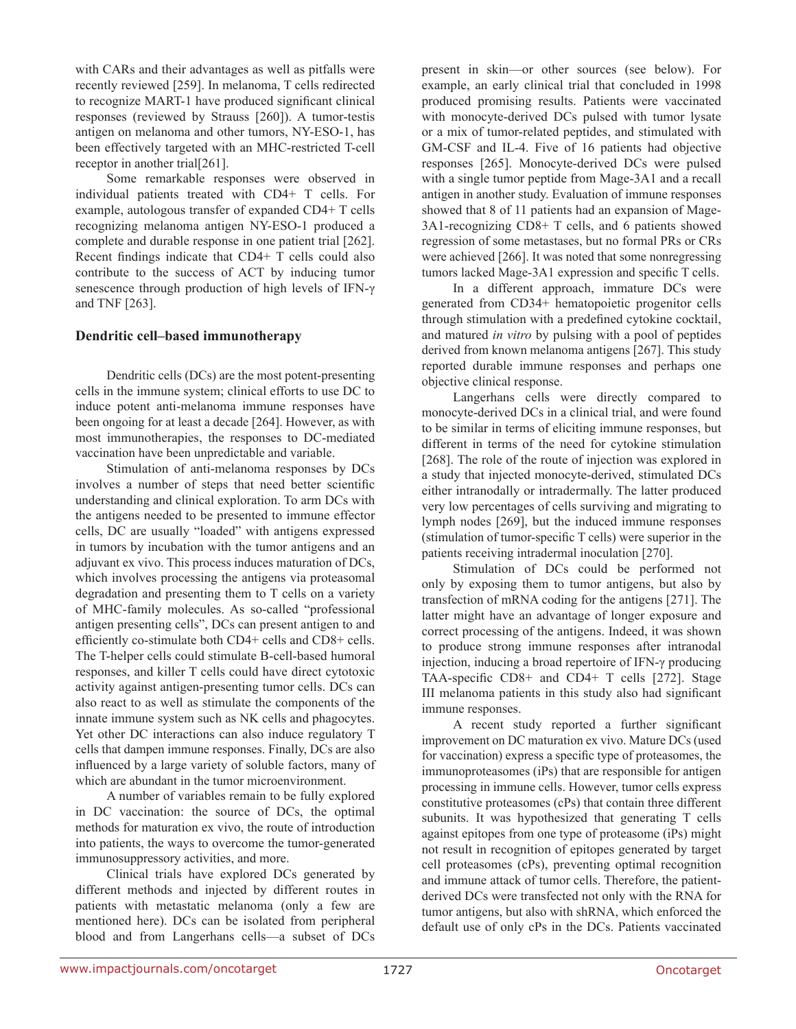with CARs and their advantages as well as pitfalls were recently reviewed [259]. In melanoma, T cells redirected to recognize MART-1 have produced significant clinical responses (reviewed by Strauss [260]). A tumor-testis antigen on melanoma and other tumors, NY-ESO-1, has been effectively targeted with an MHC-restricted T-cell receptor in another trial[261].

Some remarkable responses were observed in individual patients treated with CD4+ T cells. For example, autologous transfer of expanded CD4+ T cells recognizing melanoma antigen NY-ESO-1 produced a complete and durable response in one patient trial [262]. Recent findings indicate that CD4+ T cells could also contribute to the success of ACT by inducing tumor senescence through production of high levels of IFN-γ and TNF [263].

### Dendritic cell–based immunotherapy

Dendritic cells (DCs) are the most potent-presenting cells in the immune system; clinical efforts to use DC to induce potent anti-melanoma immune responses have been ongoing for at least a decade [264]. However, as with most immunotherapies, the responses to DC-mediated vaccination have been unpredictable and variable.

Stimulation of anti-melanoma responses by DCs involves a number of steps that need better scientific understanding and clinical exploration. To arm DCs with the antigens needed to be presented to immune effector cells, DC are usually "loaded" with antigens expressed in tumors by incubation with the tumor antigens and an adjuvant ex vivo. This process induces maturation of DCs, which involves processing the antigens via proteasomal degradation and presenting them to T cells on a variety of MHC-family molecules. As so-called "professional antigen presenting cells", DCs can present antigen to and efficiently co-stimulate both CD4+ cells and CD8+ cells. The T-helper cells could stimulate B-cell-based humoral responses, and killer T cells could have direct cytotoxic activity against antigen-presenting tumor cells. DCs can also react to as well as stimulate the components of the innate immune system such as NK cells and phagocytes. Yet other DC interactions can also induce regulatory T cells that dampen immune responses. Finally, DCs are also influenced by a large variety of soluble factors, many of which are abundant in the tumor microenvironment.

A number of variables remain to be fully explored in DC vaccination: the source of DCs, the optimal methods for maturation ex vivo, the route of introduction into patients, the ways to overcome the tumor-generated immunosuppressory activities, and more.

Clinical trials have explored DCs generated by different methods and injected by different routes in patients with metastatic melanoma (only a few are mentioned here). DCs can be isolated from peripheral blood and from Langerhans cells—a subset of DCs present in skin—or other sources (see below). For example, an early clinical trial that concluded in 1998 produced promising results. Patients were vaccinated with monocyte-derived DCs pulsed with tumor lysate or a mix of tumor-related peptides, and stimulated with GM-CSF and IL-4. Five of 16 patients had objective responses [265]. Monocyte-derived DCs were pulsed with a single tumor peptide from Mage-3A1 and a recall antigen in another study. Evaluation of immune responses showed that 8 of 11 patients had an expansion of Mage-3A1-recognizing CD8+ T cells, and 6 patients showed regression of some metastases, but no formal PRs or CRs were achieved [266]. It was noted that some nonregressing tumors lacked Mage-3A1 expression and specific T cells.

In a different approach, immature DCs were generated from CD34+ hematopoietic progenitor cells through stimulation with a predefined cytokine cocktail, and matured *in vitro* by pulsing with a pool of peptides derived from known melanoma antigens [267]. This study reported durable immune responses and perhaps one objective clinical response.

Langerhans cells were directly compared to monocyte-derived DCs in a clinical trial, and were found to be similar in terms of eliciting immune responses, but different in terms of the need for cytokine stimulation [268]. The role of the route of injection was explored in a study that injected monocyte-derived, stimulated DCs either intranodally or intradermally. The latter produced very low percentages of cells surviving and migrating to lymph nodes [269], but the induced immune responses (stimulation of tumor-specific T cells) were superior in the patients receiving intradermal inoculation [270].

Stimulation of DCs could be performed not only by exposing them to tumor antigens, but also by transfection of mRNA coding for the antigens [271]. The latter might have an advantage of longer exposure and correct processing of the antigens. Indeed, it was shown to produce strong immune responses after intranodal injection, inducing a broad repertoire of IFN-γ producing TAA-specific CD8+ and CD4+ T cells [272]. Stage III melanoma patients in this study also had significant immune responses.

A recent study reported a further significant improvement on DC maturation ex vivo. Mature DCs (used for vaccination) express a specific type of proteasomes, the immunoproteasomes (iPs) that are responsible for antigen processing in immune cells. However, tumor cells express constitutive proteasomes (cPs) that contain three different subunits. It was hypothesized that generating T cells against epitopes from one type of proteasome (iPs) might not result in recognition of epitopes generated by target cell proteasomes (cPs), preventing optimal recognition and immune attack of tumor cells. Therefore, the patient-derived DCs were transfected not only with the RNA for tumor antigens, but also with shRNA, which enforced the default use of only cPs in the DCs. Patients vaccinated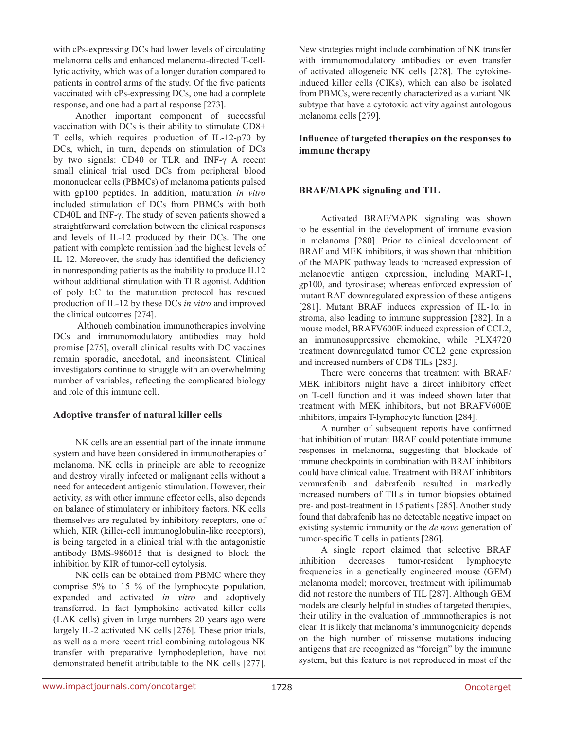with cPs-expressing DCs had lower levels of circulating melanoma cells and enhanced melanoma-directed T-cell-lytic activity, which was of a longer duration compared to patients in control arms of the study. Of the five patients vaccinated with cPs-expressing DCs, one had a complete response, and one had a partial response [273].

Another important component of successful vaccination with DCs is their ability to stimulate CD8+ T cells, which requires production of IL-12-p70 by DCs, which, in turn, depends on stimulation of DCs by two signals: CD40 or TLR and INF-γ A recent small clinical trial used DCs from peripheral blood mononuclear cells (PBMCs) of melanoma patients pulsed with gp100 peptides. In addition, maturation *in vitro* included stimulation of DCs from PBMCs with both CD40L and INF-γ. The study of seven patients showed a straightforward correlation between the clinical responses and levels of IL-12 produced by their DCs. The one patient with complete remission had the highest levels of IL-12. Moreover, the study has identified the deficiency in nonresponding patients as the inability to produce IL12 without additional stimulation with TLR agonist. Addition of poly I:C to the maturation protocol has rescued production of IL-12 by these DCs *in vitro* and improved the clinical outcomes [274].

Although combination immunotherapies involving DCs and immunomodulatory antibodies may hold promise [275], overall clinical results with DC vaccines remain sporadic, anecdotal, and inconsistent. Clinical investigators continue to struggle with an overwhelming number of variables, reflecting the complicated biology and role of this immune cell.

### Adoptive transfer of natural killer cells

NK cells are an essential part of the innate immune system and have been considered in immunotherapies of melanoma. NK cells in principle are able to recognize and destroy virally infected or malignant cells without a need for antecedent antigenic stimulation. However, their activity, as with other immune effector cells, also depends on balance of stimulatory or inhibitory factors. NK cells themselves are regulated by inhibitory receptors, one of which, KIR (killer-cell immunoglobulin-like receptors), is being targeted in a clinical trial with the antagonistic antibody BMS-986015 that is designed to block the inhibition by KIR of tumor-cell cytolysis.

NK cells can be obtained from PBMC where they comprise 5% to 15 % of the lymphocyte population, expanded and activated *in vitro* and adoptively transferred. In fact lymphokine activated killer cells (LAK cells) given in large numbers 20 years ago were largely IL-2 activated NK cells [276]. These prior trials, as well as a more recent trial combining autologous NK transfer with preparative lymphodepletion, have not demonstrated benefit attributable to the NK cells [277]. New strategies might include combination of NK transfer with immunomodulatory antibodies or even transfer of activated allogeneic NK cells [278]. The cytokine-induced killer cells (CIKs), which can also be isolated from PBMCs, were recently characterized as a variant NK subtype that have a cytotoxic activity against autologous melanoma cells [279].

## Influence of targeted therapies on the responses to immune therapy

### BRAF/MAPK signaling and TIL

Activated BRAF/MAPK signaling was shown to be essential in the development of immune evasion in melanoma [280]. Prior to clinical development of BRAF and MEK inhibitors, it was shown that inhibition of the MAPK pathway leads to increased expression of melanocytic antigen expression, including MART-1, gp100, and tyrosinase; whereas enforced expression of mutant RAF downregulated expression of these antigens [281]. Mutant BRAF induces expression of IL-1α in stroma, also leading to immune suppression [282]. In a mouse model, BRAFV600E induced expression of CCL2, an immunosuppressive chemokine, while PLX4720 treatment downregulated tumor CCL2 gene expression and increased numbers of CD8 TILs [283].

There were concerns that treatment with BRAF/MEK inhibitors might have a direct inhibitory effect on T-cell function and it was indeed shown later that treatment with MEK inhibitors, but not BRAFV600E inhibitors, impairs T-lymphocyte function [284].

A number of subsequent reports have confirmed that inhibition of mutant BRAF could potentiate immune responses in melanoma, suggesting that blockade of immune checkpoints in combination with BRAF inhibitors could have clinical value. Treatment with BRAF inhibitors vemurafenib and dabrafenib resulted in markedly increased numbers of TILs in tumor biopsies obtained pre- and post-treatment in 15 patients [285]. Another study found that dabrafenib has no detectable negative impact on existing systemic immunity or the *de novo* generation of tumor-specific T cells in patients [286].

A single report claimed that selective BRAF inhibition decreases tumor-resident lymphocyte frequencies in a genetically engineered mouse (GEM) melanoma model; moreover, treatment with ipilimumab did not restore the numbers of TIL [287]. Although GEM models are clearly helpful in studies of targeted therapies, their utility in the evaluation of immunotherapies is not clear. It is likely that melanoma's immunogenicity depends on the high number of missense mutations inducing antigens that are recognized as "foreign" by the immune system, but this feature is not reproduced in most of the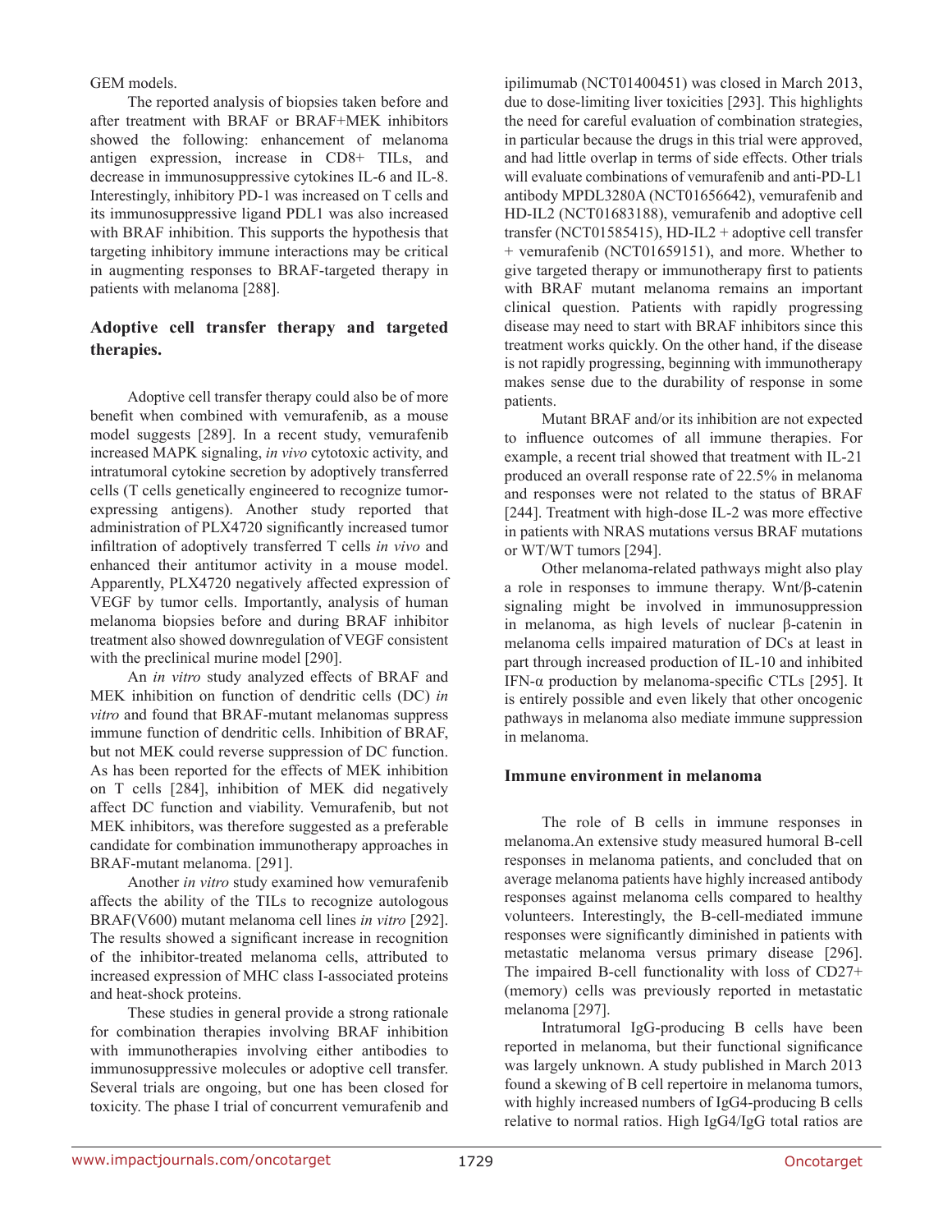GEM models.

The reported analysis of biopsies taken before and after treatment with BRAF or BRAF+MEK inhibitors showed the following: enhancement of melanoma antigen expression, increase in CD8+ TILs, and decrease in immunosuppressive cytokines IL-6 and IL-8. Interestingly, inhibitory PD-1 was increased on T cells and its immunosuppressive ligand PDL1 was also increased with BRAF inhibition. This supports the hypothesis that targeting inhibitory immune interactions may be critical in augmenting responses to BRAF-targeted therapy in patients with melanoma [288].

### Adoptive cell transfer therapy and targeted therapies.

Adoptive cell transfer therapy could also be of more benefit when combined with vemurafenib, as a mouse model suggests [289]. In a recent study, vemurafenib increased MAPK signaling, *in vivo* cytotoxic activity, and intratumoral cytokine secretion by adoptively transferred cells (T cells genetically engineered to recognize tumor-expressing antigens). Another study reported that administration of PLX4720 significantly increased tumor infiltration of adoptively transferred T cells *in vivo* and enhanced their antitumor activity in a mouse model. Apparently, PLX4720 negatively affected expression of VEGF by tumor cells. Importantly, analysis of human melanoma biopsies before and during BRAF inhibitor treatment also showed downregulation of VEGF consistent with the preclinical murine model [290].

An *in vitro* study analyzed effects of BRAF and MEK inhibition on function of dendritic cells (DC) *in vitro* and found that BRAF-mutant melanomas suppress immune function of dendritic cells. Inhibition of BRAF, but not MEK could reverse suppression of DC function. As has been reported for the effects of MEK inhibition on T cells [284], inhibition of MEK did negatively affect DC function and viability. Vemurafenib, but not MEK inhibitors, was therefore suggested as a preferable candidate for combination immunotherapy approaches in BRAF-mutant melanoma. [291].

Another *in vitro* study examined how vemurafenib affects the ability of the TILs to recognize autologous BRAF(V600) mutant melanoma cell lines *in vitro* [292]. The results showed a significant increase in recognition of the inhibitor-treated melanoma cells, attributed to increased expression of MHC class I-associated proteins and heat-shock proteins.

These studies in general provide a strong rationale for combination therapies involving BRAF inhibition with immunotherapies involving either antibodies to immunosuppressive molecules or adoptive cell transfer. Several trials are ongoing, but one has been closed for toxicity. The phase I trial of concurrent vemurafenib and ipilimumab (NCT01400451) was closed in March 2013, due to dose-limiting liver toxicities [293]. This highlights the need for careful evaluation of combination strategies, in particular because the drugs in this trial were approved, and had little overlap in terms of side effects. Other trials will evaluate combinations of vemurafenib and anti-PD-L1 antibody MPDL3280A (NCT01656642), vemurafenib and HD-IL2 (NCT01683188), vemurafenib and adoptive cell transfer (NCT01585415), HD-IL2 + adoptive cell transfer + vemurafenib (NCT01659151), and more. Whether to give targeted therapy or immunotherapy first to patients with BRAF mutant melanoma remains an important clinical question. Patients with rapidly progressing disease may need to start with BRAF inhibitors since this treatment works quickly. On the other hand, if the disease is not rapidly progressing, beginning with immunotherapy makes sense due to the durability of response in some patients.

Mutant BRAF and/or its inhibition are not expected to influence outcomes of all immune therapies. For example, a recent trial showed that treatment with IL-21 produced an overall response rate of 22.5% in melanoma and responses were not related to the status of BRAF [244]. Treatment with high-dose IL-2 was more effective in patients with NRAS mutations versus BRAF mutations or WT/WT tumors [294].

Other melanoma-related pathways might also play a role in responses to immune therapy. Wnt/β-catenin signaling might be involved in immunosuppression in melanoma, as high levels of nuclear β-catenin in melanoma cells impaired maturation of DCs at least in part through increased production of IL-10 and inhibited IFN-α production by melanoma-specific CTLs [295]. It is entirely possible and even likely that other oncogenic pathways in melanoma also mediate immune suppression in melanoma.

## Immune environment in melanoma

The role of B cells in immune responses in melanoma.An extensive study measured humoral B-cell responses in melanoma patients, and concluded that on average melanoma patients have highly increased antibody responses against melanoma cells compared to healthy volunteers. Interestingly, the B-cell-mediated immune responses were significantly diminished in patients with metastatic melanoma versus primary disease [296]. The impaired B-cell functionality with loss of CD27+ (memory) cells was previously reported in metastatic melanoma [297].

Intratumoral IgG-producing B cells have been reported in melanoma, but their functional significance was largely unknown. A study published in March 2013 found a skewing of B cell repertoire in melanoma tumors, with highly increased numbers of IgG4-producing B cells relative to normal ratios. High IgG4/IgG total ratios are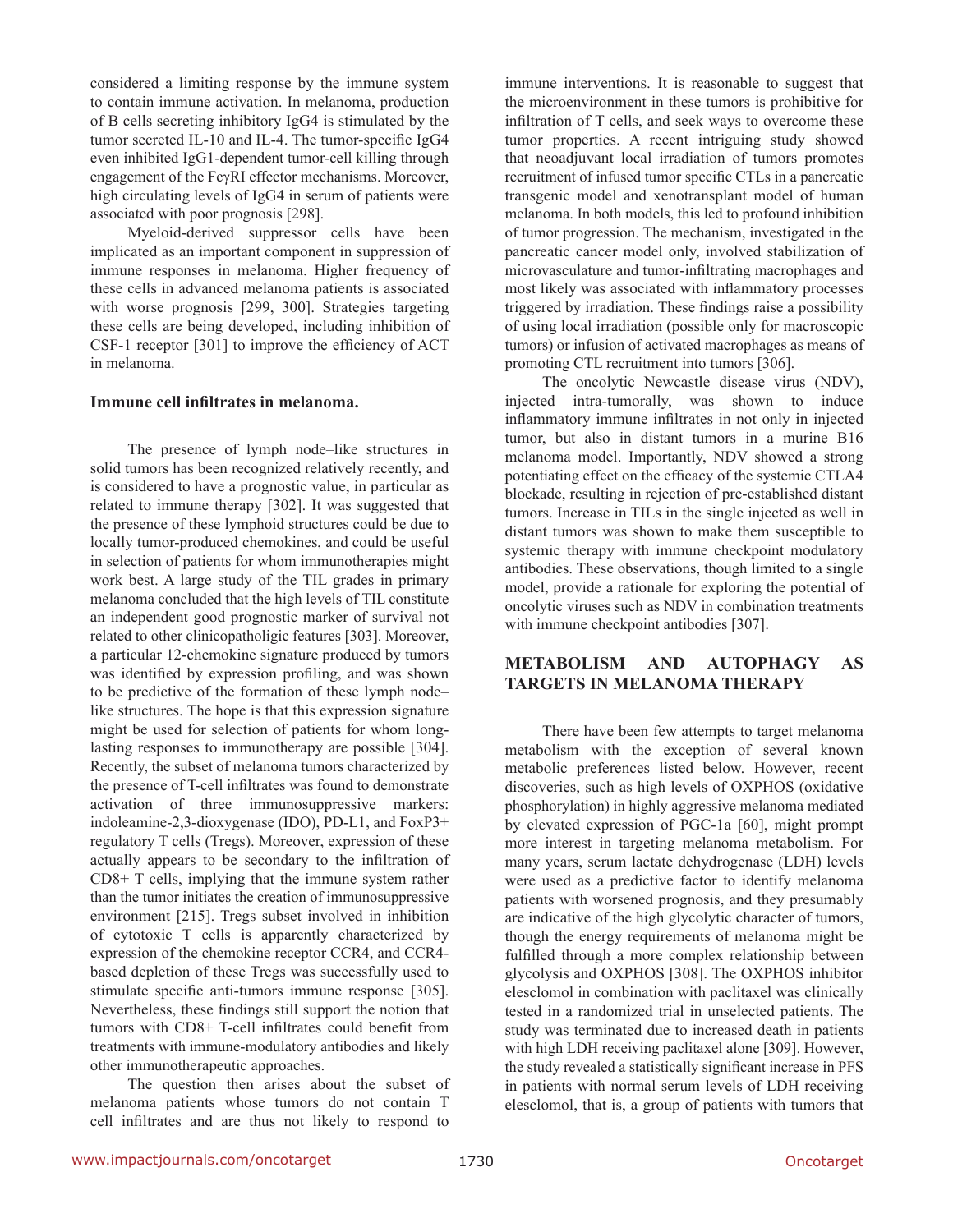considered a limiting response by the immune system to contain immune activation. In melanoma, production of B cells secreting inhibitory IgG4 is stimulated by the tumor secreted IL-10 and IL-4. The tumor-specific IgG4 even inhibited IgG1-dependent tumor-cell killing through engagement of the FcγRI effector mechanisms. Moreover, high circulating levels of IgG4 in serum of patients were associated with poor prognosis [298].

Myeloid-derived suppressor cells have been implicated as an important component in suppression of immune responses in melanoma. Higher frequency of these cells in advanced melanoma patients is associated with worse prognosis [299, 300]. Strategies targeting these cells are being developed, including inhibition of CSF-1 receptor [301] to improve the efficiency of ACT in melanoma.

### Immune cell infiltrates in melanoma.

The presence of lymph node–like structures in solid tumors has been recognized relatively recently, and is considered to have a prognostic value, in particular as related to immune therapy [302]. It was suggested that the presence of these lymphoid structures could be due to locally tumor-produced chemokines, and could be useful in selection of patients for whom immunotherapies might work best. A large study of the TIL grades in primary melanoma concluded that the high levels of TIL constitute an independent good prognostic marker of survival not related to other clinicopatholigic features [303]. Moreover, a particular 12-chemokine signature produced by tumors was identified by expression profiling, and was shown to be predictive of the formation of these lymph node–like structures. The hope is that this expression signature might be used for selection of patients for whom long-lasting responses to immunotherapy are possible [304]. Recently, the subset of melanoma tumors characterized by the presence of T-cell infiltrates was found to demonstrate activation of three immunosuppressive markers: indoleamine-2,3-dioxygenase (IDO), PD-L1, and FoxP3+ regulatory T cells (Tregs). Moreover, expression of these actually appears to be secondary to the infiltration of CD8+ T cells, implying that the immune system rather than the tumor initiates the creation of immunosuppressive environment [215]. Tregs subset involved in inhibition of cytotoxic T cells is apparently characterized by expression of the chemokine receptor CCR4, and CCR4-based depletion of these Tregs was successfully used to stimulate specific anti-tumors immune response [305]. Nevertheless, these findings still support the notion that tumors with CD8+ T-cell infiltrates could benefit from treatments with immune-modulatory antibodies and likely other immunotherapeutic approaches.

The question then arises about the subset of melanoma patients whose tumors do not contain T cell infiltrates and are thus not likely to respond to immune interventions. It is reasonable to suggest that the microenvironment in these tumors is prohibitive for infiltration of T cells, and seek ways to overcome these tumor properties. A recent intriguing study showed that neoadjuvant local irradiation of tumors promotes recruitment of infused tumor specific CTLs in a pancreatic transgenic model and xenotransplant model of human melanoma. In both models, this led to profound inhibition of tumor progression. The mechanism, investigated in the pancreatic cancer model only, involved stabilization of microvasculature and tumor-infiltrating macrophages and most likely was associated with inflammatory processes triggered by irradiation. These findings raise a possibility of using local irradiation (possible only for macroscopic tumors) or infusion of activated macrophages as means of promoting CTL recruitment into tumors [306].

The oncolytic Newcastle disease virus (NDV), injected intra-tumorally, was shown to induce inflammatory immune infiltrates in not only in injected tumor, but also in distant tumors in a murine B16 melanoma model. Importantly, NDV showed a strong potentiating effect on the efficacy of the systemic CTLA4 blockade, resulting in rejection of pre-established distant tumors. Increase in TILs in the single injected as well in distant tumors was shown to make them susceptible to systemic therapy with immune checkpoint modulatory antibodies. These observations, though limited to a single model, provide a rationale for exploring the potential of oncolytic viruses such as NDV in combination treatments with immune checkpoint antibodies [307].

## METABOLISM AND AUTOPHAGY AS TARGETS IN MELANOMA THERAPY

There have been few attempts to target melanoma metabolism with the exception of several known metabolic preferences listed below. However, recent discoveries, such as high levels of OXPHOS (oxidative phosphorylation) in highly aggressive melanoma mediated by elevated expression of PGC-1a [60], might prompt more interest in targeting melanoma metabolism. For many years, serum lactate dehydrogenase (LDH) levels were used as a predictive factor to identify melanoma patients with worsened prognosis, and they presumably are indicative of the high glycolytic character of tumors, though the energy requirements of melanoma might be fulfilled through a more complex relationship between glycolysis and OXPHOS [308]. The OXPHOS inhibitor elesclomol in combination with paclitaxel was clinically tested in a randomized trial in unselected patients. The study was terminated due to increased death in patients with high LDH receiving paclitaxel alone [309]. However, the study revealed a statistically significant increase in PFS in patients with normal serum levels of LDH receiving elesclomol, that is, a group of patients with tumors that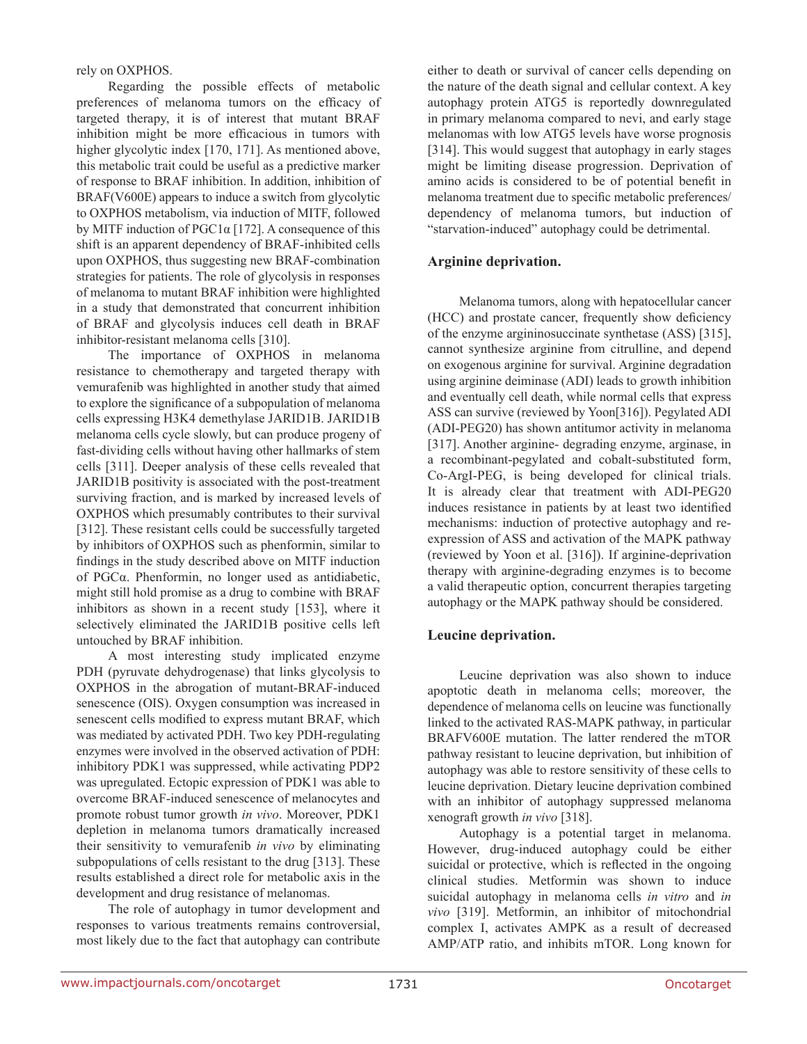rely on OXPHOS.

Regarding the possible effects of metabolic preferences of melanoma tumors on the efficacy of targeted therapy, it is of interest that mutant BRAF inhibition might be more efficacious in tumors with higher glycolytic index [170, 171]. As mentioned above, this metabolic trait could be useful as a predictive marker of response to BRAF inhibition. In addition, inhibition of BRAF(V600E) appears to induce a switch from glycolytic to OXPHOS metabolism, via induction of MITF, followed by MITF induction of PGC1α [172]. A consequence of this shift is an apparent dependency of BRAF-inhibited cells upon OXPHOS, thus suggesting new BRAF-combination strategies for patients. The role of glycolysis in responses of melanoma to mutant BRAF inhibition were highlighted in a study that demonstrated that concurrent inhibition of BRAF and glycolysis induces cell death in BRAF inhibitor-resistant melanoma cells [310].

The importance of OXPHOS in melanoma resistance to chemotherapy and targeted therapy with vemurafenib was highlighted in another study that aimed to explore the significance of a subpopulation of melanoma cells expressing H3K4 demethylase JARID1B. JARID1B melanoma cells cycle slowly, but can produce progeny of fast-dividing cells without having other hallmarks of stem cells [311]. Deeper analysis of these cells revealed that JARID1B positivity is associated with the post-treatment surviving fraction, and is marked by increased levels of OXPHOS which presumably contributes to their survival [312]. These resistant cells could be successfully targeted by inhibitors of OXPHOS such as phenformin, similar to findings in the study described above on MITF induction of PGCα. Phenformin, no longer used as antidiabetic, might still hold promise as a drug to combine with BRAF inhibitors as shown in a recent study [153], where it selectively eliminated the JARID1B positive cells left untouched by BRAF inhibition.

A most interesting study implicated enzyme PDH (pyruvate dehydrogenase) that links glycolysis to OXPHOS in the abrogation of mutant-BRAF-induced senescence (OIS). Oxygen consumption was increased in senescent cells modified to express mutant BRAF, which was mediated by activated PDH. Two key PDH-regulating enzymes were involved in the observed activation of PDH: inhibitory PDK1 was suppressed, while activating PDP2 was upregulated. Ectopic expression of PDK1 was able to overcome BRAF-induced senescence of melanocytes and promote robust tumor growth *in vivo*. Moreover, PDK1 depletion in melanoma tumors dramatically increased their sensitivity to vemurafenib *in vivo* by eliminating subpopulations of cells resistant to the drug [313]. These results established a direct role for metabolic axis in the development and drug resistance of melanomas.

The role of autophagy in tumor development and responses to various treatments remains controversial, most likely due to the fact that autophagy can contribute either to death or survival of cancer cells depending on the nature of the death signal and cellular context. A key autophagy protein ATG5 is reportedly downregulated in primary melanoma compared to nevi, and early stage melanomas with low ATG5 levels have worse prognosis [314]. This would suggest that autophagy in early stages might be limiting disease progression. Deprivation of amino acids is considered to be of potential benefit in melanoma treatment due to specific metabolic preferences/dependency of melanoma tumors, but induction of "starvation-induced" autophagy could be detrimental.

### Arginine deprivation.

Melanoma tumors, along with hepatocellular cancer (HCC) and prostate cancer, frequently show deficiency of the enzyme argininosuccinate synthetase (ASS) [315], cannot synthesize arginine from citrulline, and depend on exogenous arginine for survival. Arginine degradation using arginine deiminase (ADI) leads to growth inhibition and eventually cell death, while normal cells that express ASS can survive (reviewed by Yoon[316]). Pegylated ADI (ADI-PEG20) has shown antitumor activity in melanoma [317]. Another arginine- degrading enzyme, arginase, in a recombinant-pegylated and cobalt-substituted form, Co-ArgI-PEG, is being developed for clinical trials. It is already clear that treatment with ADI-PEG20 induces resistance in patients by at least two identified mechanisms: induction of protective autophagy and re-expression of ASS and activation of the MAPK pathway (reviewed by Yoon et al. [316]). If arginine-deprivation therapy with arginine-degrading enzymes is to become a valid therapeutic option, concurrent therapies targeting autophagy or the MAPK pathway should be considered.

### Leucine deprivation.

Leucine deprivation was also shown to induce apoptotic death in melanoma cells; moreover, the dependence of melanoma cells on leucine was functionally linked to the activated RAS-MAPK pathway, in particular BRAFV600E mutation. The latter rendered the mTOR pathway resistant to leucine deprivation, but inhibition of autophagy was able to restore sensitivity of these cells to leucine deprivation. Dietary leucine deprivation combined with an inhibitor of autophagy suppressed melanoma xenograft growth *in vivo* [318].

Autophagy is a potential target in melanoma. However, drug-induced autophagy could be either suicidal or protective, which is reflected in the ongoing clinical studies. Metformin was shown to induce suicidal autophagy in melanoma cells *in vitro* and *in vivo* [319]. Metformin, an inhibitor of mitochondrial complex I, activates AMPK as a result of decreased AMP/ATP ratio, and inhibits mTOR. Long known for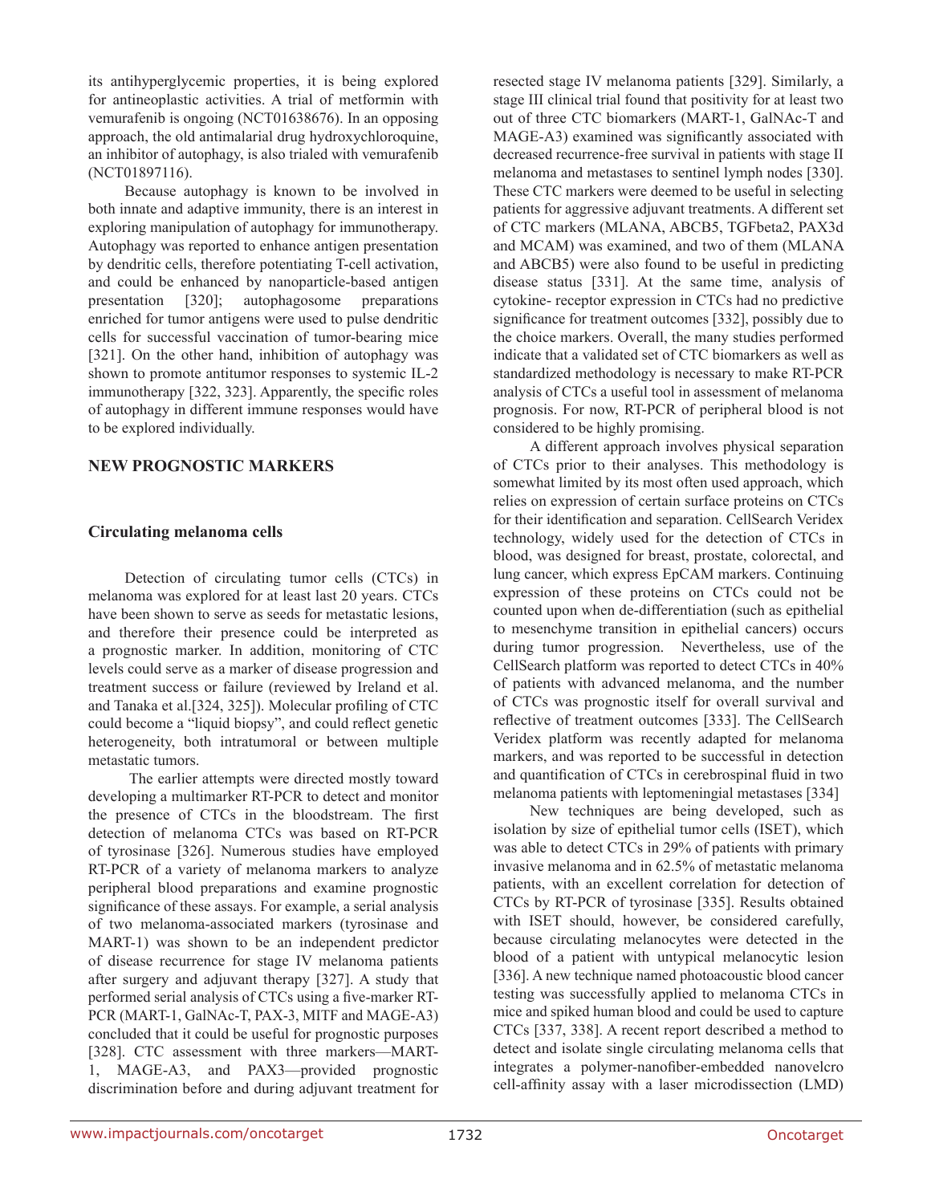its antihyperglycemic properties, it is being explored for antineoplastic activities. A trial of metformin with vemurafenib is ongoing (NCT01638676). In an opposing approach, the old antimalarial drug hydroxychloroquine, an inhibitor of autophagy, is also trialed with vemurafenib (NCT01897116).

Because autophagy is known to be involved in both innate and adaptive immunity, there is an interest in exploring manipulation of autophagy for immunotherapy. Autophagy was reported to enhance antigen presentation by dendritic cells, therefore potentiating T-cell activation, and could be enhanced by nanoparticle-based antigen presentation [320]; autophagosome preparations enriched for tumor antigens were used to pulse dendritic cells for successful vaccination of tumor-bearing mice [321]. On the other hand, inhibition of autophagy was shown to promote antitumor responses to systemic IL-2 immunotherapy [322, 323]. Apparently, the specific roles of autophagy in different immune responses would have to be explored individually.

## NEW PROGNOSTIC MARKERS

### Circulating melanoma cells

Detection of circulating tumor cells (CTCs) in melanoma was explored for at least last 20 years. CTCs have been shown to serve as seeds for metastatic lesions, and therefore their presence could be interpreted as a prognostic marker. In addition, monitoring of CTC levels could serve as a marker of disease progression and treatment success or failure (reviewed by Ireland et al. and Tanaka et al.[324, 325]). Molecular profiling of CTC could become a "liquid biopsy", and could reflect genetic heterogeneity, both intratumoral or between multiple metastatic tumors.

The earlier attempts were directed mostly toward developing a multimarker RT-PCR to detect and monitor the presence of CTCs in the bloodstream. The first detection of melanoma CTCs was based on RT-PCR of tyrosinase [326]. Numerous studies have employed RT-PCR of a variety of melanoma markers to analyze peripheral blood preparations and examine prognostic significance of these assays. For example, a serial analysis of two melanoma-associated markers (tyrosinase and MART-1) was shown to be an independent predictor of disease recurrence for stage IV melanoma patients after surgery and adjuvant therapy [327]. A study that performed serial analysis of CTCs using a five-marker RT-PCR (MART-1, GalNAc-T, PAX-3, MITF and MAGE-A3) concluded that it could be useful for prognostic purposes [328]. CTC assessment with three markers—MART-1, MAGE-A3, and PAX3—provided prognostic discrimination before and during adjuvant treatment for resected stage IV melanoma patients [329]. Similarly, a stage III clinical trial found that positivity for at least two out of three CTC biomarkers (MART-1, GalNAc-T and MAGE-A3) examined was significantly associated with decreased recurrence-free survival in patients with stage II melanoma and metastases to sentinel lymph nodes [330]. These CTC markers were deemed to be useful in selecting patients for aggressive adjuvant treatments. A different set of CTC markers (MLANA, ABCB5, TGFbeta2, PAX3d and MCAM) was examined, and two of them (MLANA and ABCB5) were also found to be useful in predicting disease status [331]. At the same time, analysis of cytokine- receptor expression in CTCs had no predictive significance for treatment outcomes [332], possibly due to the choice markers. Overall, the many studies performed indicate that a validated set of CTC biomarkers as well as standardized methodology is necessary to make RT-PCR analysis of CTCs a useful tool in assessment of melanoma prognosis. For now, RT-PCR of peripheral blood is not considered to be highly promising.

A different approach involves physical separation of CTCs prior to their analyses. This methodology is somewhat limited by its most often used approach, which relies on expression of certain surface proteins on CTCs for their identification and separation. CellSearch Veridex technology, widely used for the detection of CTCs in blood, was designed for breast, prostate, colorectal, and lung cancer, which express EpCAM markers. Continuing expression of these proteins on CTCs could not be counted upon when de-differentiation (such as epithelial to mesenchyme transition in epithelial cancers) occurs during tumor progression. Nevertheless, use of the CellSearch platform was reported to detect CTCs in 40% of patients with advanced melanoma, and the number of CTCs was prognostic itself for overall survival and reflective of treatment outcomes [333]. The CellSearch Veridex platform was recently adapted for melanoma markers, and was reported to be successful in detection and quantification of CTCs in cerebrospinal fluid in two melanoma patients with leptomeningeal metastases [334]

New techniques are being developed, such as isolation by size of epithelial tumor cells (ISET), which was able to detect CTCs in 29% of patients with primary invasive melanoma and in 62.5% of metastatic melanoma patients, with an excellent correlation for detection of CTCs by RT-PCR of tyrosinase [335]. Results obtained with ISET should, however, be considered carefully, because circulating melanocytes were detected in the blood of a patient with untypical melanocytic lesion [336]. A new technique named photoacoustic blood cancer testing was successfully applied to melanoma CTCs in mice and spiked human blood and could be used to capture CTCs [337, 338]. A recent report described a method to detect and isolate single circulating melanoma cells that integrates a polymer-nanofiber-embedded nanovelcro cell-affinity assay with a laser microdissection (LMD)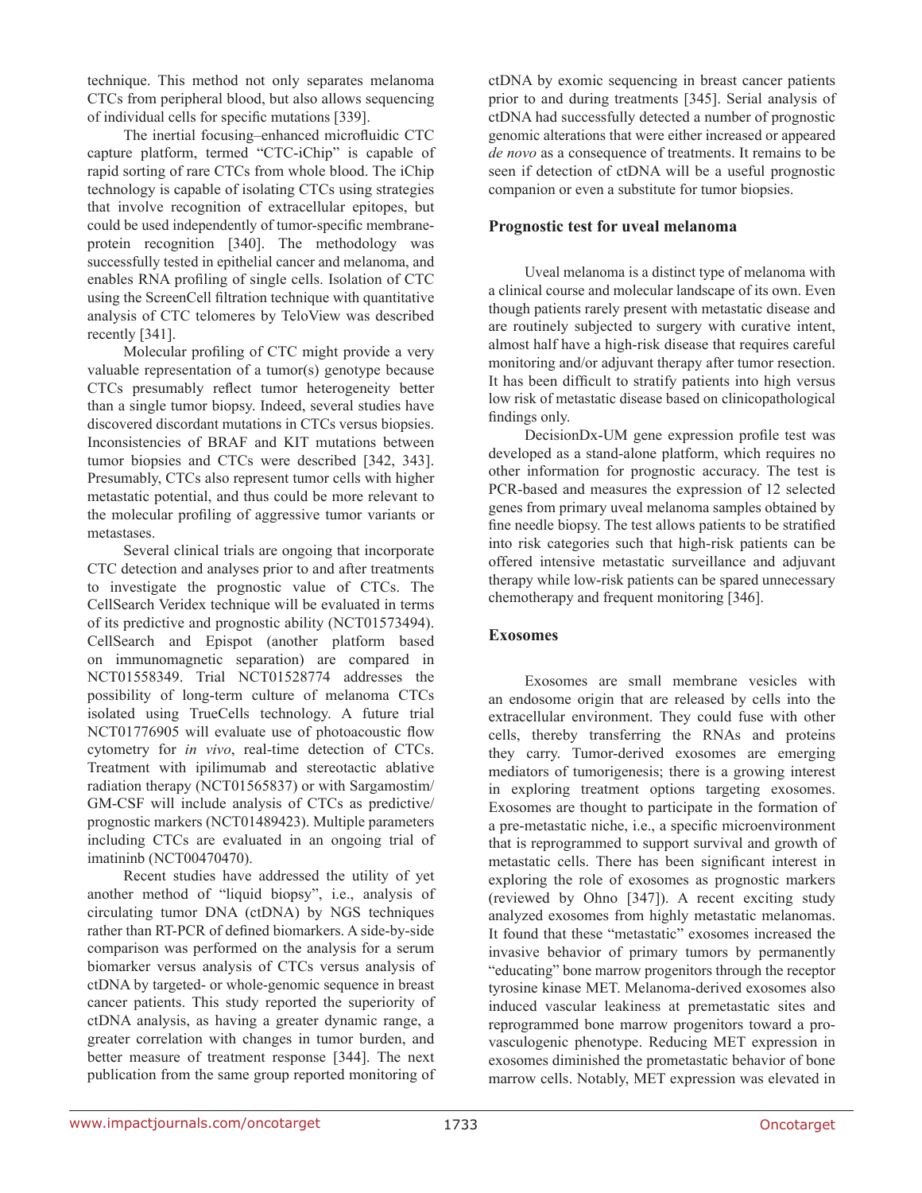technique. This method not only separates melanoma CTCs from peripheral blood, but also allows sequencing of individual cells for specific mutations [339].

The inertial focusing–enhanced microfluidic CTC capture platform, termed "CTC-iChip" is capable of rapid sorting of rare CTCs from whole blood. The iChip technology is capable of isolating CTCs using strategies that involve recognition of extracellular epitopes, but could be used independently of tumor-specific membrane-protein recognition [340]. The methodology was successfully tested in epithelial cancer and melanoma, and enables RNA profiling of single cells. Isolation of CTC using the ScreenCell filtration technique with quantitative analysis of CTC telomeres by TeloView was described recently [341].

Molecular profiling of CTC might provide a very valuable representation of a tumor(s) genotype because CTCs presumably reflect tumor heterogeneity better than a single tumor biopsy. Indeed, several studies have discovered discordant mutations in CTCs versus biopsies. Inconsistencies of BRAF and KIT mutations between tumor biopsies and CTCs were described [342, 343]. Presumably, CTCs also represent tumor cells with higher metastatic potential, and thus could be more relevant to the molecular profiling of aggressive tumor variants or metastases.

Several clinical trials are ongoing that incorporate CTC detection and analyses prior to and after treatments to investigate the prognostic value of CTCs. The CellSearch Veridex technique will be evaluated in terms of its predictive and prognostic ability (NCT01573494). CellSearch and Epispot (another platform based on immunomagnetic separation) are compared in NCT01558349. Trial NCT01528774 addresses the possibility of long-term culture of melanoma CTCs isolated using TrueCells technology. A future trial NCT01776905 will evaluate use of photoacoustic flow cytometry for *in vivo*, real-time detection of CTCs. Treatment with ipilimumab and stereotactic ablative radiation therapy (NCT01565837) or with Sargamostim/GM-CSF will include analysis of CTCs as predictive/prognostic markers (NCT01489423). Multiple parameters including CTCs are evaluated in an ongoing trial of imatininb (NCT00470470).

Recent studies have addressed the utility of yet another method of "liquid biopsy", i.e., analysis of circulating tumor DNA (ctDNA) by NGS techniques rather than RT-PCR of defined biomarkers. A side-by-side comparison was performed on the analysis for a serum biomarker versus analysis of CTCs versus analysis of ctDNA by targeted- or whole-genomic sequence in breast cancer patients. This study reported the superiority of ctDNA analysis, as having a greater dynamic range, a greater correlation with changes in tumor burden, and better measure of treatment response [344]. The next publication from the same group reported monitoring of ctDNA by exomic sequencing in breast cancer patients prior to and during treatments [345]. Serial analysis of ctDNA had successfully detected a number of prognostic genomic alterations that were either increased or appeared *de novo* as a consequence of treatments. It remains to be seen if detection of ctDNA will be a useful prognostic companion or even a substitute for tumor biopsies.

## Prognostic test for uveal melanoma

Uveal melanoma is a distinct type of melanoma with a clinical course and molecular landscape of its own. Even though patients rarely present with metastatic disease and are routinely subjected to surgery with curative intent, almost half have a high-risk disease that requires careful monitoring and/or adjuvant therapy after tumor resection. It has been difficult to stratify patients into high versus low risk of metastatic disease based on clinicopathological findings only.

DecisionDx-UM gene expression profile test was developed as a stand-alone platform, which requires no other information for prognostic accuracy. The test is PCR-based and measures the expression of 12 selected genes from primary uveal melanoma samples obtained by fine needle biopsy. The test allows patients to be stratified into risk categories such that high-risk patients can be offered intensive metastatic surveillance and adjuvant therapy while low-risk patients can be spared unnecessary chemotherapy and frequent monitoring [346].

## Exosomes

Exosomes are small membrane vesicles with an endosome origin that are released by cells into the extracellular environment. They could fuse with other cells, thereby transferring the RNAs and proteins they carry. Tumor-derived exosomes are emerging mediators of tumorigenesis; there is a growing interest in exploring treatment options targeting exosomes. Exosomes are thought to participate in the formation of a pre-metastatic niche, i.e., a specific microenvironment that is reprogrammed to support survival and growth of metastatic cells. There has been significant interest in exploring the role of exosomes as prognostic markers (reviewed by Ohno [347]). A recent exciting study analyzed exosomes from highly metastatic melanomas. It found that these "metastatic" exosomes increased the invasive behavior of primary tumors by permanently "educating" bone marrow progenitors through the receptor tyrosine kinase MET. Melanoma-derived exosomes also induced vascular leakiness at premetastatic sites and reprogrammed bone marrow progenitors toward a pro-vasculogenic phenotype. Reducing MET expression in exosomes diminished the prometastatic behavior of bone marrow cells. Notably, MET expression was elevated in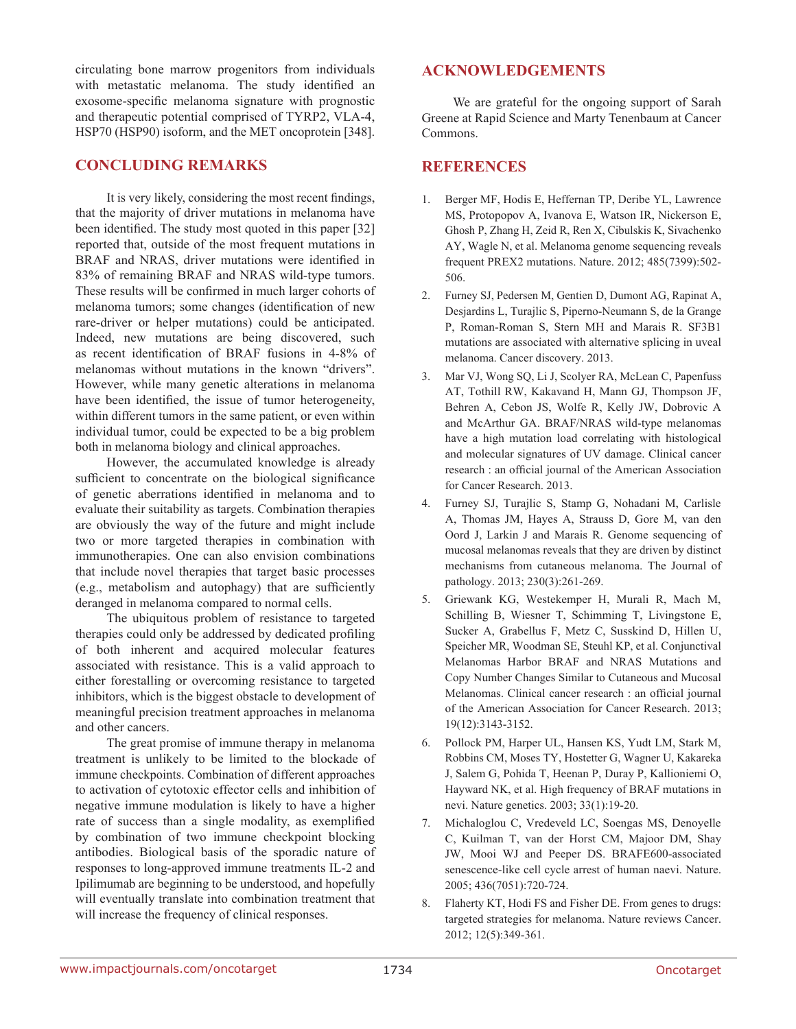circulating bone marrow progenitors from individuals with metastatic melanoma. The study identified an exosome-specific melanoma signature with prognostic and therapeutic potential comprised of TYRP2, VLA-4, HSP70 (HSP90) isoform, and the MET oncoprotein [348].

## CONCLUDING REMARKS

It is very likely, considering the most recent findings, that the majority of driver mutations in melanoma have been identified. The study most quoted in this paper [32] reported that, outside of the most frequent mutations in BRAF and NRAS, driver mutations were identified in 83% of remaining BRAF and NRAS wild-type tumors. These results will be confirmed in much larger cohorts of melanoma tumors; some changes (identification of new rare-driver or helper mutations) could be anticipated. Indeed, new mutations are being discovered, such as recent identification of BRAF fusions in 4-8% of melanomas without mutations in the known "drivers". However, while many genetic alterations in melanoma have been identified, the issue of tumor heterogeneity, within different tumors in the same patient, or even within individual tumor, could be expected to be a big problem both in melanoma biology and clinical approaches.

However, the accumulated knowledge is already sufficient to concentrate on the biological significance of genetic aberrations identified in melanoma and to evaluate their suitability as targets. Combination therapies are obviously the way of the future and might include two or more targeted therapies in combination with immunotherapies. One can also envision combinations that include novel therapies that target basic processes (e.g., metabolism and autophagy) that are sufficiently deranged in melanoma compared to normal cells.

The ubiquitous problem of resistance to targeted therapies could only be addressed by dedicated profiling of both inherent and acquired molecular features associated with resistance. This is a valid approach to either forestalling or overcoming resistance to targeted inhibitors, which is the biggest obstacle to development of meaningful precision treatment approaches in melanoma and other cancers.

The great promise of immune therapy in melanoma treatment is unlikely to be limited to the blockade of immune checkpoints. Combination of different approaches to activation of cytotoxic effector cells and inhibition of negative immune modulation is likely to have a higher rate of success than a single modality, as exemplified by combination of two immune checkpoint blocking antibodies. Biological basis of the sporadic nature of responses to long-approved immune treatments IL-2 and Ipilimumab are beginning to be understood, and hopefully will eventually translate into combination treatment that will increase the frequency of clinical responses.

## ACKNOWLEDGEMENTS

We are grateful for the ongoing support of Sarah Greene at Rapid Science and Marty Tenenbaum at Cancer Commons.

## REFERENCES

1. Berger MF, Hodis E, Heffernan TP, Deribe YL, Lawrence MS, Protopopov A, Ivanova E, Watson IR, Nickerson E, Ghosh P, Zhang H, Zeid R, Ren X, Cibulskis K, Sivachenko AY, Wagle N, et al. Melanoma genome sequencing reveals frequent PREX2 mutations. Nature. 2012; 485(7399):502-506.
2. Furney SJ, Pedersen M, Gentien D, Dumont AG, Rapinat A, Desjardins L, Turajlic S, Piperno-Neumann S, de la Grange P, Roman-Roman S, Stern MH and Marais R. SF3B1 mutations are associated with alternative splicing in uveal melanoma. Cancer discovery. 2013.
3. Mar VJ, Wong SQ, Li J, Scolyer RA, McLean C, Papenfuss AT, Tothill RW, Kakavand H, Mann GJ, Thompson JF, Behren A, Cebon JS, Wolfe R, Kelly JW, Dobrovic A and McArthur GA. BRAF/NRAS wild-type melanomas have a high mutation load correlating with histological and molecular signatures of UV damage. Clinical cancer research : an official journal of the American Association for Cancer Research. 2013.
4. Furney SJ, Turajlic S, Stamp G, Nohadani M, Carlisle A, Thomas JM, Hayes A, Strauss D, Gore M, van den Oord J, Larkin J and Marais R. Genome sequencing of mucosal melanomas reveals that they are driven by distinct mechanisms from cutaneous melanoma. The Journal of pathology. 2013; 230(3):261-269.
5. Griewank KG, Westekemper H, Murali R, Mach M, Schilling B, Wiesner T, Schimming T, Livingstone E, Sucker A, Grabellus F, Metz C, Susskind D, Hillen U, Speicher MR, Woodman SE, Steuhl KP, et al. Conjunctival Melanomas Harbor BRAF and NRAS Mutations and Copy Number Changes Similar to Cutaneous and Mucosal Melanomas. Clinical cancer research : an official journal of the American Association for Cancer Research. 2013; 19(12):3143-3152.
6. Pollock PM, Harper UL, Hansen KS, Yudt LM, Stark M, Robbins CM, Moses TY, Hostetter G, Wagner U, Kakareka J, Salem G, Pohida T, Heenan P, Duray P, Kallioniemi O, Hayward NK, et al. High frequency of BRAF mutations in nevi. Nature genetics. 2003; 33(1):19-20.
7. Michaloglou C, Vredeveld LC, Soengas MS, Denoyelle C, Kuilman T, van der Horst CM, Majoor DM, Shay JW, Mooi WJ and Peeper DS. BRAFE600-associated senescence-like cell cycle arrest of human naevi. Nature. 2005; 436(7051):720-724.
8. Flaherty KT, Hodi FS and Fisher DE. From genes to drugs: targeted strategies for melanoma. Nature reviews Cancer. 2012; 12(5):349-361.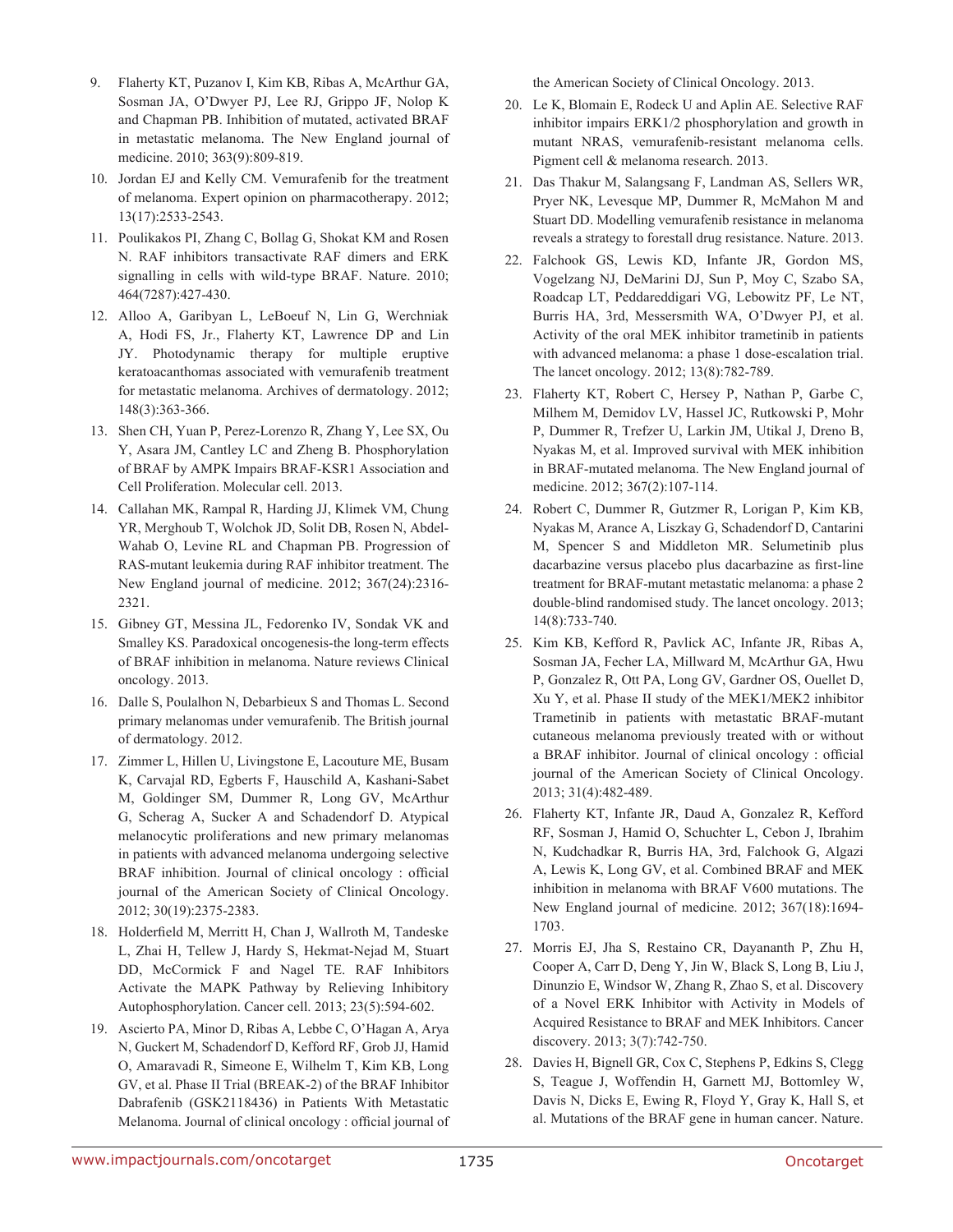9. Flaherty KT, Puzanov I, Kim KB, Ribas A, McArthur GA, Sosman JA, O'Dwyer PJ, Lee RJ, Grippo JF, Nolop K and Chapman PB. Inhibition of mutated, activated BRAF in metastatic melanoma. The New England journal of medicine. 2010; 363(9):809-819.

10. Jordan EJ and Kelly CM. Vemurafenib for the treatment of melanoma. Expert opinion on pharmacotherapy. 2012; 13(17):2533-2543.

11. Poulikakos PI, Zhang C, Bollag G, Shokat KM and Rosen N. RAF inhibitors transactivate RAF dimers and ERK signalling in cells with wild-type BRAF. Nature. 2010; 464(7287):427-430.

12. Alloo A, Garibyan L, LeBoeuf N, Lin G, Werchniak A, Hodi FS, Jr., Flaherty KT, Lawrence DP and Lin JY. Photodynamic therapy for multiple eruptive keratoacanthomas associated with vemurafenib treatment for metastatic melanoma. Archives of dermatology. 2012; 148(3):363-366.

13. Shen CH, Yuan P, Perez-Lorenzo R, Zhang Y, Lee SX, Ou Y, Asara JM, Cantley LC and Zheng B. Phosphorylation of BRAF by AMPK Impairs BRAF-KSR1 Association and Cell Proliferation. Molecular cell. 2013.

14. Callahan MK, Rampal R, Harding JJ, Klimek VM, Chung YR, Merghoub T, Wolchok JD, Solit DB, Rosen N, Abdel-Wahab O, Levine RL and Chapman PB. Progression of RAS-mutant leukemia during RAF inhibitor treatment. The New England journal of medicine. 2012; 367(24):2316-2321.

15. Gibney GT, Messina JL, Fedorenko IV, Sondak VK and Smalley KS. Paradoxical oncogenesis-the long-term effects of BRAF inhibition in melanoma. Nature reviews Clinical oncology. 2013.

16. Dalle S, Poulalhon N, Debarbieux S and Thomas L. Second primary melanomas under vemurafenib. The British journal of dermatology. 2012.

17. Zimmer L, Hillen U, Livingstone E, Lacouture ME, Busam K, Carvajal RD, Egberts F, Hauschild A, Kashani-Sabet M, Goldinger SM, Dummer R, Long GV, McArthur G, Scherag A, Sucker A and Schadendorf D. Atypical melanocytic proliferations and new primary melanomas in patients with advanced melanoma undergoing selective BRAF inhibition. Journal of clinical oncology : official journal of the American Society of Clinical Oncology. 2012; 30(19):2375-2383.

18. Holderfield M, Merritt H, Chan J, Wallroth M, Tandeske L, Zhai H, Tellew J, Hardy S, Hekmat-Nejad M, Stuart DD, McCormick F and Nagel TE. RAF Inhibitors Activate the MAPK Pathway by Relieving Inhibitory Autophosphorylation. Cancer cell. 2013; 23(5):594-602.

19. Ascierto PA, Minor D, Ribas A, Lebbe C, O'Hagan A, Arya N, Guckert M, Schadendorf D, Kefford RF, Grob JJ, Hamid O, Amaravadi R, Simeone E, Wilhelm T, Kim KB, Long GV, et al. Phase II Trial (BREAK-2) of the BRAF Inhibitor Dabrafenib (GSK2118436) in Patients With Metastatic Melanoma. Journal of clinical oncology : official journal of the American Society of Clinical Oncology. 2013.

20. Le K, Blomain E, Rodeck U and Aplin AE. Selective RAF inhibitor impairs ERK1/2 phosphorylation and growth in mutant NRAS, vemurafenib-resistant melanoma cells. Pigment cell & melanoma research. 2013.

21. Das Thakur M, Salangsang F, Landman AS, Sellers WR, Pryer NK, Levesque MP, Dummer R, McMahon M and Stuart DD. Modelling vemurafenib resistance in melanoma reveals a strategy to forestall drug resistance. Nature. 2013.

22. Falchook GS, Lewis KD, Infante JR, Gordon MS, Vogelzang NJ, DeMarini DJ, Sun P, Moy C, Szabo SA, Roadcap LT, Peddareddigari VG, Lebowitz PF, Le NT, Burris HA, 3rd, Messersmith WA, O'Dwyer PJ, et al. Activity of the oral MEK inhibitor trametinib in patients with advanced melanoma: a phase 1 dose-escalation trial. The lancet oncology. 2012; 13(8):782-789.

23. Flaherty KT, Robert C, Hersey P, Nathan P, Garbe C, Milhem M, Demidov LV, Hassel JC, Rutkowski P, Mohr P, Dummer R, Trefzer U, Larkin JM, Utikal J, Dreno B, Nyakas M, et al. Improved survival with MEK inhibition in BRAF-mutated melanoma. The New England journal of medicine. 2012; 367(2):107-114.

24. Robert C, Dummer R, Gutzmer R, Lorigan P, Kim KB, Nyakas M, Arance A, Liszkay G, Schadendorf D, Cantarini M, Spencer S and Middleton MR. Selumetinib plus dacarbazine versus placebo plus dacarbazine as first-line treatment for BRAF-mutant metastatic melanoma: a phase 2 double-blind randomised study. The lancet oncology. 2013; 14(8):733-740.

25. Kim KB, Kefford R, Pavlick AC, Infante JR, Ribas A, Sosman JA, Fecher LA, Millward M, McArthur GA, Hwu P, Gonzalez R, Ott PA, Long GV, Gardner OS, Ouellet D, Xu Y, et al. Phase II study of the MEK1/MEK2 inhibitor Trametinib in patients with metastatic BRAF-mutant cutaneous melanoma previously treated with or without a BRAF inhibitor. Journal of clinical oncology : official journal of the American Society of Clinical Oncology. 2013; 31(4):482-489.

26. Flaherty KT, Infante JR, Daud A, Gonzalez R, Kefford RF, Sosman J, Hamid O, Schuchter L, Cebon J, Ibrahim N, Kudchadkar R, Burris HA, 3rd, Falchook G, Algazi A, Lewis K, Long GV, et al. Combined BRAF and MEK inhibition in melanoma with BRAF V600 mutations. The New England journal of medicine. 2012; 367(18):1694-1703.

27. Morris EJ, Jha S, Restaino CR, Dayananth P, Zhu H, Cooper A, Carr D, Deng Y, Jin W, Black S, Long B, Liu J, Dinunzio E, Windsor W, Zhang R, Zhao S, et al. Discovery of a Novel ERK Inhibitor with Activity in Models of Acquired Resistance to BRAF and MEK Inhibitors. Cancer discovery. 2013; 3(7):742-750.

28. Davies H, Bignell GR, Cox C, Stephens P, Edkins S, Clegg S, Teague J, Woffendin H, Garnett MJ, Bottomley W, Davis N, Dicks E, Ewing R, Floyd Y, Gray K, Hall S, et al. Mutations of the BRAF gene in human cancer. Nature.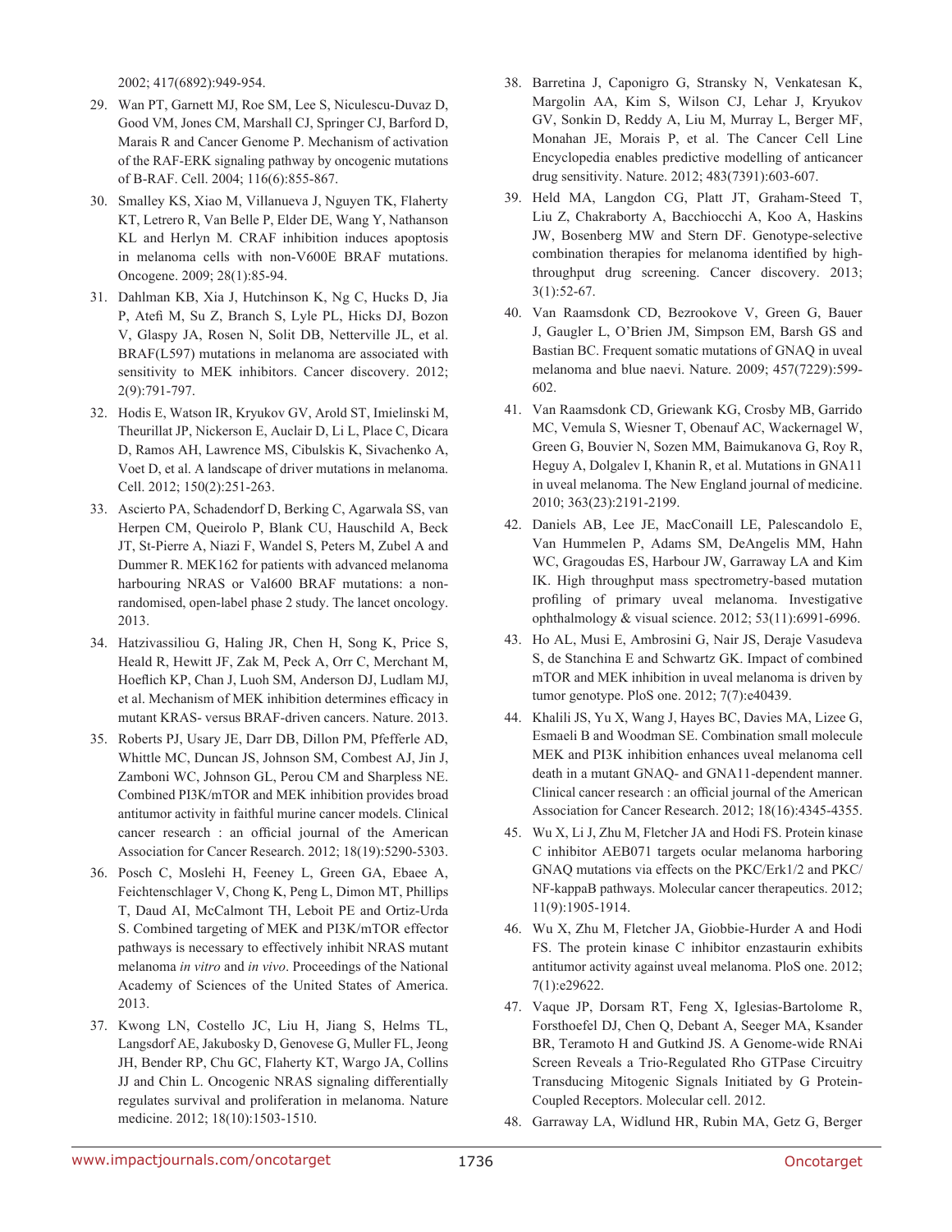2002; 417(6892):949-954.

29. Wan PT, Garnett MJ, Roe SM, Lee S, Niculescu-Duvaz D, Good VM, Jones CM, Marshall CJ, Springer CJ, Barford D, Marais R and Cancer Genome P. Mechanism of activation of the RAF-ERK signaling pathway by oncogenic mutations of B-RAF. Cell. 2004; 116(6):855-867.

30. Smalley KS, Xiao M, Villanueva J, Nguyen TK, Flaherty KT, Letrero R, Van Belle P, Elder DE, Wang Y, Nathanson KL and Herlyn M. CRAF inhibition induces apoptosis in melanoma cells with non-V600E BRAF mutations. Oncogene. 2009; 28(1):85-94.

31. Dahlman KB, Xia J, Hutchinson K, Ng C, Hucks D, Jia P, Atefi M, Su Z, Branch S, Lyle PL, Hicks DJ, Bozon V, Glaspy JA, Rosen N, Solit DB, Netterville JL, et al. BRAF(L597) mutations in melanoma are associated with sensitivity to MEK inhibitors. Cancer discovery. 2012; 2(9):791-797.

32. Hodis E, Watson IR, Kryukov GV, Arold ST, Imielinski M, Theurillat JP, Nickerson E, Auclair D, Li L, Place C, Dicara D, Ramos AH, Lawrence MS, Cibulskis K, Sivachenko A, Voet D, et al. A landscape of driver mutations in melanoma. Cell. 2012; 150(2):251-263.

33. Ascierto PA, Schadendorf D, Berking C, Agarwala SS, van Herpen CM, Queirolo P, Blank CU, Hauschild A, Beck JT, St-Pierre A, Niazi F, Wandel S, Peters M, Zubel A and Dummer R. MEK162 for patients with advanced melanoma harbouring NRAS or Val600 BRAF mutations: a non-randomised, open-label phase 2 study. The lancet oncology. 2013.

34. Hatzivassiliou G, Haling JR, Chen H, Song K, Price S, Heald R, Hewitt JF, Zak M, Peck A, Orr C, Merchant M, Hoeflich KP, Chan J, Luoh SM, Anderson DJ, Ludlam MJ, et al. Mechanism of MEK inhibition determines efficacy in mutant KRAS- versus BRAF-driven cancers. Nature. 2013.

35. Roberts PJ, Usary JE, Darr DB, Dillon PM, Pfefferle AD, Whittle MC, Duncan JS, Johnson SM, Combest AJ, Jin J, Zamboni WC, Johnson GL, Perou CM and Sharpless NE. Combined PI3K/mTOR and MEK inhibition provides broad antitumor activity in faithful murine cancer models. Clinical cancer research : an official journal of the American Association for Cancer Research. 2012; 18(19):5290-5303.

36. Posch C, Moslehi H, Feeney L, Green GA, Ebaee A, Feichtenschlager V, Chong K, Peng L, Dimon MT, Phillips T, Daud AI, McCalmont TH, Leboit PE and Ortiz-Urda S. Combined targeting of MEK and PI3K/mTOR effector pathways is necessary to effectively inhibit NRAS mutant melanoma *in vitro* and *in vivo*. Proceedings of the National Academy of Sciences of the United States of America. 2013.

37. Kwong LN, Costello JC, Liu H, Jiang S, Helms TL, Langsdorf AE, Jakubosky D, Genovese G, Muller FL, Jeong JH, Bender RP, Chu GC, Flaherty KT, Wargo JA, Collins JJ and Chin L. Oncogenic NRAS signaling differentially regulates survival and proliferation in melanoma. Nature medicine. 2012; 18(10):1503-1510.

38. Barretina J, Caponigro G, Stransky N, Venkatesan K, Margolin AA, Kim S, Wilson CJ, Lehar J, Kryukov GV, Sonkin D, Reddy A, Liu M, Murray L, Berger MF, Monahan JE, Morais P, et al. The Cancer Cell Line Encyclopedia enables predictive modelling of anticancer drug sensitivity. Nature. 2012; 483(7391):603-607.

39. Held MA, Langdon CG, Platt JT, Graham-Steed T, Liu Z, Chakraborty A, Bacchiocchi A, Koo A, Haskins JW, Bosenberg MW and Stern DF. Genotype-selective combination therapies for melanoma identified by high-throughput drug screening. Cancer discovery. 2013; 3(1):52-67.

40. Van Raamsdonk CD, Bezrookove V, Green G, Bauer J, Gaugler L, O'Brien JM, Simpson EM, Barsh GS and Bastian BC. Frequent somatic mutations of GNAQ in uveal melanoma and blue naevi. Nature. 2009; 457(7229):599-602.

41. Van Raamsdonk CD, Griewank KG, Crosby MB, Garrido MC, Vemula S, Wiesner T, Obenauf AC, Wackernagel W, Green G, Bouvier N, Sozen MM, Baimukanova G, Roy R, Heguy A, Dolgalev I, Khanin R, et al. Mutations in GNA11 in uveal melanoma. The New England journal of medicine. 2010; 363(23):2191-2199.

42. Daniels AB, Lee JE, MacConaill LE, Palescandolo E, Van Hummelen P, Adams SM, DeAngelis MM, Hahn WC, Gragoudas ES, Harbour JW, Garraway LA and Kim IK. High throughput mass spectrometry-based mutation profiling of primary uveal melanoma. Investigative ophthalmology & visual science. 2012; 53(11):6991-6996.

43. Ho AL, Musi E, Ambrosini G, Nair JS, Deraje Vasudeva S, de Stanchina E and Schwartz GK. Impact of combined mTOR and MEK inhibition in uveal melanoma is driven by tumor genotype. PloS one. 2012; 7(7):e40439.

44. Khalili JS, Yu X, Wang J, Hayes BC, Davies MA, Lizee G, Esmaeli B and Woodman SE. Combination small molecule MEK and PI3K inhibition enhances uveal melanoma cell death in a mutant GNAQ- and GNA11-dependent manner. Clinical cancer research : an official journal of the American Association for Cancer Research. 2012; 18(16):4345-4355.

45. Wu X, Li J, Zhu M, Fletcher JA and Hodi FS. Protein kinase C inhibitor AEB071 targets ocular melanoma harboring GNAQ mutations via effects on the PKC/Erk1/2 and PKC/NF-kappaB pathways. Molecular cancer therapeutics. 2012; 11(9):1905-1914.

46. Wu X, Zhu M, Fletcher JA, Giobbie-Hurder A and Hodi FS. The protein kinase C inhibitor enzastaurin exhibits antitumor activity against uveal melanoma. PloS one. 2012; 7(1):e29622.

47. Vaque JP, Dorsam RT, Feng X, Iglesias-Bartolome R, Forsthoefel DJ, Chen Q, Debant A, Seeger MA, Ksander BR, Teramoto H and Gutkind JS. A Genome-wide RNAi Screen Reveals a Trio-Regulated Rho GTPase Circuitry Transducing Mitogenic Signals Initiated by G Protein-Coupled Receptors. Molecular cell. 2012.

48. Garraway LA, Widlund HR, Rubin MA, Getz G, Berger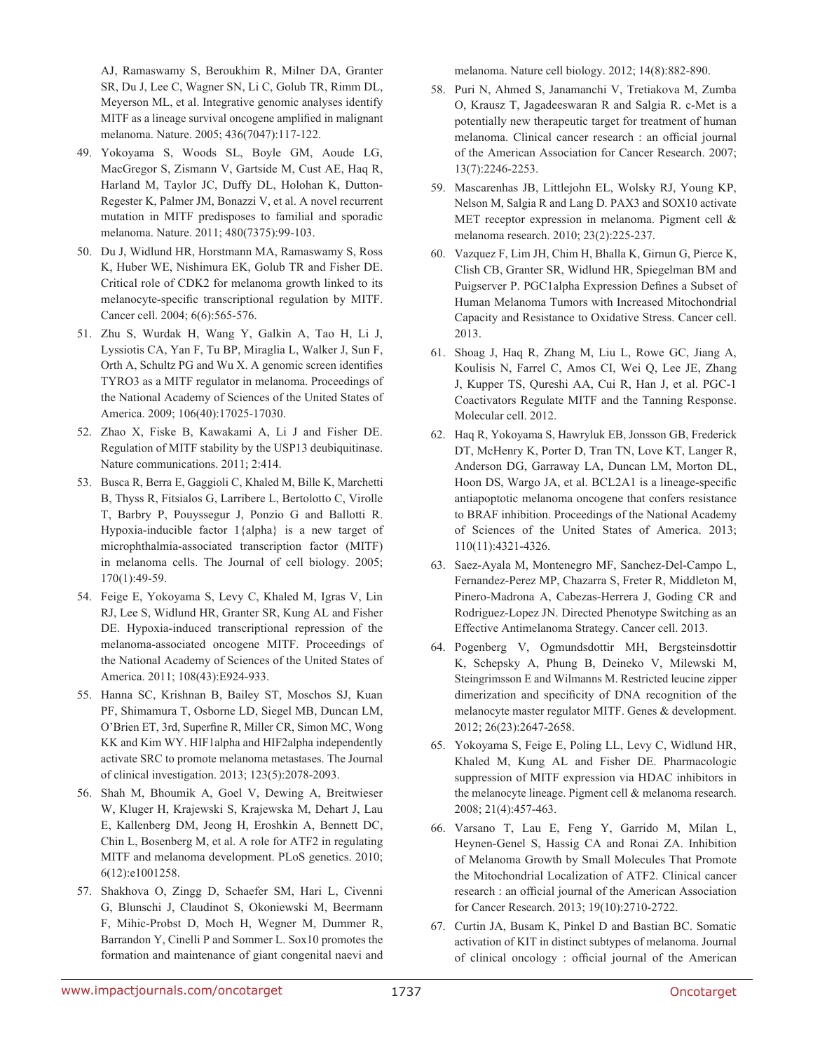AJ, Ramaswamy S, Beroukhim R, Milner DA, Granter SR, Du J, Lee C, Wagner SN, Li C, Golub TR, Rimm DL, Meyerson ML, et al. Integrative genomic analyses identify MITF as a lineage survival oncogene amplified in malignant melanoma. Nature. 2005; 436(7047):117-122.

49. Yokoyama S, Woods SL, Boyle GM, Aoude LG, MacGregor S, Zismann V, Gartside M, Cust AE, Haq R, Harland M, Taylor JC, Duffy DL, Holohan K, Dutton-Regester K, Palmer JM, Bonazzi V, et al. A novel recurrent mutation in MITF predisposes to familial and sporadic melanoma. Nature. 2011; 480(7375):99-103.

50. Du J, Widlund HR, Horstmann MA, Ramaswamy S, Ross K, Huber WE, Nishimura EK, Golub TR and Fisher DE. Critical role of CDK2 for melanoma growth linked to its melanocyte-specific transcriptional regulation by MITF. Cancer cell. 2004; 6(6):565-576.

51. Zhu S, Wurdak H, Wang Y, Galkin A, Tao H, Li J, Lyssiotis CA, Yan F, Tu BP, Miraglia L, Walker J, Sun F, Orth A, Schultz PG and Wu X. A genomic screen identifies TYRO3 as a MITF regulator in melanoma. Proceedings of the National Academy of Sciences of the United States of America. 2009; 106(40):17025-17030.

52. Zhao X, Fiske B, Kawakami A, Li J and Fisher DE. Regulation of MITF stability by the USP13 deubiquitinase. Nature communications. 2011; 2:414.

53. Busca R, Berra E, Gaggioli C, Khaled M, Bille K, Marchetti B, Thyss R, Fitsialos G, Larribere L, Bertolotto C, Virolle T, Barbry P, Pouyssegur J, Ponzio G and Ballotti R. Hypoxia-inducible factor 1{alpha} is a new target of microphthalmia-associated transcription factor (MITF) in melanoma cells. The Journal of cell biology. 2005; 170(1):49-59.

54. Feige E, Yokoyama S, Levy C, Khaled M, Igras V, Lin RJ, Lee S, Widlund HR, Granter SR, Kung AL and Fisher DE. Hypoxia-induced transcriptional repression of the melanoma-associated oncogene MITF. Proceedings of the National Academy of Sciences of the United States of America. 2011; 108(43):E924-933.

55. Hanna SC, Krishnan B, Bailey ST, Moschos SJ, Kuan PF, Shimamura T, Osborne LD, Siegel MB, Duncan LM, O'Brien ET, 3rd, Superfine R, Miller CR, Simon MC, Wong KK and Kim WY. HIF1alpha and HIF2alpha independently activate SRC to promote melanoma metastases. The Journal of clinical investigation. 2013; 123(5):2078-2093.

56. Shah M, Bhoumik A, Goel V, Dewing A, Breitwieser W, Kluger H, Krajewski S, Krajewska M, Dehart J, Lau E, Kallenberg DM, Jeong H, Eroshkin A, Bennett DC, Chin L, Bosenberg M, et al. A role for ATF2 in regulating MITF and melanoma development. PLoS genetics. 2010; 6(12):e1001258.

57. Shakhova O, Zingg D, Schaefer SM, Hari L, Civenni G, Blunschi J, Claudinot S, Okoniewski M, Beermann F, Mihic-Probst D, Moch H, Wegner M, Dummer R, Barrandon Y, Cinelli P and Sommer L. Sox10 promotes the formation and maintenance of giant congenital naevi and melanoma. Nature cell biology. 2012; 14(8):882-890.

58. Puri N, Ahmed S, Janamanchi V, Tretiakova M, Zumba O, Krausz T, Jagadeeswaran R and Salgia R. c-Met is a potentially new therapeutic target for treatment of human melanoma. Clinical cancer research : an official journal of the American Association for Cancer Research. 2007; 13(7):2246-2253.

59. Mascarenhas JB, Littlejohn EL, Wolsky RJ, Young KP, Nelson M, Salgia R and Lang D. PAX3 and SOX10 activate MET receptor expression in melanoma. Pigment cell & melanoma research. 2010; 23(2):225-237.

60. Vazquez F, Lim JH, Chim H, Bhalla K, Girnun G, Pierce K, Clish CB, Granter SR, Widlund HR, Spiegelman BM and Puigserver P. PGC1alpha Expression Defines a Subset of Human Melanoma Tumors with Increased Mitochondrial Capacity and Resistance to Oxidative Stress. Cancer cell. 2013.

61. Shoag J, Haq R, Zhang M, Liu L, Rowe GC, Jiang A, Koulisis N, Farrel C, Amos CI, Wei Q, Lee JE, Zhang J, Kupper TS, Qureshi AA, Cui R, Han J, et al. PGC-1 Coactivators Regulate MITF and the Tanning Response. Molecular cell. 2012.

62. Haq R, Yokoyama S, Hawryluk EB, Jonsson GB, Frederick DT, McHenry K, Porter D, Tran TN, Love KT, Langer R, Anderson DG, Garraway LA, Duncan LM, Morton DL, Hoon DS, Wargo JA, et al. BCL2A1 is a lineage-specific antiapoptotic melanoma oncogene that confers resistance to BRAF inhibition. Proceedings of the National Academy of Sciences of the United States of America. 2013; 110(11):4321-4326.

63. Saez-Ayala M, Montenegro MF, Sanchez-Del-Campo L, Fernandez-Perez MP, Chazarra S, Freter R, Middleton M, Pinero-Madrona A, Cabezas-Herrera J, Goding CR and Rodriguez-Lopez JN. Directed Phenotype Switching as an Effective Antimelanoma Strategy. Cancer cell. 2013.

64. Pogenberg V, Ogmundsdottir MH, Bergsteinsdottir K, Schepsky A, Phung B, Deineko V, Milewski M, Steingrimsson E and Wilmanns M. Restricted leucine zipper dimerization and specificity of DNA recognition of the melanocyte master regulator MITF. Genes & development. 2012; 26(23):2647-2658.

65. Yokoyama S, Feige E, Poling LL, Levy C, Widlund HR, Khaled M, Kung AL and Fisher DE. Pharmacologic suppression of MITF expression via HDAC inhibitors in the melanocyte lineage. Pigment cell & melanoma research. 2008; 21(4):457-463.

66. Varsano T, Lau E, Feng Y, Garrido M, Milan L, Heynen-Genel S, Hassig CA and Ronai ZA. Inhibition of Melanoma Growth by Small Molecules That Promote the Mitochondrial Localization of ATF2. Clinical cancer research : an official journal of the American Association for Cancer Research. 2013; 19(10):2710-2722.

67. Curtin JA, Busam K, Pinkel D and Bastian BC. Somatic activation of KIT in distinct subtypes of melanoma. Journal of clinical oncology : official journal of the American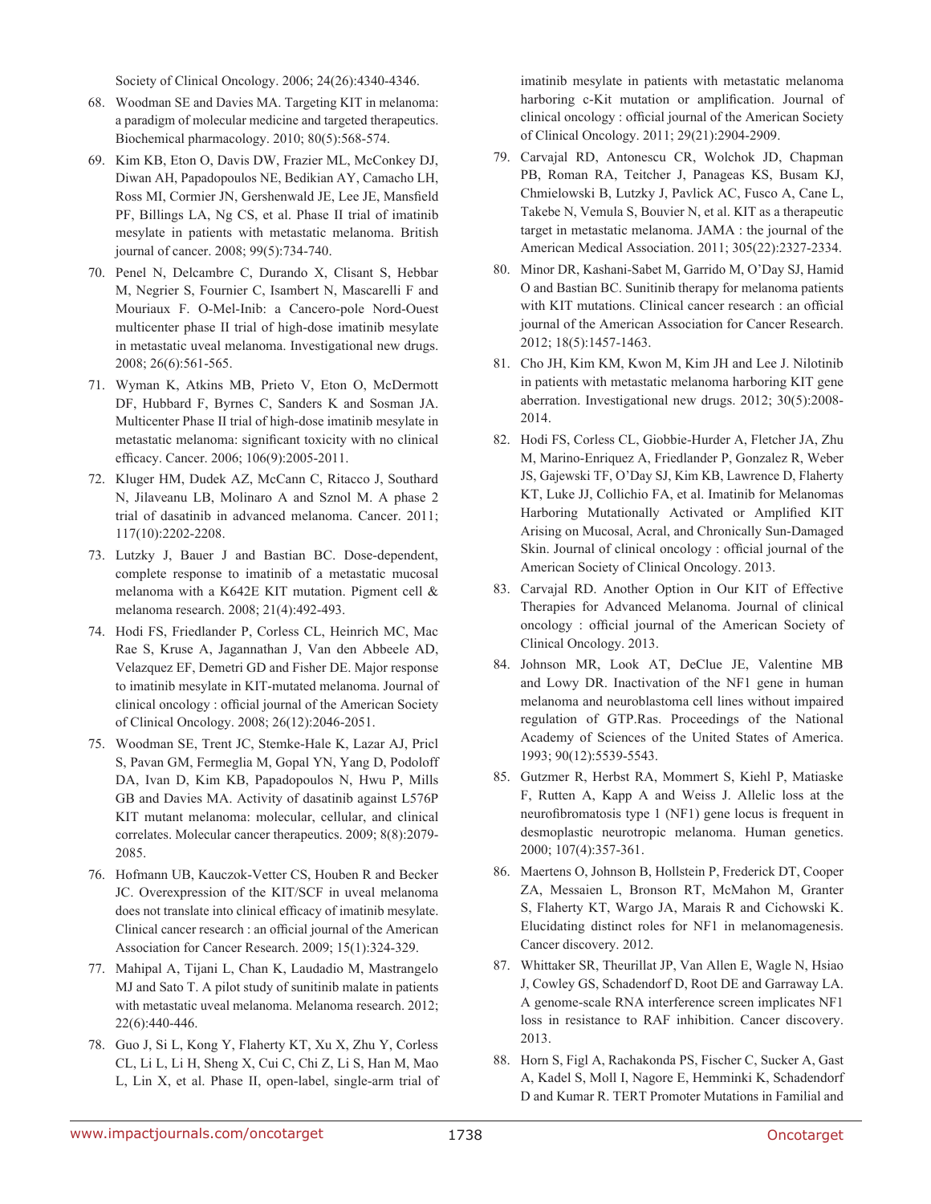Society of Clinical Oncology. 2006; 24(26):4340-4346.

68. Woodman SE and Davies MA. Targeting KIT in melanoma: a paradigm of molecular medicine and targeted therapeutics. Biochemical pharmacology. 2010; 80(5):568-574.

69. Kim KB, Eton O, Davis DW, Frazier ML, McConkey DJ, Diwan AH, Papadopoulos NE, Bedikian AY, Camacho LH, Ross MI, Cormier JN, Gershenwald JE, Lee JE, Mansfield PF, Billings LA, Ng CS, et al. Phase II trial of imatinib mesylate in patients with metastatic melanoma. British journal of cancer. 2008; 99(5):734-740.

70. Penel N, Delcambre C, Durando X, Clisant S, Hebbar M, Negrier S, Fournier C, Isambert N, Mascarelli F and Mouriaux F. O-Mel-Inib: a Cancero-pole Nord-Ouest multicenter phase II trial of high-dose imatinib mesylate in metastatic uveal melanoma. Investigational new drugs. 2008; 26(6):561-565.

71. Wyman K, Atkins MB, Prieto V, Eton O, McDermott DF, Hubbard F, Byrnes C, Sanders K and Sosman JA. Multicenter Phase II trial of high-dose imatinib mesylate in metastatic melanoma: significant toxicity with no clinical efficacy. Cancer. 2006; 106(9):2005-2011.

72. Kluger HM, Dudek AZ, McCann C, Ritacco J, Southard N, Jilaveanu LB, Molinaro A and Sznol M. A phase 2 trial of dasatinib in advanced melanoma. Cancer. 2011; 117(10):2202-2208.

73. Lutzky J, Bauer J and Bastian BC. Dose-dependent, complete response to imatinib of a metastatic mucosal melanoma with a K642E KIT mutation. Pigment cell & melanoma research. 2008; 21(4):492-493.

74. Hodi FS, Friedlander P, Corless CL, Heinrich MC, Mac Rae S, Kruse A, Jagannathan J, Van den Abbeele AD, Velazquez EF, Demetri GD and Fisher DE. Major response to imatinib mesylate in KIT-mutated melanoma. Journal of clinical oncology : official journal of the American Society of Clinical Oncology. 2008; 26(12):2046-2051.

75. Woodman SE, Trent JC, Stemke-Hale K, Lazar AJ, Pricl S, Pavan GM, Fermeglia M, Gopal YN, Yang D, Podoloff DA, Ivan D, Kim KB, Papadopoulos N, Hwu P, Mills GB and Davies MA. Activity of dasatinib against L576P KIT mutant melanoma: molecular, cellular, and clinical correlates. Molecular cancer therapeutics. 2009; 8(8):2079-2085.

76. Hofmann UB, Kauczok-Vetter CS, Houben R and Becker JC. Overexpression of the KIT/SCF in uveal melanoma does not translate into clinical efficacy of imatinib mesylate. Clinical cancer research : an official journal of the American Association for Cancer Research. 2009; 15(1):324-329.

77. Mahipal A, Tijani L, Chan K, Laudadio M, Mastrangelo MJ and Sato T. A pilot study of sunitinib malate in patients with metastatic uveal melanoma. Melanoma research. 2012; 22(6):440-446.

78. Guo J, Si L, Kong Y, Flaherty KT, Xu X, Zhu Y, Corless CL, Li L, Li H, Sheng X, Cui C, Chi Z, Li S, Han M, Mao L, Lin X, et al. Phase II, open-label, single-arm trial of imatinib mesylate in patients with metastatic melanoma harboring c-Kit mutation or amplification. Journal of clinical oncology : official journal of the American Society of Clinical Oncology. 2011; 29(21):2904-2909.

79. Carvajal RD, Antonescu CR, Wolchok JD, Chapman PB, Roman RA, Teitcher J, Panageas KS, Busam KJ, Chmielowski B, Lutzky J, Pavlick AC, Fusco A, Cane L, Takebe N, Vemula S, Bouvier N, et al. KIT as a therapeutic target in metastatic melanoma. JAMA : the journal of the American Medical Association. 2011; 305(22):2327-2334.

80. Minor DR, Kashani-Sabet M, Garrido M, O'Day SJ, Hamid O and Bastian BC. Sunitinib therapy for melanoma patients with KIT mutations. Clinical cancer research : an official journal of the American Association for Cancer Research. 2012; 18(5):1457-1463.

81. Cho JH, Kim KM, Kwon M, Kim JH and Lee J. Nilotinib in patients with metastatic melanoma harboring KIT gene aberration. Investigational new drugs. 2012; 30(5):2008-2014.

82. Hodi FS, Corless CL, Giobbie-Hurder A, Fletcher JA, Zhu M, Marino-Enriquez A, Friedlander P, Gonzalez R, Weber JS, Gajewski TF, O'Day SJ, Kim KB, Lawrence D, Flaherty KT, Luke JJ, Collichio FA, et al. Imatinib for Melanomas Harboring Mutationally Activated or Amplified KIT Arising on Mucosal, Acral, and Chronically Sun-Damaged Skin. Journal of clinical oncology : official journal of the American Society of Clinical Oncology. 2013.

83. Carvajal RD. Another Option in Our KIT of Effective Therapies for Advanced Melanoma. Journal of clinical oncology : official journal of the American Society of Clinical Oncology. 2013.

84. Johnson MR, Look AT, DeClue JE, Valentine MB and Lowy DR. Inactivation of the NF1 gene in human melanoma and neuroblastoma cell lines without impaired regulation of GTP.Ras. Proceedings of the National Academy of Sciences of the United States of America. 1993; 90(12):5539-5543.

85. Gutzmer R, Herbst RA, Mommert S, Kiehl P, Matiaske F, Rutten A, Kapp A and Weiss J. Allelic loss at the neurofibromatosis type 1 (NF1) gene locus is frequent in desmoplastic neurotropic melanoma. Human genetics. 2000; 107(4):357-361.

86. Maertens O, Johnson B, Hollstein P, Frederick DT, Cooper ZA, Messaien L, Bronson RT, McMahon M, Granter S, Flaherty KT, Wargo JA, Marais R and Cichowski K. Elucidating distinct roles for NF1 in melanomagenesis. Cancer discovery. 2012.

87. Whittaker SR, Theurillat JP, Van Allen E, Wagle N, Hsiao J, Cowley GS, Schadendorf D, Root DE and Garraway LA. A genome-scale RNA interference screen implicates NF1 loss in resistance to RAF inhibition. Cancer discovery. 2013.

88. Horn S, Figl A, Rachakonda PS, Fischer C, Sucker A, Gast A, Kadel S, Moll I, Nagore E, Hemminki K, Schadendorf D and Kumar R. TERT Promoter Mutations in Familial and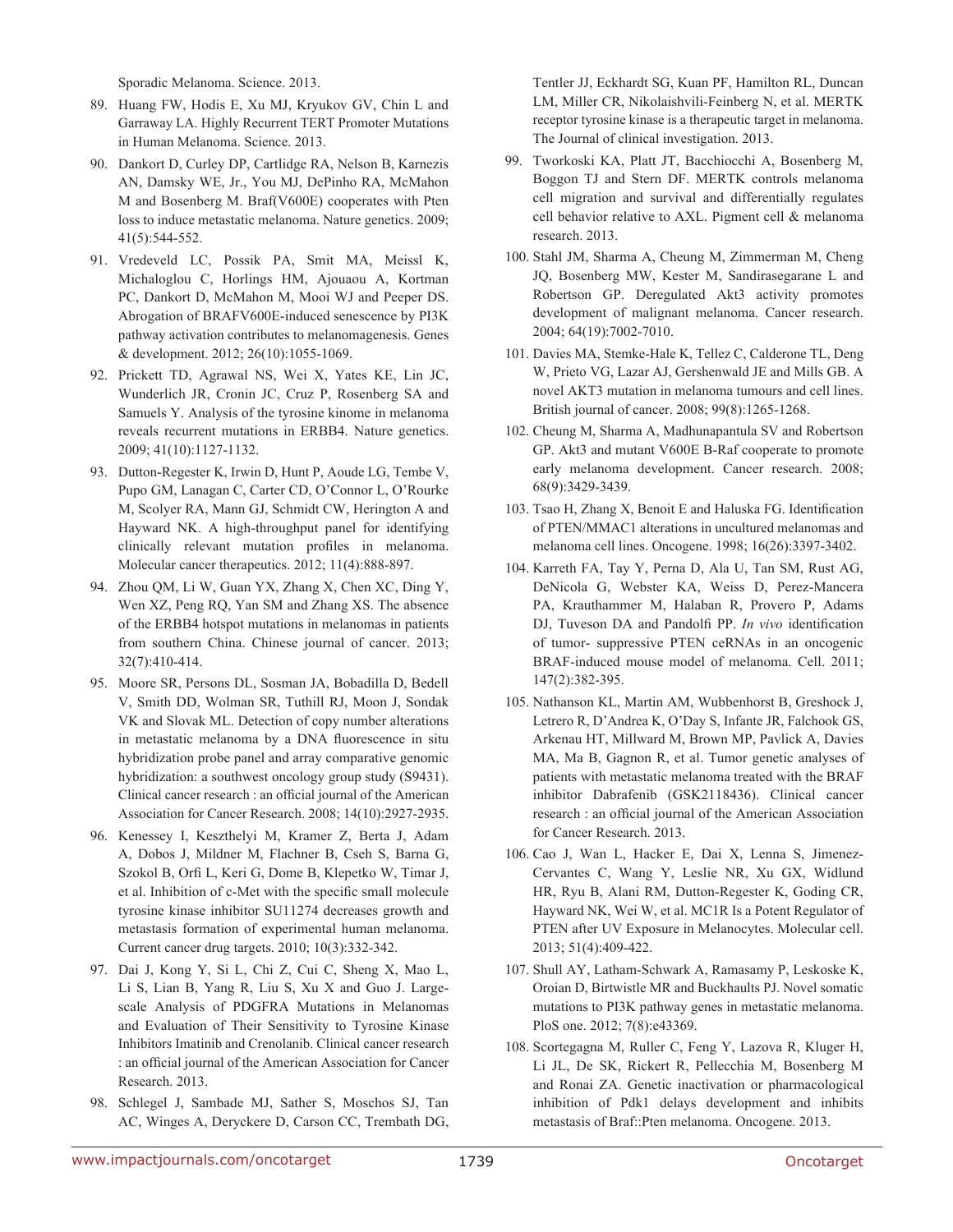Sporadic Melanoma. Science. 2013.

89. Huang FW, Hodis E, Xu MJ, Kryukov GV, Chin L and Garraway LA. Highly Recurrent TERT Promoter Mutations in Human Melanoma. Science. 2013.

90. Dankort D, Curley DP, Cartlidge RA, Nelson B, Karnezis AN, Damsky WE, Jr., You MJ, DePinho RA, McMahon M and Bosenberg M. Braf(V600E) cooperates with Pten loss to induce metastatic melanoma. Nature genetics. 2009; 41(5):544-552.

91. Vredeveld LC, Possik PA, Smit MA, Meissl K, Michaloglou C, Horlings HM, Ajouaou A, Kortman PC, Dankort D, McMahon M, Mooi WJ and Peeper DS. Abrogation of BRAFV600E-induced senescence by PI3K pathway activation contributes to melanomagenesis. Genes & development. 2012; 26(10):1055-1069.

92. Prickett TD, Agrawal NS, Wei X, Yates KE, Lin JC, Wunderlich JR, Cronin JC, Cruz P, Rosenberg SA and Samuels Y. Analysis of the tyrosine kinome in melanoma reveals recurrent mutations in ERBB4. Nature genetics. 2009; 41(10):1127-1132.

93. Dutton-Regester K, Irwin D, Hunt P, Aoude LG, Tembe V, Pupo GM, Lanagan C, Carter CD, O'Connor L, O'Rourke M, Scolyer RA, Mann GJ, Schmidt CW, Herington A and Hayward NK. A high-throughput panel for identifying clinically relevant mutation profiles in melanoma. Molecular cancer therapeutics. 2012; 11(4):888-897.

94. Zhou QM, Li W, Guan YX, Zhang X, Chen XC, Ding Y, Wen XZ, Peng RQ, Yan SM and Zhang XS. The absence of the ERBB4 hotspot mutations in melanomas in patients from southern China. Chinese journal of cancer. 2013; 32(7):410-414.

95. Moore SR, Persons DL, Sosman JA, Bobadilla D, Bedell V, Smith DD, Wolman SR, Tuthill RJ, Moon J, Sondak VK and Slovak ML. Detection of copy number alterations in metastatic melanoma by a DNA fluorescence in situ hybridization probe panel and array comparative genomic hybridization: a southwest oncology group study (S9431). Clinical cancer research : an official journal of the American Association for Cancer Research. 2008; 14(10):2927-2935.

96. Kenessey I, Keszthelyi M, Kramer Z, Berta J, Adam A, Dobos J, Mildner M, Flachner B, Cseh S, Barna G, Szokol B, Orfi L, Keri G, Dome B, Klepetko W, Timar J, et al. Inhibition of c-Met with the specific small molecule tyrosine kinase inhibitor SU11274 decreases growth and metastasis formation of experimental human melanoma. Current cancer drug targets. 2010; 10(3):332-342.

97. Dai J, Kong Y, Si L, Chi Z, Cui C, Sheng X, Mao L, Li S, Lian B, Yang R, Liu S, Xu X and Guo J. Large-scale Analysis of PDGFRA Mutations in Melanomas and Evaluation of Their Sensitivity to Tyrosine Kinase Inhibitors Imatinib and Crenolanib. Clinical cancer research : an official journal of the American Association for Cancer Research. 2013.

98. Schlegel J, Sambade MJ, Sather S, Moschos SJ, Tan AC, Winges A, Deryckere D, Carson CC, Trembath DG, Tentler JJ, Eckhardt SG, Kuan PF, Hamilton RL, Duncan LM, Miller CR, Nikolaishvili-Feinberg N, et al. MERTK receptor tyrosine kinase is a therapeutic target in melanoma. The Journal of clinical investigation. 2013.

99. Tworkoski KA, Platt JT, Bacchiocchi A, Bosenberg M, Boggon TJ and Stern DF. MERTK controls melanoma cell migration and survival and differentially regulates cell behavior relative to AXL. Pigment cell & melanoma research. 2013.

100. Stahl JM, Sharma A, Cheung M, Zimmerman M, Cheng JQ, Bosenberg MW, Kester M, Sandirasegarane L and Robertson GP. Deregulated Akt3 activity promotes development of malignant melanoma. Cancer research. 2004; 64(19):7002-7010.

101. Davies MA, Stemke-Hale K, Tellez C, Calderone TL, Deng W, Prieto VG, Lazar AJ, Gershenwald JE and Mills GB. A novel AKT3 mutation in melanoma tumours and cell lines. British journal of cancer. 2008; 99(8):1265-1268.

102. Cheung M, Sharma A, Madhunapantula SV and Robertson GP. Akt3 and mutant V600E B-Raf cooperate to promote early melanoma development. Cancer research. 2008; 68(9):3429-3439.

103. Tsao H, Zhang X, Benoit E and Haluska FG. Identification of PTEN/MMAC1 alterations in uncultured melanomas and melanoma cell lines. Oncogene. 1998; 16(26):3397-3402.

104. Karreth FA, Tay Y, Perna D, Ala U, Tan SM, Rust AG, DeNicola G, Webster KA, Weiss D, Perez-Mancera PA, Krauthammer M, Halaban R, Provero P, Adams DJ, Tuveson DA and Pandolfi PP. *In vivo* identification of tumor- suppressive PTEN ceRNAs in an oncogenic BRAF-induced mouse model of melanoma. Cell. 2011; 147(2):382-395.

105. Nathanson KL, Martin AM, Wubbenhorst B, Greshock J, Letrero R, D'Andrea K, O'Day S, Infante JR, Falchook GS, Arkenau HT, Millward M, Brown MP, Pavlick A, Davies MA, Ma B, Gagnon R, et al. Tumor genetic analyses of patients with metastatic melanoma treated with the BRAF inhibitor Dabrafenib (GSK2118436). Clinical cancer research : an official journal of the American Association for Cancer Research. 2013.

106. Cao J, Wan L, Hacker E, Dai X, Lenna S, Jimenez-Cervantes C, Wang Y, Leslie NR, Xu GX, Widlund HR, Ryu B, Alani RM, Dutton-Regester K, Goding CR, Hayward NK, Wei W, et al. MC1R Is a Potent Regulator of PTEN after UV Exposure in Melanocytes. Molecular cell. 2013; 51(4):409-422.

107. Shull AY, Latham-Schwark A, Ramasamy P, Leskoske K, Oroian D, Birtwistle MR and Buckhaults PJ. Novel somatic mutations to PI3K pathway genes in metastatic melanoma. PloS one. 2012; 7(8):e43369.

108. Scortegagna M, Ruller C, Feng Y, Lazova R, Kluger H, Li JL, De SK, Rickert R, Pellecchia M, Bosenberg M and Ronai ZA. Genetic inactivation or pharmacological inhibition of Pdk1 delays development and inhibits metastasis of Braf::Pten melanoma. Oncogene. 2013.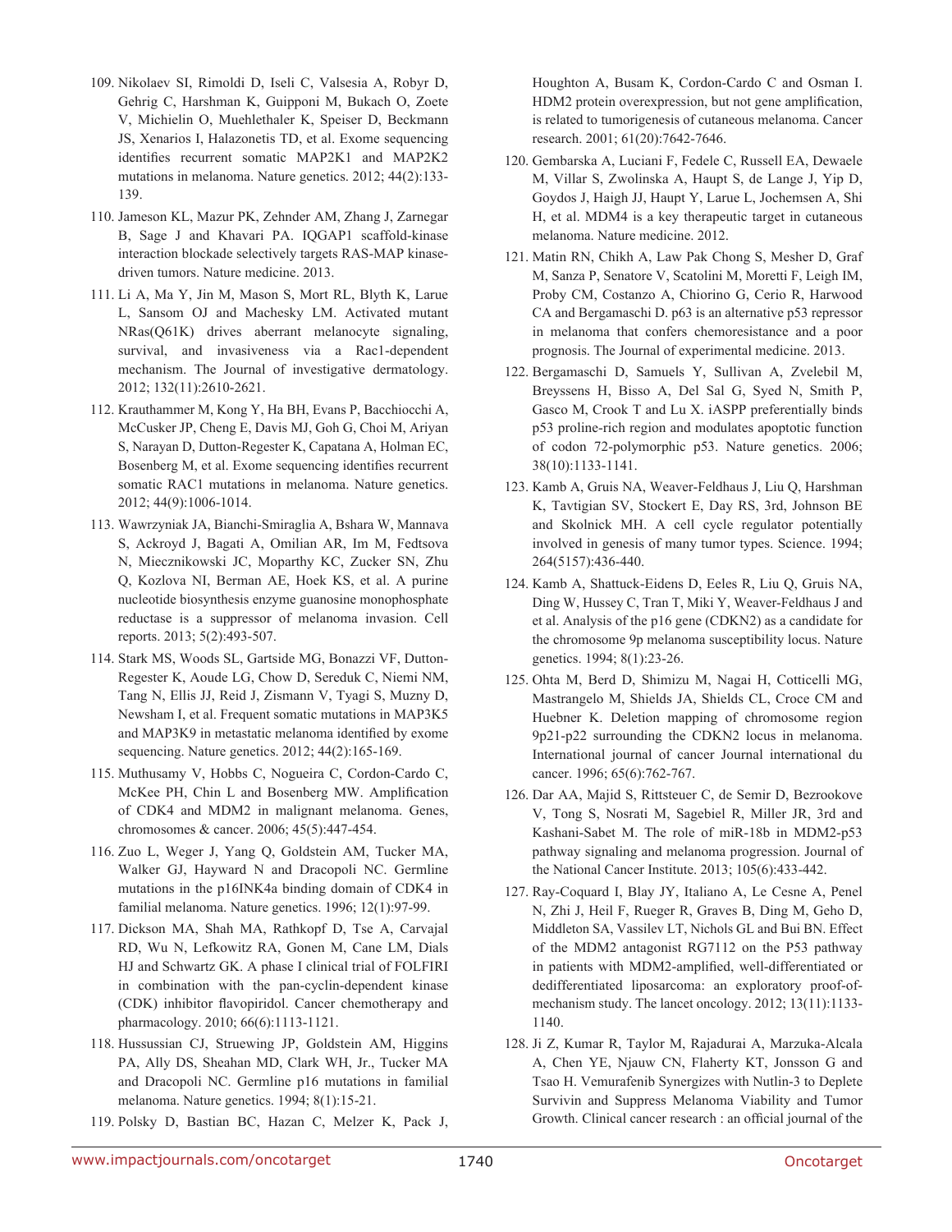109. Nikolaev SI, Rimoldi D, Iseli C, Valsesia A, Robyr D, Gehrig C, Harshman K, Guipponi M, Bukach O, Zoete V, Michielin O, Muehlethaler K, Speiser D, Beckmann JS, Xenarios I, Halazonetis TD, et al. Exome sequencing identifies recurrent somatic MAP2K1 and MAP2K2 mutations in melanoma. Nature genetics. 2012; 44(2):133-139.

110. Jameson KL, Mazur PK, Zehnder AM, Zhang J, Zarnegar B, Sage J and Khavari PA. IQGAP1 scaffold-kinase interaction blockade selectively targets RAS-MAP kinase-driven tumors. Nature medicine. 2013.

111. Li A, Ma Y, Jin M, Mason S, Mort RL, Blyth K, Larue L, Sansom OJ and Machesky LM. Activated mutant NRas(Q61K) drives aberrant melanocyte signaling, survival, and invasiveness via a Rac1-dependent mechanism. The Journal of investigative dermatology. 2012; 132(11):2610-2621.

112. Krauthammer M, Kong Y, Ha BH, Evans P, Bacchiocchi A, McCusker JP, Cheng E, Davis MJ, Goh G, Choi M, Ariyan S, Narayan D, Dutton-Regester K, Capatana A, Holman EC, Bosenberg M, et al. Exome sequencing identifies recurrent somatic RAC1 mutations in melanoma. Nature genetics. 2012; 44(9):1006-1014.

113. Wawrzyniak JA, Bianchi-Smiraglia A, Bshara W, Mannava S, Ackroyd J, Bagati A, Omilian AR, Im M, Fedtsova N, Miecznikowski JC, Moparthy KC, Zucker SN, Zhu Q, Kozlova NI, Berman AE, Hoek KS, et al. A purine nucleotide biosynthesis enzyme guanosine monophosphate reductase is a suppressor of melanoma invasion. Cell reports. 2013; 5(2):493-507.

114. Stark MS, Woods SL, Gartside MG, Bonazzi VF, Dutton-Regester K, Aoude LG, Chow D, Sereduk C, Niemi NM, Tang N, Ellis JJ, Reid J, Zismann V, Tyagi S, Muzny D, Newsham I, et al. Frequent somatic mutations in MAP3K5 and MAP3K9 in metastatic melanoma identified by exome sequencing. Nature genetics. 2012; 44(2):165-169.

115. Muthusamy V, Hobbs C, Nogueira C, Cordon-Cardo C, McKee PH, Chin L and Bosenberg MW. Amplification of CDK4 and MDM2 in malignant melanoma. Genes, chromosomes & cancer. 2006; 45(5):447-454.

116. Zuo L, Weger J, Yang Q, Goldstein AM, Tucker MA, Walker GJ, Hayward N and Dracopoli NC. Germline mutations in the p16INK4a binding domain of CDK4 in familial melanoma. Nature genetics. 1996; 12(1):97-99.

117. Dickson MA, Shah MA, Rathkopf D, Tse A, Carvajal RD, Wu N, Lefkowitz RA, Gonen M, Cane LM, Dials HJ and Schwartz GK. A phase I clinical trial of FOLFIRI in combination with the pan-cyclin-dependent kinase (CDK) inhibitor flavopiridol. Cancer chemotherapy and pharmacology. 2010; 66(6):1113-1121.

118. Hussussian CJ, Struewing JP, Goldstein AM, Higgins PA, Ally DS, Sheahan MD, Clark WH, Jr., Tucker MA and Dracopoli NC. Germline p16 mutations in familial melanoma. Nature genetics. 1994; 8(1):15-21.

119. Polsky D, Bastian BC, Hazan C, Melzer K, Pack J, Houghton A, Busam K, Cordon-Cardo C and Osman I. HDM2 protein overexpression, but not gene amplification, is related to tumorigenesis of cutaneous melanoma. Cancer research. 2001; 61(20):7642-7646.

120. Gembarska A, Luciani F, Fedele C, Russell EA, Dewaele M, Villar S, Zwolinska A, Haupt S, de Lange J, Yip D, Goydos J, Haigh JJ, Haupt Y, Larue L, Jochemsen A, Shi H, et al. MDM4 is a key therapeutic target in cutaneous melanoma. Nature medicine. 2012.

121. Matin RN, Chikh A, Law Pak Chong S, Mesher D, Graf M, Sanza P, Senatore V, Scatolini M, Moretti F, Leigh IM, Proby CM, Costanzo A, Chiorino G, Cerio R, Harwood CA and Bergamaschi D. p63 is an alternative p53 repressor in melanoma that confers chemoresistance and a poor prognosis. The Journal of experimental medicine. 2013.

122. Bergamaschi D, Samuels Y, Sullivan A, Zvelebil M, Breyssens H, Bisso A, Del Sal G, Syed N, Smith P, Gasco M, Crook T and Lu X. iASPP preferentially binds p53 proline-rich region and modulates apoptotic function of codon 72-polymorphic p53. Nature genetics. 2006; 38(10):1133-1141.

123. Kamb A, Gruis NA, Weaver-Feldhaus J, Liu Q, Harshman K, Tavtigian SV, Stockert E, Day RS, 3rd, Johnson BE and Skolnick MH. A cell cycle regulator potentially involved in genesis of many tumor types. Science. 1994; 264(5157):436-440.

124. Kamb A, Shattuck-Eidens D, Eeles R, Liu Q, Gruis NA, Ding W, Hussey C, Tran T, Miki Y, Weaver-Feldhaus J and et al. Analysis of the p16 gene (CDKN2) as a candidate for the chromosome 9p melanoma susceptibility locus. Nature genetics. 1994; 8(1):23-26.

125. Ohta M, Berd D, Shimizu M, Nagai H, Cotticelli MG, Mastrangelo M, Shields JA, Shields CL, Croce CM and Huebner K. Deletion mapping of chromosome region 9p21-p22 surrounding the CDKN2 locus in melanoma. International journal of cancer Journal international du cancer. 1996; 65(6):762-767.

126. Dar AA, Majid S, Rittsteuer C, de Semir D, Bezrookove V, Tong S, Nosrati M, Sagebiel R, Miller JR, 3rd and Kashani-Sabet M. The role of miR-18b in MDM2-p53 pathway signaling and melanoma progression. Journal of the National Cancer Institute. 2013; 105(6):433-442.

127. Ray-Coquard I, Blay JY, Italiano A, Le Cesne A, Penel N, Zhi J, Heil F, Rueger R, Graves B, Ding M, Geho D, Middleton SA, Vassilev LT, Nichols GL and Bui BN. Effect of the MDM2 antagonist RG7112 on the P53 pathway in patients with MDM2-amplified, well-differentiated or dedifferentiated liposarcoma: an exploratory proof-of-mechanism study. The lancet oncology. 2012; 13(11):1133-1140.

128. Ji Z, Kumar R, Taylor M, Rajadurai A, Marzuka-Alcala A, Chen YE, Njauw CN, Flaherty KT, Jonsson G and Tsao H. Vemurafenib Synergizes with Nutlin-3 to Deplete Survivin and Suppress Melanoma Viability and Tumor Growth. Clinical cancer research : an official journal of the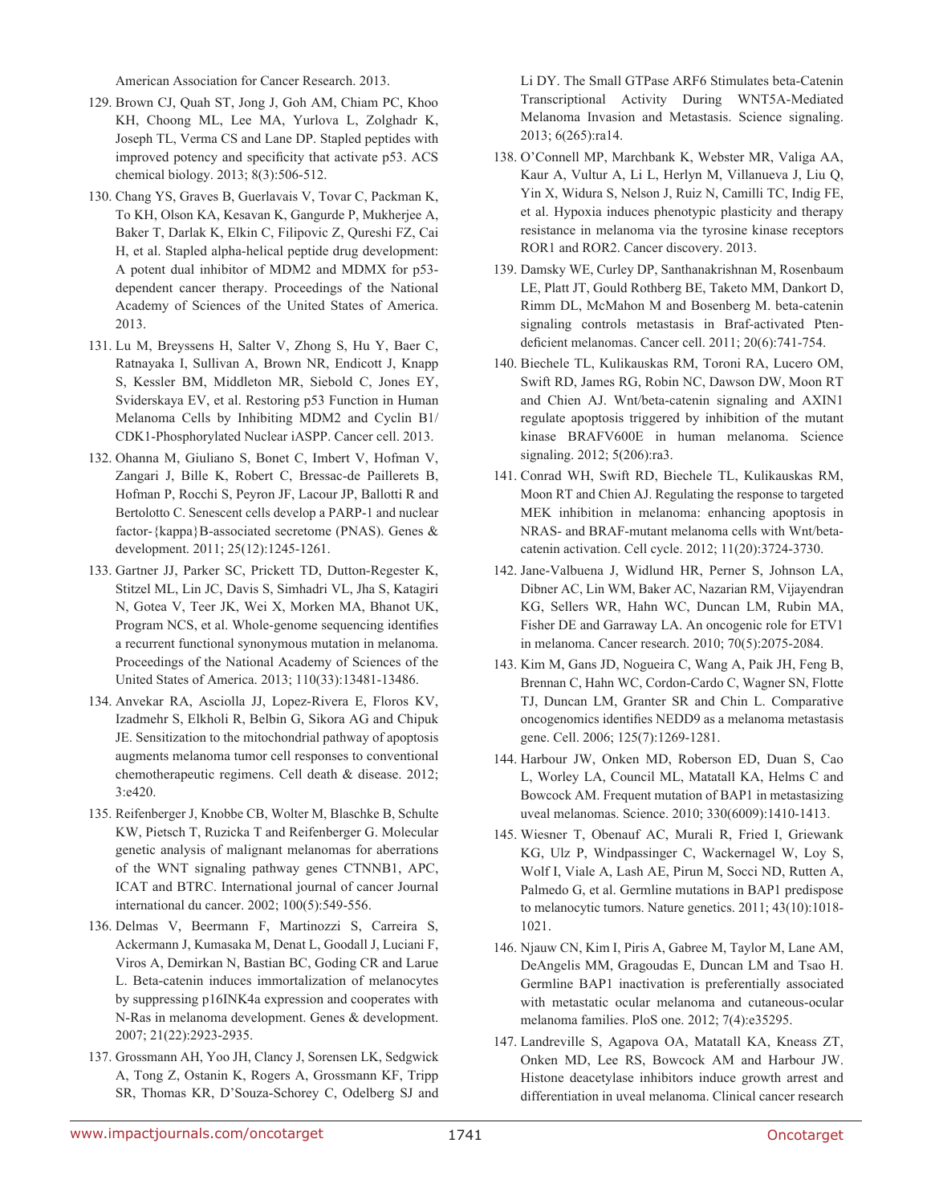American Association for Cancer Research. 2013.

129. Brown CJ, Quah ST, Jong J, Goh AM, Chiam PC, Khoo KH, Choong ML, Lee MA, Yurlova L, Zolghadr K, Joseph TL, Verma CS and Lane DP. Stapled peptides with improved potency and specificity that activate p53. ACS chemical biology. 2013; 8(3):506-512.

130. Chang YS, Graves B, Guerlavais V, Tovar C, Packman K, To KH, Olson KA, Kesavan K, Gangurde P, Mukherjee A, Baker T, Darlak K, Elkin C, Filipovic Z, Qureshi FZ, Cai H, et al. Stapled alpha-helical peptide drug development: A potent dual inhibitor of MDM2 and MDMX for p53-dependent cancer therapy. Proceedings of the National Academy of Sciences of the United States of America. 2013.

131. Lu M, Breyssens H, Salter V, Zhong S, Hu Y, Baer C, Ratnayaka I, Sullivan A, Brown NR, Endicott J, Knapp S, Kessler BM, Middleton MR, Siebold C, Jones EY, Sviderskaya EV, et al. Restoring p53 Function in Human Melanoma Cells by Inhibiting MDM2 and Cyclin B1/CDK1-Phosphorylated Nuclear iASPP. Cancer cell. 2013.

132. Ohanna M, Giuliano S, Bonet C, Imbert V, Hofman V, Zangari J, Bille K, Robert C, Bressac-de Paillerets B, Hofman P, Rocchi S, Peyron JF, Lacour JP, Ballotti R and Bertolotto C. Senescent cells develop a PARP-1 and nuclear factor-{kappa}B-associated secretome (PNAS). Genes & development. 2011; 25(12):1245-1261.

133. Gartner JJ, Parker SC, Prickett TD, Dutton-Regester K, Stitzel ML, Lin JC, Davis S, Simhadri VL, Jha S, Katagiri N, Gotea V, Teer JK, Wei X, Morken MA, Bhanot UK, Program NCS, et al. Whole-genome sequencing identifies a recurrent functional synonymous mutation in melanoma. Proceedings of the National Academy of Sciences of the United States of America. 2013; 110(33):13481-13486.

134. Anvekar RA, Asciolla JJ, Lopez-Rivera E, Floros KV, Izadmehr S, Elkholi R, Belbin G, Sikora AG and Chipuk JE. Sensitization to the mitochondrial pathway of apoptosis augments melanoma tumor cell responses to conventional chemotherapeutic regimens. Cell death & disease. 2012; 3:e420.

135. Reifenberger J, Knobbe CB, Wolter M, Blaschke B, Schulte KW, Pietsch T, Ruzicka T and Reifenberger G. Molecular genetic analysis of malignant melanomas for aberrations of the WNT signaling pathway genes CTNNB1, APC, ICAT and BTRC. International journal of cancer Journal international du cancer. 2002; 100(5):549-556.

136. Delmas V, Beermann F, Martinozzi S, Carreira S, Ackermann J, Kumasaka M, Denat L, Goodall J, Luciani F, Viros A, Demirkan N, Bastian BC, Goding CR and Larue L. Beta-catenin induces immortalization of melanocytes by suppressing p16INK4a expression and cooperates with N-Ras in melanoma development. Genes & development. 2007; 21(22):2923-2935.

137. Grossmann AH, Yoo JH, Clancy J, Sorensen LK, Sedgwick A, Tong Z, Ostanin K, Rogers A, Grossmann KF, Tripp SR, Thomas KR, D'Souza-Schorey C, Odelberg SJ and Li DY. The Small GTPase ARF6 Stimulates beta-Catenin Transcriptional Activity During WNT5A-Mediated Melanoma Invasion and Metastasis. Science signaling. 2013; 6(265):ra14.

138. O'Connell MP, Marchbank K, Webster MR, Valiga AA, Kaur A, Vultur A, Li L, Herlyn M, Villanueva J, Liu Q, Yin X, Widura S, Nelson J, Ruiz N, Camilli TC, Indig FE, et al. Hypoxia induces phenotypic plasticity and therapy resistance in melanoma via the tyrosine kinase receptors ROR1 and ROR2. Cancer discovery. 2013.

139. Damsky WE, Curley DP, Santhanakrishnan M, Rosenbaum LE, Platt JT, Gould Rothberg BE, Taketo MM, Dankort D, Rimm DL, McMahon M and Bosenberg M. beta-catenin signaling controls metastasis in Braf-activated Pten-deficient melanomas. Cancer cell. 2011; 20(6):741-754.

140. Biechele TL, Kulikauskas RM, Toroni RA, Lucero OM, Swift RD, James RG, Robin NC, Dawson DW, Moon RT and Chien AJ. Wnt/beta-catenin signaling and AXIN1 regulate apoptosis triggered by inhibition of the mutant kinase BRAFV600E in human melanoma. Science signaling. 2012; 5(206):ra3.

141. Conrad WH, Swift RD, Biechele TL, Kulikauskas RM, Moon RT and Chien AJ. Regulating the response to targeted MEK inhibition in melanoma: enhancing apoptosis in NRAS- and BRAF-mutant melanoma cells with Wnt/beta-catenin activation. Cell cycle. 2012; 11(20):3724-3730.

142. Jane-Valbuena J, Widlund HR, Perner S, Johnson LA, Dibner AC, Lin WM, Baker AC, Nazarian RM, Vijayendran KG, Sellers WR, Hahn WC, Duncan LM, Rubin MA, Fisher DE and Garraway LA. An oncogenic role for ETV1 in melanoma. Cancer research. 2010; 70(5):2075-2084.

143. Kim M, Gans JD, Nogueira C, Wang A, Paik JH, Feng B, Brennan C, Hahn WC, Cordon-Cardo C, Wagner SN, Flotte TJ, Duncan LM, Granter SR and Chin L. Comparative oncogenomics identifies NEDD9 as a melanoma metastasis gene. Cell. 2006; 125(7):1269-1281.

144. Harbour JW, Onken MD, Roberson ED, Duan S, Cao L, Worley LA, Council ML, Matatall KA, Helms C and Bowcock AM. Frequent mutation of BAP1 in metastasizing uveal melanomas. Science. 2010; 330(6009):1410-1413.

145. Wiesner T, Obenauf AC, Murali R, Fried I, Griewank KG, Ulz P, Windpassinger C, Wackernagel W, Loy S, Wolf I, Viale A, Lash AE, Pirun M, Socci ND, Rutten A, Palmedo G, et al. Germline mutations in BAP1 predispose to melanocytic tumors. Nature genetics. 2011; 43(10):1018-1021.

146. Njauw CN, Kim I, Piris A, Gabree M, Taylor M, Lane AM, DeAngelis MM, Gragoudas E, Duncan LM and Tsao H. Germline BAP1 inactivation is preferentially associated with metastatic ocular melanoma and cutaneous-ocular melanoma families. PloS one. 2012; 7(4):e35295.

147. Landreville S, Agapova OA, Matatall KA, Kneass ZT, Onken MD, Lee RS, Bowcock AM and Harbour JW. Histone deacetylase inhibitors induce growth arrest and differentiation in uveal melanoma. Clinical cancer research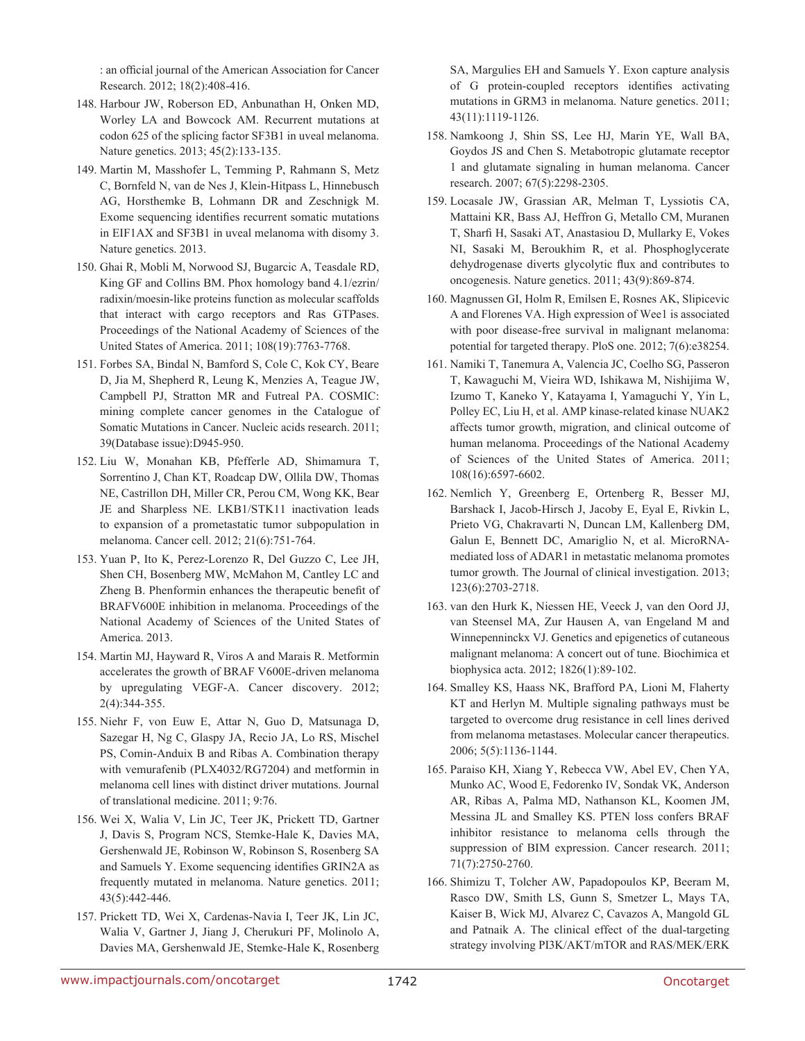: an official journal of the American Association for Cancer Research. 2012; 18(2):408-416.

148. Harbour JW, Roberson ED, Anbunathan H, Onken MD, Worley LA and Bowcock AM. Recurrent mutations at codon 625 of the splicing factor SF3B1 in uveal melanoma. Nature genetics. 2013; 45(2):133-135.

149. Martin M, Masshofer L, Temming P, Rahmann S, Metz C, Bornfeld N, van de Nes J, Klein-Hitpass L, Hinnebusch AG, Horsthemke B, Lohmann DR and Zeschnigk M. Exome sequencing identifies recurrent somatic mutations in EIF1AX and SF3B1 in uveal melanoma with disomy 3. Nature genetics. 2013.

150. Ghai R, Mobli M, Norwood SJ, Bugarcic A, Teasdale RD, King GF and Collins BM. Phox homology band 4.1/ezrin/radixin/moesin-like proteins function as molecular scaffolds that interact with cargo receptors and Ras GTPases. Proceedings of the National Academy of Sciences of the United States of America. 2011; 108(19):7763-7768.

151. Forbes SA, Bindal N, Bamford S, Cole C, Kok CY, Beare D, Jia M, Shepherd R, Leung K, Menzies A, Teague JW, Campbell PJ, Stratton MR and Futreal PA. COSMIC: mining complete cancer genomes in the Catalogue of Somatic Mutations in Cancer. Nucleic acids research. 2011; 39(Database issue):D945-950.

152. Liu W, Monahan KB, Pfefferle AD, Shimamura T, Sorrentino J, Chan KT, Roadcap DW, Ollila DW, Thomas NE, Castrillon DH, Miller CR, Perou CM, Wong KK, Bear JE and Sharpless NE. LKB1/STK11 inactivation leads to expansion of a prometastatic tumor subpopulation in melanoma. Cancer cell. 2012; 21(6):751-764.

153. Yuan P, Ito K, Perez-Lorenzo R, Del Guzzo C, Lee JH, Shen CH, Bosenberg MW, McMahon M, Cantley LC and Zheng B. Phenformin enhances the therapeutic benefit of BRAFV600E inhibition in melanoma. Proceedings of the National Academy of Sciences of the United States of America. 2013.

154. Martin MJ, Hayward R, Viros A and Marais R. Metformin accelerates the growth of BRAF V600E-driven melanoma by upregulating VEGF-A. Cancer discovery. 2012; 2(4):344-355.

155. Niehr F, von Euw E, Attar N, Guo D, Matsunaga D, Sazegar H, Ng C, Glaspy JA, Recio JA, Lo RS, Mischel PS, Comin-Anduix B and Ribas A. Combination therapy with vemurafenib (PLX4032/RG7204) and metformin in melanoma cell lines with distinct driver mutations. Journal of translational medicine. 2011; 9:76.

156. Wei X, Walia V, Lin JC, Teer JK, Prickett TD, Gartner J, Davis S, Program NCS, Stemke-Hale K, Davies MA, Gershenwald JE, Robinson W, Robinson S, Rosenberg SA and Samuels Y. Exome sequencing identifies GRIN2A as frequently mutated in melanoma. Nature genetics. 2011; 43(5):442-446.

157. Prickett TD, Wei X, Cardenas-Navia I, Teer JK, Lin JC, Walia V, Gartner J, Jiang J, Cherukuri PF, Molinolo A, Davies MA, Gershenwald JE, Stemke-Hale K, Rosenberg SA, Margulies EH and Samuels Y. Exon capture analysis of G protein-coupled receptors identifies activating mutations in GRM3 in melanoma. Nature genetics. 2011; 43(11):1119-1126.

158. Namkoong J, Shin SS, Lee HJ, Marin YE, Wall BA, Goydos JS and Chen S. Metabotropic glutamate receptor 1 and glutamate signaling in human melanoma. Cancer research. 2007; 67(5):2298-2305.

159. Locasale JW, Grassian AR, Melman T, Lyssiotis CA, Mattaini KR, Bass AJ, Heffron G, Metallo CM, Muranen T, Sharfi H, Sasaki AT, Anastasiou D, Mullarky E, Vokes NI, Sasaki M, Beroukhim R, et al. Phosphoglycerate dehydrogenase diverts glycolytic flux and contributes to oncogenesis. Nature genetics. 2011; 43(9):869-874.

160. Magnussen GI, Holm R, Emilsen E, Rosnes AK, Slipicevic A and Florenes VA. High expression of Wee1 is associated with poor disease-free survival in malignant melanoma: potential for targeted therapy. PloS one. 2012; 7(6):e38254.

161. Namiki T, Tanemura A, Valencia JC, Coelho SG, Passeron T, Kawaguchi M, Vieira WD, Ishikawa M, Nishijima W, Izumo T, Kaneko Y, Katayama I, Yamaguchi Y, Yin L, Polley EC, Liu H, et al. AMP kinase-related kinase NUAK2 affects tumor growth, migration, and clinical outcome of human melanoma. Proceedings of the National Academy of Sciences of the United States of America. 2011; 108(16):6597-6602.

162. Nemlich Y, Greenberg E, Ortenberg R, Besser MJ, Barshack I, Jacob-Hirsch J, Jacoby E, Eyal E, Rivkin L, Prieto VG, Chakravarti N, Duncan LM, Kallenberg DM, Galun E, Bennett DC, Amariglio N, et al. MicroRNA-mediated loss of ADAR1 in metastatic melanoma promotes tumor growth. The Journal of clinical investigation. 2013; 123(6):2703-2718.

163. van den Hurk K, Niessen HE, Veeck J, van den Oord JJ, van Steensel MA, Zur Hausen A, van Engeland M and Winnepenninckx VJ. Genetics and epigenetics of cutaneous malignant melanoma: A concert out of tune. Biochimica et biophysica acta. 2012; 1826(1):89-102.

164. Smalley KS, Haass NK, Brafford PA, Lioni M, Flaherty KT and Herlyn M. Multiple signaling pathways must be targeted to overcome drug resistance in cell lines derived from melanoma metastases. Molecular cancer therapeutics. 2006; 5(5):1136-1144.

165. Paraiso KH, Xiang Y, Rebecca VW, Abel EV, Chen YA, Munko AC, Wood E, Fedorenko IV, Sondak VK, Anderson AR, Ribas A, Palma MD, Nathanson KL, Koomen JM, Messina JL and Smalley KS. PTEN loss confers BRAF inhibitor resistance to melanoma cells through the suppression of BIM expression. Cancer research. 2011; 71(7):2750-2760.

166. Shimizu T, Tolcher AW, Papadopoulos KP, Beeram M, Rasco DW, Smith LS, Gunn S, Smetzer L, Mays TA, Kaiser B, Wick MJ, Alvarez C, Cavazos A, Mangold GL and Patnaik A. The clinical effect of the dual-targeting strategy involving PI3K/AKT/mTOR and RAS/MEK/ERK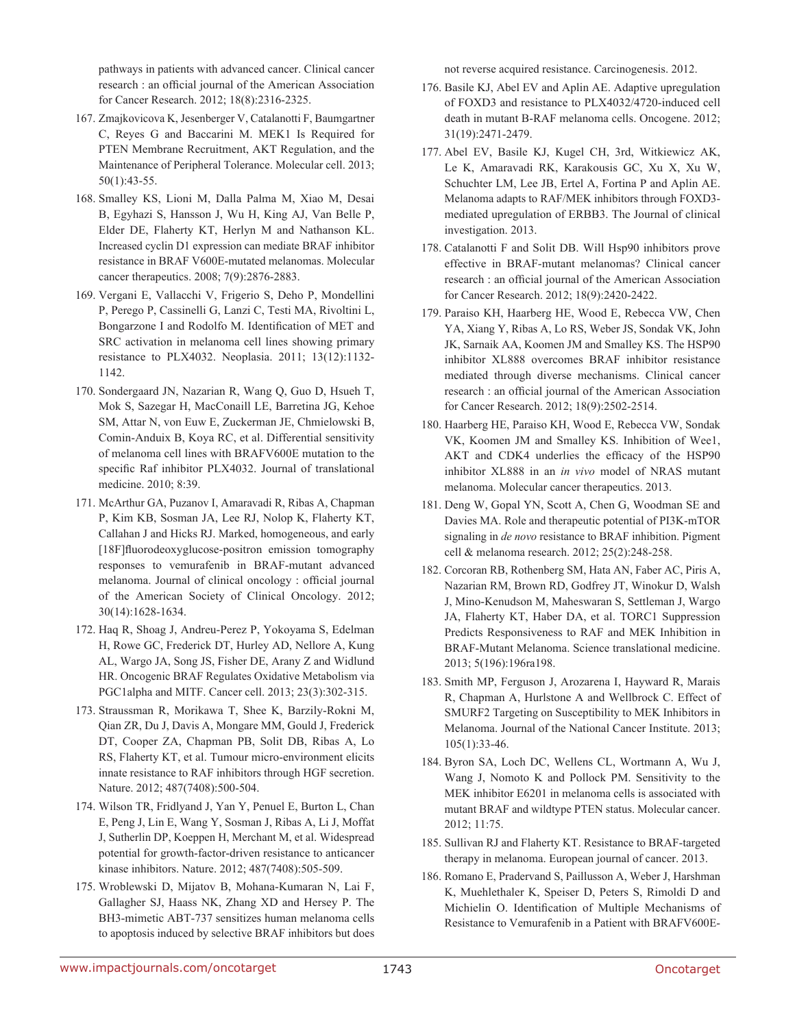pathways in patients with advanced cancer. Clinical cancer research : an official journal of the American Association for Cancer Research. 2012; 18(8):2316-2325.

167. Zmajkovicova K, Jesenberger V, Catalanotti F, Baumgartner C, Reyes G and Baccarini M. MEK1 Is Required for PTEN Membrane Recruitment, AKT Regulation, and the Maintenance of Peripheral Tolerance. Molecular cell. 2013; 50(1):43-55.

168. Smalley KS, Lioni M, Dalla Palma M, Xiao M, Desai B, Egyhazi S, Hansson J, Wu H, King AJ, Van Belle P, Elder DE, Flaherty KT, Herlyn M and Nathanson KL. Increased cyclin D1 expression can mediate BRAF inhibitor resistance in BRAF V600E-mutated melanomas. Molecular cancer therapeutics. 2008; 7(9):2876-2883.

169. Vergani E, Vallacchi V, Frigerio S, Deho P, Mondellini P, Perego P, Cassinelli G, Lanzi C, Testi MA, Rivoltini L, Bongarzone I and Rodolfo M. Identification of MET and SRC activation in melanoma cell lines showing primary resistance to PLX4032. Neoplasia. 2011; 13(12):1132-1142.

170. Sondergaard JN, Nazarian R, Wang Q, Guo D, Hsueh T, Mok S, Sazegar H, MacConaill LE, Barretina JG, Kehoe SM, Attar N, von Euw E, Zuckerman JE, Chmielowski B, Comin-Anduix B, Koya RC, et al. Differential sensitivity of melanoma cell lines with BRAFV600E mutation to the specific Raf inhibitor PLX4032. Journal of translational medicine. 2010; 8:39.

171. McArthur GA, Puzanov I, Amaravadi R, Ribas A, Chapman P, Kim KB, Sosman JA, Lee RJ, Nolop K, Flaherty KT, Callahan J and Hicks RJ. Marked, homogeneous, and early [18F]fluorodeoxyglucose-positron emission tomography responses to vemurafenib in BRAF-mutant advanced melanoma. Journal of clinical oncology : official journal of the American Society of Clinical Oncology. 2012; 30(14):1628-1634.

172. Haq R, Shoag J, Andreu-Perez P, Yokoyama S, Edelman H, Rowe GC, Frederick DT, Hurley AD, Nellore A, Kung AL, Wargo JA, Song JS, Fisher DE, Arany Z and Widlund HR. Oncogenic BRAF Regulates Oxidative Metabolism via PGC1alpha and MITF. Cancer cell. 2013; 23(3):302-315.

173. Straussman R, Morikawa T, Shee K, Barzily-Rokni M, Qian ZR, Du J, Davis A, Mongare MM, Gould J, Frederick DT, Cooper ZA, Chapman PB, Solit DB, Ribas A, Lo RS, Flaherty KT, et al. Tumour micro-environment elicits innate resistance to RAF inhibitors through HGF secretion. Nature. 2012; 487(7408):500-504.

174. Wilson TR, Fridlyand J, Yan Y, Penuel E, Burton L, Chan E, Peng J, Lin E, Wang Y, Sosman J, Ribas A, Li J, Moffat J, Sutherlin DP, Koeppen H, Merchant M, et al. Widespread potential for growth-factor-driven resistance to anticancer kinase inhibitors. Nature. 2012; 487(7408):505-509.

175. Wroblewski D, Mijatov B, Mohana-Kumaran N, Lai F, Gallagher SJ, Haass NK, Zhang XD and Hersey P. The BH3-mimetic ABT-737 sensitizes human melanoma cells to apoptosis induced by selective BRAF inhibitors but does not reverse acquired resistance. Carcinogenesis. 2012.

176. Basile KJ, Abel EV and Aplin AE. Adaptive upregulation of FOXD3 and resistance to PLX4032/4720-induced cell death in mutant B-RAF melanoma cells. Oncogene. 2012; 31(19):2471-2479.

177. Abel EV, Basile KJ, Kugel CH, 3rd, Witkiewicz AK, Le K, Amaravadi RK, Karakousis GC, Xu X, Xu W, Schuchter LM, Lee JB, Ertel A, Fortina P and Aplin AE. Melanoma adapts to RAF/MEK inhibitors through FOXD3-mediated upregulation of ERBB3. The Journal of clinical investigation. 2013.

178. Catalanotti F and Solit DB. Will Hsp90 inhibitors prove effective in BRAF-mutant melanomas? Clinical cancer research : an official journal of the American Association for Cancer Research. 2012; 18(9):2420-2422.

179. Paraiso KH, Haarberg HE, Wood E, Rebecca VW, Chen YA, Xiang Y, Ribas A, Lo RS, Weber JS, Sondak VK, John JK, Sarnaik AA, Koomen JM and Smalley KS. The HSP90 inhibitor XL888 overcomes BRAF inhibitor resistance mediated through diverse mechanisms. Clinical cancer research : an official journal of the American Association for Cancer Research. 2012; 18(9):2502-2514.

180. Haarberg HE, Paraiso KH, Wood E, Rebecca VW, Sondak VK, Koomen JM and Smalley KS. Inhibition of Wee1, AKT and CDK4 underlies the efficacy of the HSP90 inhibitor XL888 in an *in vivo* model of NRAS mutant melanoma. Molecular cancer therapeutics. 2013.

181. Deng W, Gopal YN, Scott A, Chen G, Woodman SE and Davies MA. Role and therapeutic potential of PI3K-mTOR signaling in *de novo* resistance to BRAF inhibition. Pigment cell & melanoma research. 2012; 25(2):248-258.

182. Corcoran RB, Rothenberg SM, Hata AN, Faber AC, Piris A, Nazarian RM, Brown RD, Godfrey JT, Winokur D, Walsh J, Mino-Kenudson M, Maheswaran S, Settleman J, Wargo JA, Flaherty KT, Haber DA, et al. TORC1 Suppression Predicts Responsiveness to RAF and MEK Inhibition in BRAF-Mutant Melanoma. Science translational medicine. 2013; 5(196):196ra198.

183. Smith MP, Ferguson J, Arozarena I, Hayward R, Marais R, Chapman A, Hurlstone A and Wellbrock C. Effect of SMURF2 Targeting on Susceptibility to MEK Inhibitors in Melanoma. Journal of the National Cancer Institute. 2013; 105(1):33-46.

184. Byron SA, Loch DC, Wellens CL, Wortmann A, Wu J, Wang J, Nomoto K and Pollock PM. Sensitivity to the MEK inhibitor E6201 in melanoma cells is associated with mutant BRAF and wildtype PTEN status. Molecular cancer. 2012; 11:75.

185. Sullivan RJ and Flaherty KT. Resistance to BRAF-targeted therapy in melanoma. European journal of cancer. 2013.

186. Romano E, Pradervand S, Paillusson A, Weber J, Harshman K, Muehlethaler K, Speiser D, Peters S, Rimoldi D and Michielin O. Identification of Multiple Mechanisms of Resistance to Vemurafenib in a Patient with BRAFV600E-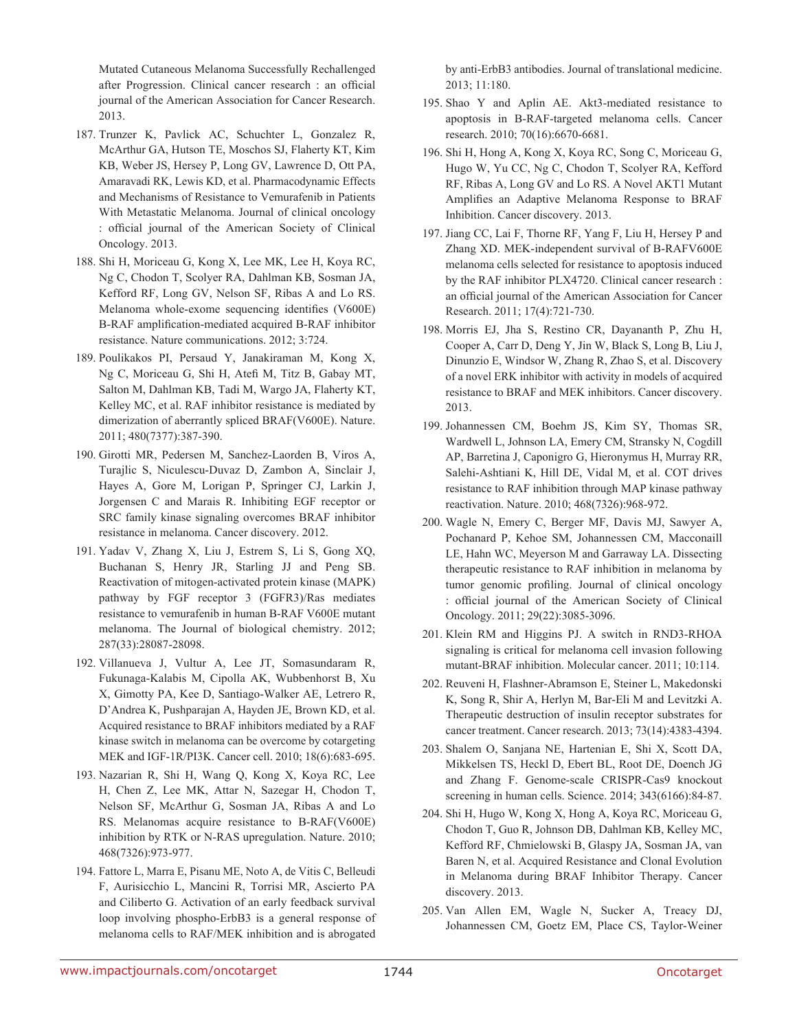Mutated Cutaneous Melanoma Successfully Rechallenged after Progression. Clinical cancer research : an official journal of the American Association for Cancer Research. 2013.

187. Trunzer K, Pavlick AC, Schuchter L, Gonzalez R, McArthur GA, Hutson TE, Moschos SJ, Flaherty KT, Kim KB, Weber JS, Hersey P, Long GV, Lawrence D, Ott PA, Amaravadi RK, Lewis KD, et al. Pharmacodynamic Effects and Mechanisms of Resistance to Vemurafenib in Patients With Metastatic Melanoma. Journal of clinical oncology : official journal of the American Society of Clinical Oncology. 2013.

188. Shi H, Moriceau G, Kong X, Lee MK, Lee H, Koya RC, Ng C, Chodon T, Scolyer RA, Dahlman KB, Sosman JA, Kefford RF, Long GV, Nelson SF, Ribas A and Lo RS. Melanoma whole-exome sequencing identifies (V600E) B-RAF amplification-mediated acquired B-RAF inhibitor resistance. Nature communications. 2012; 3:724.

189. Poulikakos PI, Persaud Y, Janakiraman M, Kong X, Ng C, Moriceau G, Shi H, Atefi M, Titz B, Gabay MT, Salton M, Dahlman KB, Tadi M, Wargo JA, Flaherty KT, Kelley MC, et al. RAF inhibitor resistance is mediated by dimerization of aberrantly spliced BRAF(V600E). Nature. 2011; 480(7377):387-390.

190. Girotti MR, Pedersen M, Sanchez-Laorden B, Viros A, Turajlic S, Niculescu-Duvaz D, Zambon A, Sinclair J, Hayes A, Gore M, Lorigan P, Springer CJ, Larkin J, Jorgensen C and Marais R. Inhibiting EGF receptor or SRC family kinase signaling overcomes BRAF inhibitor resistance in melanoma. Cancer discovery. 2012.

191. Yadav V, Zhang X, Liu J, Estrem S, Li S, Gong XQ, Buchanan S, Henry JR, Starling JJ and Peng SB. Reactivation of mitogen-activated protein kinase (MAPK) pathway by FGF receptor 3 (FGFR3)/Ras mediates resistance to vemurafenib in human B-RAF V600E mutant melanoma. The Journal of biological chemistry. 2012; 287(33):28087-28098.

192. Villanueva J, Vultur A, Lee JT, Somasundaram R, Fukunaga-Kalabis M, Cipolla AK, Wubbenhorst B, Xu X, Gimotty PA, Kee D, Santiago-Walker AE, Letrero R, D'Andrea K, Pushparajan A, Hayden JE, Brown KD, et al. Acquired resistance to BRAF inhibitors mediated by a RAF kinase switch in melanoma can be overcome by cotargeting MEK and IGF-1R/PI3K. Cancer cell. 2010; 18(6):683-695.

193. Nazarian R, Shi H, Wang Q, Kong X, Koya RC, Lee H, Chen Z, Lee MK, Attar N, Sazegar H, Chodon T, Nelson SF, McArthur G, Sosman JA, Ribas A and Lo RS. Melanomas acquire resistance to B-RAF(V600E) inhibition by RTK or N-RAS upregulation. Nature. 2010; 468(7326):973-977.

194. Fattore L, Marra E, Pisanu ME, Noto A, de Vitis C, Belleudi F, Aurisicchio L, Mancini R, Torrisi MR, Ascierto PA and Ciliberto G. Activation of an early feedback survival loop involving phospho-ErbB3 is a general response of melanoma cells to RAF/MEK inhibition and is abrogated by anti-ErbB3 antibodies. Journal of translational medicine. 2013; 11:180.

195. Shao Y and Aplin AE. Akt3-mediated resistance to apoptosis in B-RAF-targeted melanoma cells. Cancer research. 2010; 70(16):6670-6681.

196. Shi H, Hong A, Kong X, Koya RC, Song C, Moriceau G, Hugo W, Yu CC, Ng C, Chodon T, Scolyer RA, Kefford RF, Ribas A, Long GV and Lo RS. A Novel AKT1 Mutant Amplifies an Adaptive Melanoma Response to BRAF Inhibition. Cancer discovery. 2013.

197. Jiang CC, Lai F, Thorne RF, Yang F, Liu H, Hersey P and Zhang XD. MEK-independent survival of B-RAFV600E melanoma cells selected for resistance to apoptosis induced by the RAF inhibitor PLX4720. Clinical cancer research : an official journal of the American Association for Cancer Research. 2011; 17(4):721-730.

198. Morris EJ, Jha S, Restino CR, Dayananth P, Zhu H, Cooper A, Carr D, Deng Y, Jin W, Black S, Long B, Liu J, Dinunzio E, Windsor W, Zhang R, Zhao S, et al. Discovery of a novel ERK inhibitor with activity in models of acquired resistance to BRAF and MEK inhibitors. Cancer discovery. 2013.

199. Johannessen CM, Boehm JS, Kim SY, Thomas SR, Wardwell L, Johnson LA, Emery CM, Stransky N, Cogdill AP, Barretina J, Caponigro G, Hieronymus H, Murray RR, Salehi-Ashtiani K, Hill DE, Vidal M, et al. COT drives resistance to RAF inhibition through MAP kinase pathway reactivation. Nature. 2010; 468(7326):968-972.

200. Wagle N, Emery C, Berger MF, Davis MJ, Sawyer A, Pochanard P, Kehoe SM, Johannessen CM, Macconaill LE, Hahn WC, Meyerson M and Garraway LA. Dissecting therapeutic resistance to RAF inhibition in melanoma by tumor genomic profiling. Journal of clinical oncology : official journal of the American Society of Clinical Oncology. 2011; 29(22):3085-3096.

201. Klein RM and Higgins PJ. A switch in RND3-RHOA signaling is critical for melanoma cell invasion following mutant-BRAF inhibition. Molecular cancer. 2011; 10:114.

202. Reuveni H, Flashner-Abramson E, Steiner L, Makedonski K, Song R, Shir A, Herlyn M, Bar-Eli M and Levitzki A. Therapeutic destruction of insulin receptor substrates for cancer treatment. Cancer research. 2013; 73(14):4383-4394.

203. Shalem O, Sanjana NE, Hartenian E, Shi X, Scott DA, Mikkelsen TS, Heckl D, Ebert BL, Root DE, Doench JG and Zhang F. Genome-scale CRISPR-Cas9 knockout screening in human cells. Science. 2014; 343(6166):84-87.

204. Shi H, Hugo W, Kong X, Hong A, Koya RC, Moriceau G, Chodon T, Guo R, Johnson DB, Dahlman KB, Kelley MC, Kefford RF, Chmielowski B, Glaspy JA, Sosman JA, van Baren N, et al. Acquired Resistance and Clonal Evolution in Melanoma during BRAF Inhibitor Therapy. Cancer discovery. 2013.

205. Van Allen EM, Wagle N, Sucker A, Treacy DJ, Johannessen CM, Goetz EM, Place CS, Taylor-Weiner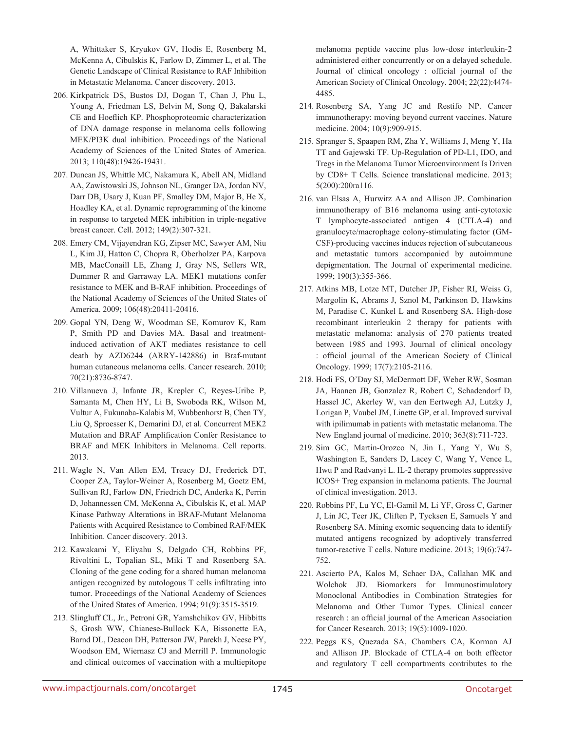A, Whittaker S, Kryukov GV, Hodis E, Rosenberg M, McKenna A, Cibulskis K, Farlow D, Zimmer L, et al. The Genetic Landscape of Clinical Resistance to RAF Inhibition in Metastatic Melanoma. Cancer discovery. 2013.

206. Kirkpatrick DS, Bustos DJ, Dogan T, Chan J, Phu L, Young A, Friedman LS, Belvin M, Song Q, Bakalarski CE and Hoeflich KP. Phosphoproteomic characterization of DNA damage response in melanoma cells following MEK/PI3K dual inhibition. Proceedings of the National Academy of Sciences of the United States of America. 2013; 110(48):19426-19431.

207. Duncan JS, Whittle MC, Nakamura K, Abell AN, Midland AA, Zawistowski JS, Johnson NL, Granger DA, Jordan NV, Darr DB, Usary J, Kuan PF, Smalley DM, Major B, He X, Hoadley KA, et al. Dynamic reprogramming of the kinome in response to targeted MEK inhibition in triple-negative breast cancer. Cell. 2012; 149(2):307-321.

208. Emery CM, Vijayendran KG, Zipser MC, Sawyer AM, Niu L, Kim JJ, Hatton C, Chopra R, Oberholzer PA, Karpova MB, MacConaill LE, Zhang J, Gray NS, Sellers WR, Dummer R and Garraway LA. MEK1 mutations confer resistance to MEK and B-RAF inhibition. Proceedings of the National Academy of Sciences of the United States of America. 2009; 106(48):20411-20416.

209. Gopal YN, Deng W, Woodman SE, Komurov K, Ram P, Smith PD and Davies MA. Basal and treatment-induced activation of AKT mediates resistance to cell death by AZD6244 (ARRY-142886) in Braf-mutant human cutaneous melanoma cells. Cancer research. 2010; 70(21):8736-8747.

210. Villanueva J, Infante JR, Krepler C, Reyes-Uribe P, Samanta M, Chen HY, Li B, Swoboda RK, Wilson M, Vultur A, Fukunaba-Kalabis M, Wubbenhorst B, Chen TY, Liu Q, Sproesser K, Demarini DJ, et al. Concurrent MEK2 Mutation and BRAF Amplification Confer Resistance to BRAF and MEK Inhibitors in Melanoma. Cell reports. 2013.

211. Wagle N, Van Allen EM, Treacy DJ, Frederick DT, Cooper ZA, Taylor-Weiner A, Rosenberg M, Goetz EM, Sullivan RJ, Farlow DN, Friedrich DC, Anderka K, Perrin D, Johannessen CM, McKenna A, Cibulskis K, et al. MAP Kinase Pathway Alterations in BRAF-Mutant Melanoma Patients with Acquired Resistance to Combined RAF/MEK Inhibition. Cancer discovery. 2013.

212. Kawakami Y, Eliyahu S, Delgado CH, Robbins PF, Rivoltini L, Topalian SL, Miki T and Rosenberg SA. Cloning of the gene coding for a shared human melanoma antigen recognized by autologous T cells infiltrating into tumor. Proceedings of the National Academy of Sciences of the United States of America. 1994; 91(9):3515-3519.

213. Slingluff CL, Jr., Petroni GR, Yamshchikov GV, Hibbitts S, Grosh WW, Chianese-Bullock KA, Bissonette EA, Barnd DL, Deacon DH, Patterson JW, Parekh J, Neese PY, Woodson EM, Wiernasz CJ and Merrill P. Immunologic and clinical outcomes of vaccination with a multiepitope melanoma peptide vaccine plus low-dose interleukin-2 administered either concurrently or on a delayed schedule. Journal of clinical oncology : official journal of the American Society of Clinical Oncology. 2004; 22(22):4474-4485.

214. Rosenberg SA, Yang JC and Restifo NP. Cancer immunotherapy: moving beyond current vaccines. Nature medicine. 2004; 10(9):909-915.

215. Spranger S, Spaapen RM, Zha Y, Williams J, Meng Y, Ha TT and Gajewski TF. Up-Regulation of PD-L1, IDO, and Tregs in the Melanoma Tumor Microenvironment Is Driven by CD8+ T Cells. Science translational medicine. 2013; 5(200):200ra116.

216. van Elsas A, Hurwitz AA and Allison JP. Combination immunotherapy of B16 melanoma using anti-cytotoxic T lymphocyte-associated antigen 4 (CTLA-4) and granulocyte/macrophage colony-stimulating factor (GM-CSF)-producing vaccines induces rejection of subcutaneous and metastatic tumors accompanied by autoimmune depigmentation. The Journal of experimental medicine. 1999; 190(3):355-366.

217. Atkins MB, Lotze MT, Dutcher JP, Fisher RI, Weiss G, Margolin K, Abrams J, Sznol M, Parkinson D, Hawkins M, Paradise C, Kunkel L and Rosenberg SA. High-dose recombinant interleukin 2 therapy for patients with metastatic melanoma: analysis of 270 patients treated between 1985 and 1993. Journal of clinical oncology : official journal of the American Society of Clinical Oncology. 1999; 17(7):2105-2116.

218. Hodi FS, O'Day SJ, McDermott DF, Weber RW, Sosman JA, Haanen JB, Gonzalez R, Robert C, Schadendorf D, Hassel JC, Akerley W, van den Eertwegh AJ, Lutzky J, Lorigan P, Vaubel JM, Linette GP, et al. Improved survival with ipilimumab in patients with metastatic melanoma. The New England journal of medicine. 2010; 363(8):711-723.

219. Sim GC, Martin-Orozco N, Jin L, Yang Y, Wu S, Washington E, Sanders D, Lacey C, Wang Y, Vence L, Hwu P and Radvanyi L. IL-2 therapy promotes suppressive ICOS+ Treg expansion in melanoma patients. The Journal of clinical investigation. 2013.

220. Robbins PF, Lu YC, El-Gamil M, Li YF, Gross C, Gartner J, Lin JC, Teer JK, Cliften P, Tycksen E, Samuels Y and Rosenberg SA. Mining exomic sequencing data to identify mutated antigens recognized by adoptively transferred tumor-reactive T cells. Nature medicine. 2013; 19(6):747-752.

221. Ascierto PA, Kalos M, Schaer DA, Callahan MK and Wolchok JD. Biomarkers for Immunostimulatory Monoclonal Antibodies in Combination Strategies for Melanoma and Other Tumor Types. Clinical cancer research : an official journal of the American Association for Cancer Research. 2013; 19(5):1009-1020.

222. Peggs KS, Quezada SA, Chambers CA, Korman AJ and Allison JP. Blockade of CTLA-4 on both effector and regulatory T cell compartments contributes to the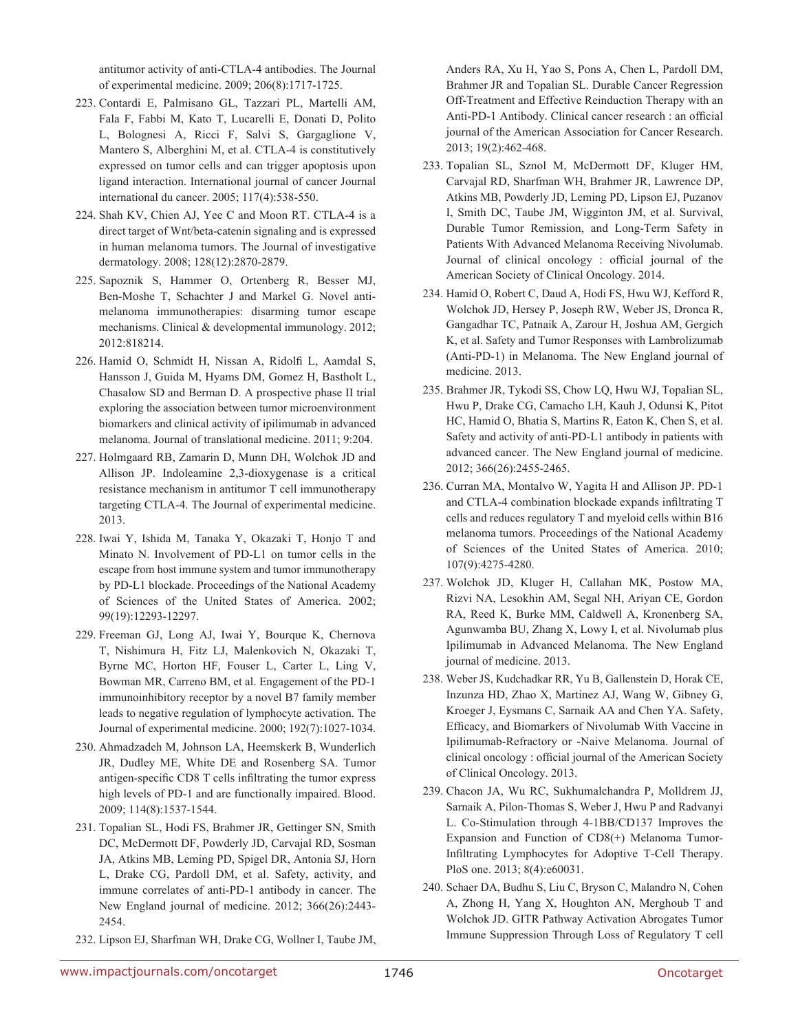antitumor activity of anti-CTLA-4 antibodies. The Journal of experimental medicine. 2009; 206(8):1717-1725.

223. Contardi E, Palmisano GL, Tazzari PL, Martelli AM, Fala F, Fabbi M, Kato T, Lucarelli E, Donati D, Polito L, Bolognesi A, Ricci F, Salvi S, Gargaglione V, Mantero S, Alberghini M, et al. CTLA-4 is constitutively expressed on tumor cells and can trigger apoptosis upon ligand interaction. International journal of cancer Journal international du cancer. 2005; 117(4):538-550.

224. Shah KV, Chien AJ, Yee C and Moon RT. CTLA-4 is a direct target of Wnt/beta-catenin signaling and is expressed in human melanoma tumors. The Journal of investigative dermatology. 2008; 128(12):2870-2879.

225. Sapoznik S, Hammer O, Ortenberg R, Besser MJ, Ben-Moshe T, Schachter J and Markel G. Novel anti-melanoma immunotherapies: disarming tumor escape mechanisms. Clinical & developmental immunology. 2012; 2012:818214.

226. Hamid O, Schmidt H, Nissan A, Ridolfi L, Aamdal S, Hansson J, Guida M, Hyams DM, Gomez H, Bastholt L, Chasalow SD and Berman D. A prospective phase II trial exploring the association between tumor microenvironment biomarkers and clinical activity of ipilimumab in advanced melanoma. Journal of translational medicine. 2011; 9:204.

227. Holmgaard RB, Zamarin D, Munn DH, Wolchok JD and Allison JP. Indoleamine 2,3-dioxygenase is a critical resistance mechanism in antitumor T cell immunotherapy targeting CTLA-4. The Journal of experimental medicine. 2013.

228. Iwai Y, Ishida M, Tanaka Y, Okazaki T, Honjo T and Minato N. Involvement of PD-L1 on tumor cells in the escape from host immune system and tumor immunotherapy by PD-L1 blockade. Proceedings of the National Academy of Sciences of the United States of America. 2002; 99(19):12293-12297.

229. Freeman GJ, Long AJ, Iwai Y, Bourque K, Chernova T, Nishimura H, Fitz LJ, Malenkovich N, Okazaki T, Byrne MC, Horton HF, Fouser L, Carter L, Ling V, Bowman MR, Carreno BM, et al. Engagement of the PD-1 immunoinhibitory receptor by a novel B7 family member leads to negative regulation of lymphocyte activation. The Journal of experimental medicine. 2000; 192(7):1027-1034.

230. Ahmadzadeh M, Johnson LA, Heemskerk B, Wunderlich JR, Dudley ME, White DE and Rosenberg SA. Tumor antigen-specific CD8 T cells infiltrating the tumor express high levels of PD-1 and are functionally impaired. Blood. 2009; 114(8):1537-1544.

231. Topalian SL, Hodi FS, Brahmer JR, Gettinger SN, Smith DC, McDermott DF, Powderly JD, Carvajal RD, Sosman JA, Atkins MB, Leming PD, Spigel DR, Antonia SJ, Horn L, Drake CG, Pardoll DM, et al. Safety, activity, and immune correlates of anti-PD-1 antibody in cancer. The New England journal of medicine. 2012; 366(26):2443-2454.

232. Lipson EJ, Sharfman WH, Drake CG, Wollner I, Taube JM, Anders RA, Xu H, Yao S, Pons A, Chen L, Pardoll DM, Brahmer JR and Topalian SL. Durable Cancer Regression Off-Treatment and Effective Reinduction Therapy with an Anti-PD-1 Antibody. Clinical cancer research : an official journal of the American Association for Cancer Research. 2013; 19(2):462-468.

233. Topalian SL, Sznol M, McDermott DF, Kluger HM, Carvajal RD, Sharfman WH, Brahmer JR, Lawrence DP, Atkins MB, Powderly JD, Leming PD, Lipson EJ, Puzanov I, Smith DC, Taube JM, Wigginton JM, et al. Survival, Durable Tumor Remission, and Long-Term Safety in Patients With Advanced Melanoma Receiving Nivolumab. Journal of clinical oncology : official journal of the American Society of Clinical Oncology. 2014.

234. Hamid O, Robert C, Daud A, Hodi FS, Hwu WJ, Kefford R, Wolchok JD, Hersey P, Joseph RW, Weber JS, Dronca R, Gangadhar TC, Patnaik A, Zarour H, Joshua AM, Gergich K, et al. Safety and Tumor Responses with Lambrolizumab (Anti-PD-1) in Melanoma. The New England journal of medicine. 2013.

235. Brahmer JR, Tykodi SS, Chow LQ, Hwu WJ, Topalian SL, Hwu P, Drake CG, Camacho LH, Kauh J, Odunsi K, Pitot HC, Hamid O, Bhatia S, Martins R, Eaton K, Chen S, et al. Safety and activity of anti-PD-L1 antibody in patients with advanced cancer. The New England journal of medicine. 2012; 366(26):2455-2465.

236. Curran MA, Montalvo W, Yagita H and Allison JP. PD-1 and CTLA-4 combination blockade expands infiltrating T cells and reduces regulatory T and myeloid cells within B16 melanoma tumors. Proceedings of the National Academy of Sciences of the United States of America. 2010; 107(9):4275-4280.

237. Wolchok JD, Kluger H, Callahan MK, Postow MA, Rizvi NA, Lesokhin AM, Segal NH, Ariyan CE, Gordon RA, Reed K, Burke MM, Caldwell A, Kronenberg SA, Agunwamba BU, Zhang X, Lowy I, et al. Nivolumab plus Ipilimumab in Advanced Melanoma. The New England journal of medicine. 2013.

238. Weber JS, Kudchadkar RR, Yu B, Gallenstein D, Horak CE, Inzunza HD, Zhao X, Martinez AJ, Wang W, Gibney G, Kroeger J, Eysmans C, Sarnaik AA and Chen YA. Safety, Efficacy, and Biomarkers of Nivolumab With Vaccine in Ipilimumab-Refractory or -Naive Melanoma. Journal of clinical oncology : official journal of the American Society of Clinical Oncology. 2013.

239. Chacon JA, Wu RC, Sukhumalchandra P, Molldrem JJ, Sarnaik A, Pilon-Thomas S, Weber J, Hwu P and Radvanyi L. Co-Stimulation through 4-1BB/CD137 Improves the Expansion and Function of CD8(+) Melanoma Tumor-Infiltrating Lymphocytes for Adoptive T-Cell Therapy. PloS one. 2013; 8(4):e60031.

240. Schaer DA, Budhu S, Liu C, Bryson C, Malandro N, Cohen A, Zhong H, Yang X, Houghton AN, Merghoub T and Wolchok JD. GITR Pathway Activation Abrogates Tumor Immune Suppression Through Loss of Regulatory T cell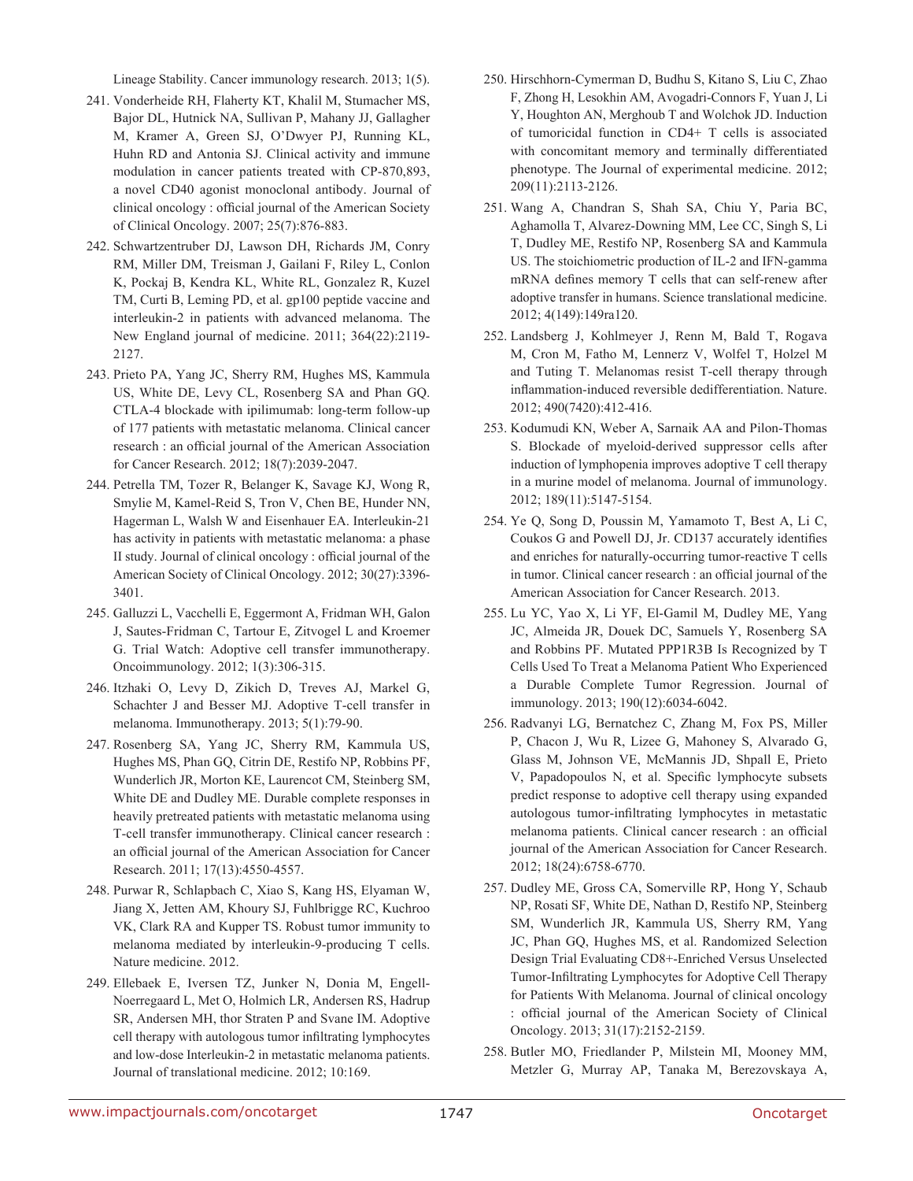Lineage Stability. Cancer immunology research. 2013; 1(5).

241. Vonderheide RH, Flaherty KT, Khalil M, Stumacher MS, Bajor DL, Hutnick NA, Sullivan P, Mahany JJ, Gallagher M, Kramer A, Green SJ, O'Dwyer PJ, Running KL, Huhn RD and Antonia SJ. Clinical activity and immune modulation in cancer patients treated with CP-870,893, a novel CD40 agonist monoclonal antibody. Journal of clinical oncology : official journal of the American Society of Clinical Oncology. 2007; 25(7):876-883.

242. Schwartzentruber DJ, Lawson DH, Richards JM, Conry RM, Miller DM, Treisman J, Gailani F, Riley L, Conlon K, Pockaj B, Kendra KL, White RL, Gonzalez R, Kuzel TM, Curti B, Leming PD, et al. gp100 peptide vaccine and interleukin-2 in patients with advanced melanoma. The New England journal of medicine. 2011; 364(22):2119-2127.

243. Prieto PA, Yang JC, Sherry RM, Hughes MS, Kammula US, White DE, Levy CL, Rosenberg SA and Phan GQ. CTLA-4 blockade with ipilimumab: long-term follow-up of 177 patients with metastatic melanoma. Clinical cancer research : an official journal of the American Association for Cancer Research. 2012; 18(7):2039-2047.

244. Petrella TM, Tozer R, Belanger K, Savage KJ, Wong R, Smylie M, Kamel-Reid S, Tron V, Chen BE, Hunder NN, Hagerman L, Walsh W and Eisenhauer EA. Interleukin-21 has activity in patients with metastatic melanoma: a phase II study. Journal of clinical oncology : official journal of the American Society of Clinical Oncology. 2012; 30(27):3396-3401.

245. Galluzzi L, Vacchelli E, Eggermont A, Fridman WH, Galon J, Sautes-Fridman C, Tartour E, Zitvogel L and Kroemer G. Trial Watch: Adoptive cell transfer immunotherapy. Oncoimmunology. 2012; 1(3):306-315.

246. Itzhaki O, Levy D, Zikich D, Treves AJ, Markel G, Schachter J and Besser MJ. Adoptive T-cell transfer in melanoma. Immunotherapy. 2013; 5(1):79-90.

247. Rosenberg SA, Yang JC, Sherry RM, Kammula US, Hughes MS, Phan GQ, Citrin DE, Restifo NP, Robbins PF, Wunderlich JR, Morton KE, Laurencot CM, Steinberg SM, White DE and Dudley ME. Durable complete responses in heavily pretreated patients with metastatic melanoma using T-cell transfer immunotherapy. Clinical cancer research : an official journal of the American Association for Cancer Research. 2011; 17(13):4550-4557.

248. Purwar R, Schlapbach C, Xiao S, Kang HS, Elyaman W, Jiang X, Jetten AM, Khoury SJ, Fuhlbrigge RC, Kuchroo VK, Clark RA and Kupper TS. Robust tumor immunity to melanoma mediated by interleukin-9-producing T cells. Nature medicine. 2012.

249. Ellebaek E, Iversen TZ, Junker N, Donia M, Engell-Noerregaard L, Met O, Holmich LR, Andersen RS, Hadrup SR, Andersen MH, thor Straten P and Svane IM. Adoptive cell therapy with autologous tumor infiltrating lymphocytes and low-dose Interleukin-2 in metastatic melanoma patients. Journal of translational medicine. 2012; 10:169.

250. Hirschhorn-Cymerman D, Budhu S, Kitano S, Liu C, Zhao F, Zhong H, Lesokhin AM, Avogadri-Connors F, Yuan J, Li Y, Houghton AN, Merghoub T and Wolchok JD. Induction of tumoricidal function in CD4+ T cells is associated with concomitant memory and terminally differentiated phenotype. The Journal of experimental medicine. 2012; 209(11):2113-2126.

251. Wang A, Chandran S, Shah SA, Chiu Y, Paria BC, Aghamolla T, Alvarez-Downing MM, Lee CC, Singh S, Li T, Dudley ME, Restifo NP, Rosenberg SA and Kammula US. The stoichiometric production of IL-2 and IFN-gamma mRNA defines memory T cells that can self-renew after adoptive transfer in humans. Science translational medicine. 2012; 4(149):149ra120.

252. Landsberg J, Kohlmeyer J, Renn M, Bald T, Rogava M, Cron M, Fatho M, Lennerz V, Wolfel T, Holzel M and Tuting T. Melanomas resist T-cell therapy through inflammation-induced reversible dedifferentiation. Nature. 2012; 490(7420):412-416.

253. Kodumudi KN, Weber A, Sarnaik AA and Pilon-Thomas S. Blockade of myeloid-derived suppressor cells after induction of lymphopenia improves adoptive T cell therapy in a murine model of melanoma. Journal of immunology. 2012; 189(11):5147-5154.

254. Ye Q, Song D, Poussin M, Yamamoto T, Best A, Li C, Coukos G and Powell DJ, Jr. CD137 accurately identifies and enriches for naturally-occurring tumor-reactive T cells in tumor. Clinical cancer research : an official journal of the American Association for Cancer Research. 2013.

255. Lu YC, Yao X, Li YF, El-Gamil M, Dudley ME, Yang JC, Almeida JR, Douek DC, Samuels Y, Rosenberg SA and Robbins PF. Mutated PPP1R3B Is Recognized by T Cells Used To Treat a Melanoma Patient Who Experienced a Durable Complete Tumor Regression. Journal of immunology. 2013; 190(12):6034-6042.

256. Radvanyi LG, Bernatchez C, Zhang M, Fox PS, Miller P, Chacon J, Wu R, Lizee G, Mahoney S, Alvarado G, Glass M, Johnson VE, McMannis JD, Shpall E, Prieto V, Papadopoulos N, et al. Specific lymphocyte subsets predict response to adoptive cell therapy using expanded autologous tumor-infiltrating lymphocytes in metastatic melanoma patients. Clinical cancer research : an official journal of the American Association for Cancer Research. 2012; 18(24):6758-6770.

257. Dudley ME, Gross CA, Somerville RP, Hong Y, Schaub NP, Rosati SF, White DE, Nathan D, Restifo NP, Steinberg SM, Wunderlich JR, Kammula US, Sherry RM, Yang JC, Phan GQ, Hughes MS, et al. Randomized Selection Design Trial Evaluating CD8+-Enriched Versus Unselected Tumor-Infiltrating Lymphocytes for Adoptive Cell Therapy for Patients With Melanoma. Journal of clinical oncology : official journal of the American Society of Clinical Oncology. 2013; 31(17):2152-2159.

258. Butler MO, Friedlander P, Milstein MI, Mooney MM, Metzler G, Murray AP, Tanaka M, Berezovskaya A,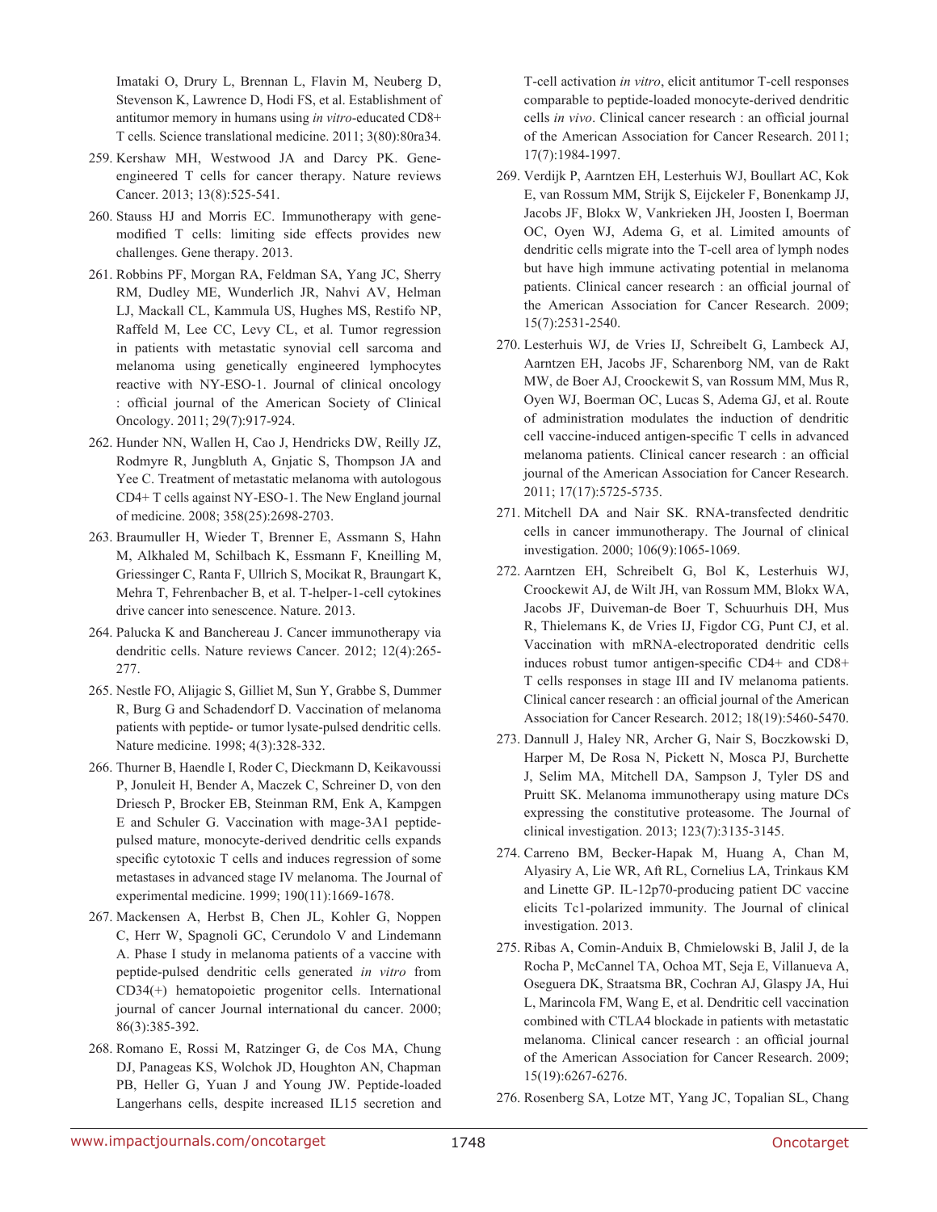Imataki O, Drury L, Brennan L, Flavin M, Neuberg D, Stevenson K, Lawrence D, Hodi FS, et al. Establishment of antitumor memory in humans using *in vitro*-educated CD8+ T cells. Science translational medicine. 2011; 3(80):80ra34.

259. Kershaw MH, Westwood JA and Darcy PK. Gene-engineered T cells for cancer therapy. Nature reviews Cancer. 2013; 13(8):525-541.

260. Stauss HJ and Morris EC. Immunotherapy with gene-modified T cells: limiting side effects provides new challenges. Gene therapy. 2013.

261. Robbins PF, Morgan RA, Feldman SA, Yang JC, Sherry RM, Dudley ME, Wunderlich JR, Nahvi AV, Helman LJ, Mackall CL, Kammula US, Hughes MS, Restifo NP, Raffeld M, Lee CC, Levy CL, et al. Tumor regression in patients with metastatic synovial cell sarcoma and melanoma using genetically engineered lymphocytes reactive with NY-ESO-1. Journal of clinical oncology : official journal of the American Society of Clinical Oncology. 2011; 29(7):917-924.

262. Hunder NN, Wallen H, Cao J, Hendricks DW, Reilly JZ, Rodmyre R, Jungbluth A, Gnjatic S, Thompson JA and Yee C. Treatment of metastatic melanoma with autologous CD4+ T cells against NY-ESO-1. The New England journal of medicine. 2008; 358(25):2698-2703.

263. Braumuller H, Wieder T, Brenner E, Assmann S, Hahn M, Alkhaled M, Schilbach K, Essmann F, Kneilling M, Griessinger C, Ranta F, Ullrich S, Mocikat R, Braungart K, Mehra T, Fehrenbacher B, et al. T-helper-1-cell cytokines drive cancer into senescence. Nature. 2013.

264. Palucka K and Banchereau J. Cancer immunotherapy via dendritic cells. Nature reviews Cancer. 2012; 12(4):265-277.

265. Nestle FO, Alijagic S, Gilliet M, Sun Y, Grabbe S, Dummer R, Burg G and Schadendorf D. Vaccination of melanoma patients with peptide- or tumor lysate-pulsed dendritic cells. Nature medicine. 1998; 4(3):328-332.

266. Thurner B, Haendle I, Roder C, Dieckmann D, Keikavoussi P, Jonuleit H, Bender A, Maczek C, Schreiner D, von den Driesch P, Brocker EB, Steinman RM, Enk A, Kampgen E and Schuler G. Vaccination with mage-3A1 peptide-pulsed mature, monocyte-derived dendritic cells expands specific cytotoxic T cells and induces regression of some metastases in advanced stage IV melanoma. The Journal of experimental medicine. 1999; 190(11):1669-1678.

267. Mackensen A, Herbst B, Chen JL, Kohler G, Noppen C, Herr W, Spagnoli GC, Cerundolo V and Lindemann A. Phase I study in melanoma patients of a vaccine with peptide-pulsed dendritic cells generated *in vitro* from CD34(+) hematopoietic progenitor cells. International journal of cancer Journal international du cancer. 2000; 86(3):385-392.

268. Romano E, Rossi M, Ratzinger G, de Cos MA, Chung DJ, Panageas KS, Wolchok JD, Houghton AN, Chapman PB, Heller G, Yuan J and Young JW. Peptide-loaded Langerhans cells, despite increased IL15 secretion and T-cell activation *in vitro*, elicit antitumor T-cell responses comparable to peptide-loaded monocyte-derived dendritic cells *in vivo*. Clinical cancer research : an official journal of the American Association for Cancer Research. 2011; 17(7):1984-1997.

269. Verdijk P, Aarntzen EH, Lesterhuis WJ, Boullart AC, Kok E, van Rossum MM, Strijk S, Eijckeler F, Bonenkamp JJ, Jacobs JF, Blokx W, Vankrieken JH, Joosten I, Boerman OC, Oyen WJ, Adema G, et al. Limited amounts of dendritic cells migrate into the T-cell area of lymph nodes but have high immune activating potential in melanoma patients. Clinical cancer research : an official journal of the American Association for Cancer Research. 2009; 15(7):2531-2540.

270. Lesterhuis WJ, de Vries IJ, Schreibelt G, Lambeck AJ, Aarntzen EH, Jacobs JF, Scharenborg NM, van de Rakt MW, de Boer AJ, Croockewit S, van Rossum MM, Mus R, Oyen WJ, Boerman OC, Lucas S, Adema GJ, et al. Route of administration modulates the induction of dendritic cell vaccine-induced antigen-specific T cells in advanced melanoma patients. Clinical cancer research : an official journal of the American Association for Cancer Research. 2011; 17(17):5725-5735.

271. Mitchell DA and Nair SK. RNA-transfected dendritic cells in cancer immunotherapy. The Journal of clinical investigation. 2000; 106(9):1065-1069.

272. Aarntzen EH, Schreibelt G, Bol K, Lesterhuis WJ, Croockewit AJ, de Wilt JH, van Rossum MM, Blokx WA, Jacobs JF, Duiveman-de Boer T, Schuurhuis DH, Mus R, Thielemans K, de Vries IJ, Figdor CG, Punt CJ, et al. Vaccination with mRNA-electroporated dendritic cells induces robust tumor antigen-specific CD4+ and CD8+ T cells responses in stage III and IV melanoma patients. Clinical cancer research : an official journal of the American Association for Cancer Research. 2012; 18(19):5460-5470.

273. Dannull J, Haley NR, Archer G, Nair S, Boczkowski D, Harper M, De Rosa N, Pickett N, Mosca PJ, Burchette J, Selim MA, Mitchell DA, Sampson J, Tyler DS and Pruitt SK. Melanoma immunotherapy using mature DCs expressing the constitutive proteasome. The Journal of clinical investigation. 2013; 123(7):3135-3145.

274. Carreno BM, Becker-Hapak M, Huang A, Chan M, Alyasiry A, Lie WR, Aft RL, Cornelius LA, Trinkaus KM and Linette GP. IL-12p70-producing patient DC vaccine elicits Tc1-polarized immunity. The Journal of clinical investigation. 2013.

275. Ribas A, Comin-Anduix B, Chmielowski B, Jalil J, de la Rocha P, McCannel TA, Ochoa MT, Seja E, Villanueva A, Oseguera DK, Straatsma BR, Cochran AJ, Glaspy JA, Hui L, Marincola FM, Wang E, et al. Dendritic cell vaccination combined with CTLA4 blockade in patients with metastatic melanoma. Clinical cancer research : an official journal of the American Association for Cancer Research. 2009; 15(19):6267-6276.

276. Rosenberg SA, Lotze MT, Yang JC, Topalian SL, Chang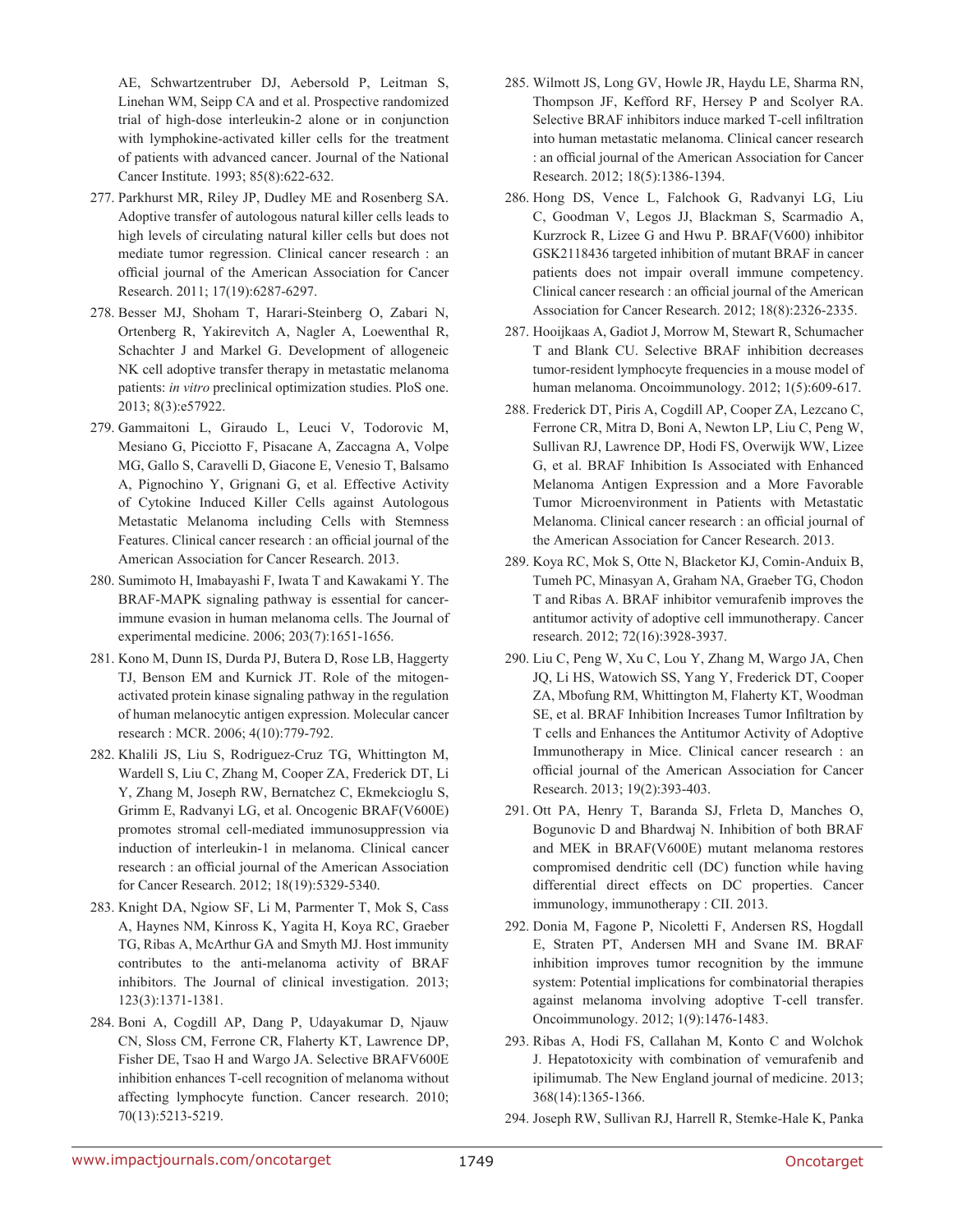AE, Schwartzentruber DJ, Aebersold P, Leitman S, Linehan WM, Seipp CA and et al. Prospective randomized trial of high-dose interleukin-2 alone or in conjunction with lymphokine-activated killer cells for the treatment of patients with advanced cancer. Journal of the National Cancer Institute. 1993; 85(8):622-632.

277. Parkhurst MR, Riley JP, Dudley ME and Rosenberg SA. Adoptive transfer of autologous natural killer cells leads to high levels of circulating natural killer cells but does not mediate tumor regression. Clinical cancer research : an official journal of the American Association for Cancer Research. 2011; 17(19):6287-6297.

278. Besser MJ, Shoham T, Harari-Steinberg O, Zabari N, Ortenberg R, Yakirevitch A, Nagler A, Loewenthal R, Schachter J and Markel G. Development of allogeneic NK cell adoptive transfer therapy in metastatic melanoma patients: *in vitro* preclinical optimization studies. PloS one. 2013; 8(3):e57922.

279. Gammaitoni L, Giraudo L, Leuci V, Todorovic M, Mesiano G, Picciotto F, Pisacane A, Zaccagna A, Volpe MG, Gallo S, Caravelli D, Giacone E, Venesio T, Balsamo A, Pignochino Y, Grignani G, et al. Effective Activity of Cytokine Induced Killer Cells against Autologous Metastatic Melanoma including Cells with Stemness Features. Clinical cancer research : an official journal of the American Association for Cancer Research. 2013.

280. Sumimoto H, Imabayashi F, Iwata T and Kawakami Y. The BRAF-MAPK signaling pathway is essential for cancer-immune evasion in human melanoma cells. The Journal of experimental medicine. 2006; 203(7):1651-1656.

281. Kono M, Dunn IS, Durda PJ, Butera D, Rose LB, Haggerty TJ, Benson EM and Kurnick JT. Role of the mitogen-activated protein kinase signaling pathway in the regulation of human melanocytic antigen expression. Molecular cancer research : MCR. 2006; 4(10):779-792.

282. Khalili JS, Liu S, Rodriguez-Cruz TG, Whittington M, Wardell S, Liu C, Zhang M, Cooper ZA, Frederick DT, Li Y, Zhang M, Joseph RW, Bernatchez C, Ekmekcioglu S, Grimm E, Radvanyi LG, et al. Oncogenic BRAF(V600E) promotes stromal cell-mediated immunosuppression via induction of interleukin-1 in melanoma. Clinical cancer research : an official journal of the American Association for Cancer Research. 2012; 18(19):5329-5340.

283. Knight DA, Ngiow SF, Li M, Parmenter T, Mok S, Cass A, Haynes NM, Kinross K, Yagita H, Koya RC, Graeber TG, Ribas A, McArthur GA and Smyth MJ. Host immunity contributes to the anti-melanoma activity of BRAF inhibitors. The Journal of clinical investigation. 2013; 123(3):1371-1381.

284. Boni A, Cogdill AP, Dang P, Udayakumar D, Njauw CN, Sloss CM, Ferrone CR, Flaherty KT, Lawrence DP, Fisher DE, Tsao H and Wargo JA. Selective BRAFV600E inhibition enhances T-cell recognition of melanoma without affecting lymphocyte function. Cancer research. 2010; 70(13):5213-5219.

285. Wilmott JS, Long GV, Howle JR, Haydu LE, Sharma RN, Thompson JF, Kefford RF, Hersey P and Scolyer RA. Selective BRAF inhibitors induce marked T-cell infiltration into human metastatic melanoma. Clinical cancer research : an official journal of the American Association for Cancer Research. 2012; 18(5):1386-1394.

286. Hong DS, Vence L, Falchook G, Radvanyi LG, Liu C, Goodman V, Legos JJ, Blackman S, Scarmadio A, Kurzrock R, Lizee G and Hwu P. BRAF(V600) inhibitor GSK2118436 targeted inhibition of mutant BRAF in cancer patients does not impair overall immune competency. Clinical cancer research : an official journal of the American Association for Cancer Research. 2012; 18(8):2326-2335.

287. Hooijkaas A, Gadiot J, Morrow M, Stewart R, Schumacher T and Blank CU. Selective BRAF inhibition decreases tumor-resident lymphocyte frequencies in a mouse model of human melanoma. Oncoimmunology. 2012; 1(5):609-617.

288. Frederick DT, Piris A, Cogdill AP, Cooper ZA, Lezcano C, Ferrone CR, Mitra D, Boni A, Newton LP, Liu C, Peng W, Sullivan RJ, Lawrence DP, Hodi FS, Overwijk WW, Lizee G, et al. BRAF Inhibition Is Associated with Enhanced Melanoma Antigen Expression and a More Favorable Tumor Microenvironment in Patients with Metastatic Melanoma. Clinical cancer research : an official journal of the American Association for Cancer Research. 2013.

289. Koya RC, Mok S, Otte N, Blacketor KJ, Comin-Anduix B, Tumeh PC, Minasyan A, Graham NA, Graeber TG, Chodon T and Ribas A. BRAF inhibitor vemurafenib improves the antitumor activity of adoptive cell immunotherapy. Cancer research. 2012; 72(16):3928-3937.

290. Liu C, Peng W, Xu C, Lou Y, Zhang M, Wargo JA, Chen JQ, Li HS, Watowich SS, Yang Y, Frederick DT, Cooper ZA, Mbofung RM, Whittington M, Flaherty KT, Woodman SE, et al. BRAF Inhibition Increases Tumor Infiltration by T cells and Enhances the Antitumor Activity of Adoptive Immunotherapy in Mice. Clinical cancer research : an official journal of the American Association for Cancer Research. 2013; 19(2):393-403.

291. Ott PA, Henry T, Baranda SJ, Frleta D, Manches O, Bogunovic D and Bhardwaj N. Inhibition of both BRAF and MEK in BRAF(V600E) mutant melanoma restores compromised dendritic cell (DC) function while having differential direct effects on DC properties. Cancer immunology, immunotherapy : CII. 2013.

292. Donia M, Fagone P, Nicoletti F, Andersen RS, Hogdall E, Straten PT, Andersen MH and Svane IM. BRAF inhibition improves tumor recognition by the immune system: Potential implications for combinatorial therapies against melanoma involving adoptive T-cell transfer. Oncoimmunology. 2012; 1(9):1476-1483.

293. Ribas A, Hodi FS, Callahan M, Konto C and Wolchok J. Hepatotoxicity with combination of vemurafenib and ipilimumab. The New England journal of medicine. 2013; 368(14):1365-1366.

294. Joseph RW, Sullivan RJ, Harrell R, Stemke-Hale K, Panka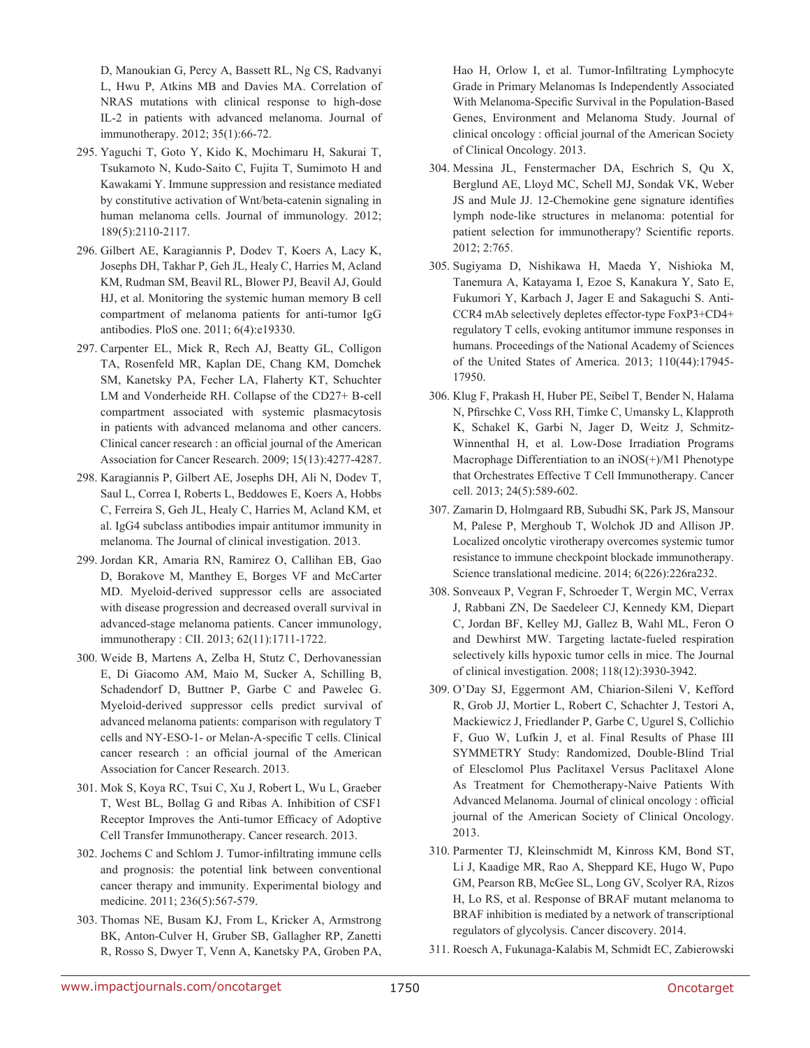D, Manoukian G, Percy A, Bassett RL, Ng CS, Radvanyi L, Hwu P, Atkins MB and Davies MA. Correlation of NRAS mutations with clinical response to high-dose IL-2 in patients with advanced melanoma. Journal of immunotherapy. 2012; 35(1):66-72.

295. Yaguchi T, Goto Y, Kido K, Mochimaru H, Sakurai T, Tsukamoto N, Kudo-Saito C, Fujita T, Sumimoto H and Kawakami Y. Immune suppression and resistance mediated by constitutive activation of Wnt/beta-catenin signaling in human melanoma cells. Journal of immunology. 2012; 189(5):2110-2117.

296. Gilbert AE, Karagiannis P, Dodev T, Koers A, Lacy K, Josephs DH, Takhar P, Geh JL, Healy C, Harries M, Acland KM, Rudman SM, Beavil RL, Blower PJ, Beavil AJ, Gould HJ, et al. Monitoring the systemic human memory B cell compartment of melanoma patients for anti-tumor IgG antibodies. PloS one. 2011; 6(4):e19330.

297. Carpenter EL, Mick R, Rech AJ, Beatty GL, Colligon TA, Rosenfeld MR, Kaplan DE, Chang KM, Domchek SM, Kanetsky PA, Fecher LA, Flaherty KT, Schuchter LM and Vonderheide RH. Collapse of the CD27+ B-cell compartment associated with systemic plasmacytosis in patients with advanced melanoma and other cancers. Clinical cancer research : an official journal of the American Association for Cancer Research. 2009; 15(13):4277-4287.

298. Karagiannis P, Gilbert AE, Josephs DH, Ali N, Dodev T, Saul L, Correa I, Roberts L, Beddowes E, Koers A, Hobbs C, Ferreira S, Geh JL, Healy C, Harries M, Acland KM, et al. IgG4 subclass antibodies impair antitumor immunity in melanoma. The Journal of clinical investigation. 2013.

299. Jordan KR, Amaria RN, Ramirez O, Callihan EB, Gao D, Borakove M, Manthey E, Borges VF and McCarter MD. Myeloid-derived suppressor cells are associated with disease progression and decreased overall survival in advanced-stage melanoma patients. Cancer immunology, immunotherapy : CII. 2013; 62(11):1711-1722.

300. Weide B, Martens A, Zelba H, Stutz C, Derhovanessian E, Di Giacomo AM, Maio M, Sucker A, Schilling B, Schadendorf D, Buttner P, Garbe C and Pawelec G. Myeloid-derived suppressor cells predict survival of advanced melanoma patients: comparison with regulatory T cells and NY-ESO-1- or Melan-A-specific T cells. Clinical cancer research : an official journal of the American Association for Cancer Research. 2013.

301. Mok S, Koya RC, Tsui C, Xu J, Robert L, Wu L, Graeber T, West BL, Bollag G and Ribas A. Inhibition of CSF1 Receptor Improves the Anti-tumor Efficacy of Adoptive Cell Transfer Immunotherapy. Cancer research. 2013.

302. Jochems C and Schlom J. Tumor-infiltrating immune cells and prognosis: the potential link between conventional cancer therapy and immunity. Experimental biology and medicine. 2011; 236(5):567-579.

303. Thomas NE, Busam KJ, From L, Kricker A, Armstrong BK, Anton-Culver H, Gruber SB, Gallagher RP, Zanetti R, Rosso S, Dwyer T, Venn A, Kanetsky PA, Groben PA, Hao H, Orlow I, et al. Tumor-Infiltrating Lymphocyte Grade in Primary Melanomas Is Independently Associated With Melanoma-Specific Survival in the Population-Based Genes, Environment and Melanoma Study. Journal of clinical oncology : official journal of the American Society of Clinical Oncology. 2013.

304. Messina JL, Fenstermacher DA, Eschrich S, Qu X, Berglund AE, Lloyd MC, Schell MJ, Sondak VK, Weber JS and Mule JJ. 12-Chemokine gene signature identifies lymph node-like structures in melanoma: potential for patient selection for immunotherapy? Scientific reports. 2012; 2:765.

305. Sugiyama D, Nishikawa H, Maeda Y, Nishioka M, Tanemura A, Katayama I, Ezoe S, Kanakura Y, Sato E, Fukumori Y, Karbach J, Jager E and Sakaguchi S. Anti-CCR4 mAb selectively depletes effector-type FoxP3+CD4+ regulatory T cells, evoking antitumor immune responses in humans. Proceedings of the National Academy of Sciences of the United States of America. 2013; 110(44):17945-17950.

306. Klug F, Prakash H, Huber PE, Seibel T, Bender N, Halama N, Pfirschke C, Voss RH, Timke C, Umansky L, Klapproth K, Schakel K, Garbi N, Jager D, Weitz J, Schmitz-Winnenthal H, et al. Low-Dose Irradiation Programs Macrophage Differentiation to an iNOS(+)/M1 Phenotype that Orchestrates Effective T Cell Immunotherapy. Cancer cell. 2013; 24(5):589-602.

307. Zamarin D, Holmgaard RB, Subudhi SK, Park JS, Mansour M, Palese P, Merghoub T, Wolchok JD and Allison JP. Localized oncolytic virotherapy overcomes systemic tumor resistance to immune checkpoint blockade immunotherapy. Science translational medicine. 2014; 6(226):226ra232.

308. Sonveaux P, Vegran F, Schroeder T, Wergin MC, Verrax J, Rabbani ZN, De Saedeleer CJ, Kennedy KM, Diepart C, Jordan BF, Kelley MJ, Gallez B, Wahl ML, Feron O and Dewhirst MW. Targeting lactate-fueled respiration selectively kills hypoxic tumor cells in mice. The Journal of clinical investigation. 2008; 118(12):3930-3942.

309. O'Day SJ, Eggermont AM, Chiarion-Sileni V, Kefford R, Grob JJ, Mortier L, Robert C, Schachter J, Testori A, Mackiewicz J, Friedlander P, Garbe C, Ugurel S, Collichio F, Guo W, Lufkin J, et al. Final Results of Phase III SYMMETRY Study: Randomized, Double-Blind Trial of Elesclomol Plus Paclitaxel Versus Paclitaxel Alone As Treatment for Chemotherapy-Naive Patients With Advanced Melanoma. Journal of clinical oncology : official journal of the American Society of Clinical Oncology. 2013.

310. Parmenter TJ, Kleinschmidt M, Kinross KM, Bond ST, Li J, Kaadige MR, Rao A, Sheppard KE, Hugo W, Pupo GM, Pearson RB, McGee SL, Long GV, Scolyer RA, Rizos H, Lo RS, et al. Response of BRAF mutant melanoma to BRAF inhibition is mediated by a network of transcriptional regulators of glycolysis. Cancer discovery. 2014.

311. Roesch A, Fukunaga-Kalabis M, Schmidt EC, Zabierowski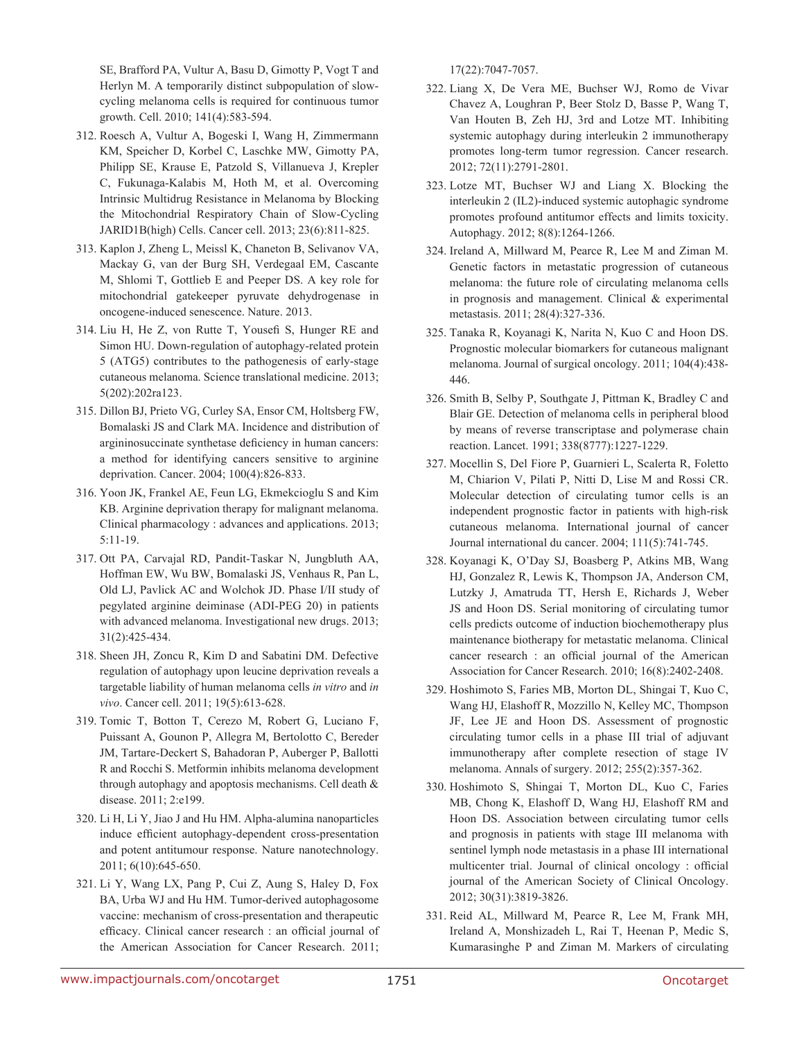SE, Brafford PA, Vultur A, Basu D, Gimotty P, Vogt T and Herlyn M. A temporarily distinct subpopulation of slow-cycling melanoma cells is required for continuous tumor growth. Cell. 2010; 141(4):583-594.

312. Roesch A, Vultur A, Bogeski I, Wang H, Zimmermann KM, Speicher D, Korbel C, Laschke MW, Gimotty PA, Philipp SE, Krause E, Patzold S, Villanueva J, Krepler C, Fukunaga-Kalabis M, Hoth M, et al. Overcoming Intrinsic Multidrug Resistance in Melanoma by Blocking the Mitochondrial Respiratory Chain of Slow-Cycling JARID1B(high) Cells. Cancer cell. 2013; 23(6):811-825.

313. Kaplon J, Zheng L, Meissl K, Chaneton B, Selivanov VA, Mackay G, van der Burg SH, Verdegaal EM, Cascante M, Shlomi T, Gottlieb E and Peeper DS. A key role for mitochondrial gatekeeper pyruvate dehydrogenase in oncogene-induced senescence. Nature. 2013.

314. Liu H, He Z, von Rutte T, Yousefi S, Hunger RE and Simon HU. Down-regulation of autophagy-related protein 5 (ATG5) contributes to the pathogenesis of early-stage cutaneous melanoma. Science translational medicine. 2013; 5(202):202ra123.

315. Dillon BJ, Prieto VG, Curley SA, Ensor CM, Holtsberg FW, Bomalaski JS and Clark MA. Incidence and distribution of argininosuccinate synthetase deficiency in human cancers: a method for identifying cancers sensitive to arginine deprivation. Cancer. 2004; 100(4):826-833.

316. Yoon JK, Frankel AE, Feun LG, Ekmekcioglu S and Kim KB. Arginine deprivation therapy for malignant melanoma. Clinical pharmacology : advances and applications. 2013; 5:11-19.

317. Ott PA, Carvajal RD, Pandit-Taskar N, Jungbluth AA, Hoffman EW, Wu BW, Bomalaski JS, Venhaus R, Pan L, Old LJ, Pavlick AC and Wolchok JD. Phase I/II study of pegylated arginine deiminase (ADI-PEG 20) in patients with advanced melanoma. Investigational new drugs. 2013; 31(2):425-434.

318. Sheen JH, Zoncu R, Kim D and Sabatini DM. Defective regulation of autophagy upon leucine deprivation reveals a targetable liability of human melanoma cells *in vitro* and *in vivo*. Cancer cell. 2011; 19(5):613-628.

319. Tomic T, Botton T, Cerezo M, Robert G, Luciano F, Puissant A, Gounon P, Allegra M, Bertolotto C, Bereder JM, Tartare-Deckert S, Bahadoran P, Auberger P, Ballotti R and Rocchi S. Metformin inhibits melanoma development through autophagy and apoptosis mechanisms. Cell death & disease. 2011; 2:e199.

320. Li H, Li Y, Jiao J and Hu HM. Alpha-alumina nanoparticles induce efficient autophagy-dependent cross-presentation and potent antitumour response. Nature nanotechnology. 2011; 6(10):645-650.

321. Li Y, Wang LX, Pang P, Cui Z, Aung S, Haley D, Fox BA, Urba WJ and Hu HM. Tumor-derived autophagosome vaccine: mechanism of cross-presentation and therapeutic efficacy. Clinical cancer research : an official journal of the American Association for Cancer Research. 2011; 17(22):7047-7057.

322. Liang X, De Vera ME, Buchser WJ, Romo de Vivar Chavez A, Loughran P, Beer Stolz D, Basse P, Wang T, Van Houten B, Zeh HJ, 3rd and Lotze MT. Inhibiting systemic autophagy during interleukin 2 immunotherapy promotes long-term tumor regression. Cancer research. 2012; 72(11):2791-2801.

323. Lotze MT, Buchser WJ and Liang X. Blocking the interleukin 2 (IL2)-induced systemic autophagic syndrome promotes profound antitumor effects and limits toxicity. Autophagy. 2012; 8(8):1264-1266.

324. Ireland A, Millward M, Pearce R, Lee M and Ziman M. Genetic factors in metastatic progression of cutaneous melanoma: the future role of circulating melanoma cells in prognosis and management. Clinical & experimental metastasis. 2011; 28(4):327-336.

325. Tanaka R, Koyanagi K, Narita N, Kuo C and Hoon DS. Prognostic molecular biomarkers for cutaneous malignant melanoma. Journal of surgical oncology. 2011; 104(4):438-446.

326. Smith B, Selby P, Southgate J, Pittman K, Bradley C and Blair GE. Detection of melanoma cells in peripheral blood by means of reverse transcriptase and polymerase chain reaction. Lancet. 1991; 338(8777):1227-1229.

327. Mocellin S, Del Fiore P, Guarnieri L, Scalerta R, Foletto M, Chiarion V, Pilati P, Nitti D, Lise M and Rossi CR. Molecular detection of circulating tumor cells is an independent prognostic factor in patients with high-risk cutaneous melanoma. International journal of cancer Journal international du cancer. 2004; 111(5):741-745.

328. Koyanagi K, O'Day SJ, Boasberg P, Atkins MB, Wang HJ, Gonzalez R, Lewis K, Thompson JA, Anderson CM, Lutzky J, Amatruda TT, Hersh E, Richards J, Weber JS and Hoon DS. Serial monitoring of circulating tumor cells predicts outcome of induction biochemotherapy plus maintenance biotherapy for metastatic melanoma. Clinical cancer research : an official journal of the American Association for Cancer Research. 2010; 16(8):2402-2408.

329. Hoshimoto S, Faries MB, Morton DL, Shingai T, Kuo C, Wang HJ, Elashoff R, Mozzillo N, Kelley MC, Thompson JF, Lee JE and Hoon DS. Assessment of prognostic circulating tumor cells in a phase III trial of adjuvant immunotherapy after complete resection of stage IV melanoma. Annals of surgery. 2012; 255(2):357-362.

330. Hoshimoto S, Shingai T, Morton DL, Kuo C, Faries MB, Chong K, Elashoff D, Wang HJ, Elashoff RM and Hoon DS. Association between circulating tumor cells and prognosis in patients with stage III melanoma with sentinel lymph node metastasis in a phase III international multicenter trial. Journal of clinical oncology : official journal of the American Society of Clinical Oncology. 2012; 30(31):3819-3826.

331. Reid AL, Millward M, Pearce R, Lee M, Frank MH, Ireland A, Monshizadeh L, Rai T, Heenan P, Medic S, Kumarasinghe P and Ziman M. Markers of circulating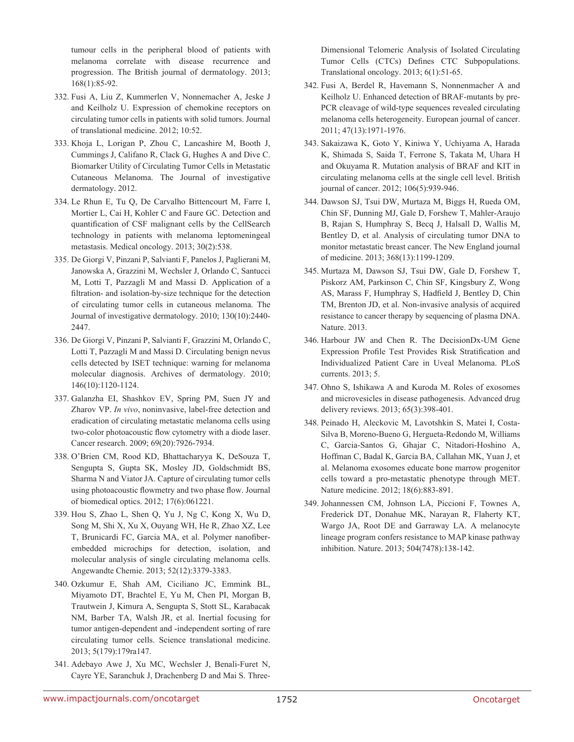tumour cells in the peripheral blood of patients with melanoma correlate with disease recurrence and progression. The British journal of dermatology. 2013; 168(1):85-92.

332. Fusi A, Liu Z, Kummerlen V, Nonnemacher A, Jeske J and Keilholz U. Expression of chemokine receptors on circulating tumor cells in patients with solid tumors. Journal of translational medicine. 2012; 10:52.

333. Khoja L, Lorigan P, Zhou C, Lancashire M, Booth J, Cummings J, Califano R, Clack G, Hughes A and Dive C. Biomarker Utility of Circulating Tumor Cells in Metastatic Cutaneous Melanoma. The Journal of investigative dermatology. 2012.

334. Le Rhun E, Tu Q, De Carvalho Bittencourt M, Farre I, Mortier L, Cai H, Kohler C and Faure GC. Detection and quantification of CSF malignant cells by the CellSearch technology in patients with melanoma leptomeningeal metastasis. Medical oncology. 2013; 30(2):538.

335. De Giorgi V, Pinzani P, Salvianti F, Panelos J, Paglierani M, Janowska A, Grazzini M, Wechsler J, Orlando C, Santucci M, Lotti T, Pazzagli M and Massi D. Application of a filtration- and isolation-by-size technique for the detection of circulating tumor cells in cutaneous melanoma. The Journal of investigative dermatology. 2010; 130(10):2440-2447.

336. De Giorgi V, Pinzani P, Salvianti F, Grazzini M, Orlando C, Lotti T, Pazzagli M and Massi D. Circulating benign nevus cells detected by ISET technique: warning for melanoma molecular diagnosis. Archives of dermatology. 2010; 146(10):1120-1124.

337. Galanzha EI, Shashkov EV, Spring PM, Suen JY and Zharov VP. *In vivo*, noninvasive, label-free detection and eradication of circulating metastatic melanoma cells using two-color photoacoustic flow cytometry with a diode laser. Cancer research. 2009; 69(20):7926-7934.

338. O'Brien CM, Rood KD, Bhattacharyya K, DeSouza T, Sengupta S, Gupta SK, Mosley JD, Goldschmidt BS, Sharma N and Viator JA. Capture of circulating tumor cells using photoacoustic flowmetry and two phase flow. Journal of biomedical optics. 2012; 17(6):061221.

339. Hou S, Zhao L, Shen Q, Yu J, Ng C, Kong X, Wu D, Song M, Shi X, Xu X, Ouyang WH, He R, Zhao XZ, Lee T, Brunicardi FC, Garcia MA, et al. Polymer nanofiber-embedded microchips for detection, isolation, and molecular analysis of single circulating melanoma cells. Angewandte Chemie. 2013; 52(12):3379-3383.

340. Ozkumur E, Shah AM, Ciciliano JC, Emmink BL, Miyamoto DT, Brachtel E, Yu M, Chen PI, Morgan B, Trautwein J, Kimura A, Sengupta S, Stott SL, Karabacak NM, Barber TA, Walsh JR, et al. Inertial focusing for tumor antigen-dependent and -independent sorting of rare circulating tumor cells. Science translational medicine. 2013; 5(179):179ra147.

341. Adebayo Awe J, Xu MC, Wechsler J, Benali-Furet N, Cayre YE, Saranchuk J, Drachenberg D and Mai S. Three-Dimensional Telomeric Analysis of Isolated Circulating Tumor Cells (CTCs) Defines CTC Subpopulations. Translational oncology. 2013; 6(1):51-65.

342. Fusi A, Berdel R, Havemann S, Nonnenmacher A and Keilholz U. Enhanced detection of BRAF-mutants by pre-PCR cleavage of wild-type sequences revealed circulating melanoma cells heterogeneity. European journal of cancer. 2011; 47(13):1971-1976.

343. Sakaizawa K, Goto Y, Kiniwa Y, Uchiyama A, Harada K, Shimada S, Saida T, Ferrone S, Takata M, Uhara H and Okuyama R. Mutation analysis of BRAF and KIT in circulating melanoma cells at the single cell level. British journal of cancer. 2012; 106(5):939-946.

344. Dawson SJ, Tsui DW, Murtaza M, Biggs H, Rueda OM, Chin SF, Dunning MJ, Gale D, Forshew T, Mahler-Araujo B, Rajan S, Humphray S, Becq J, Halsall D, Wallis M, Bentley D, et al. Analysis of circulating tumor DNA to monitor metastatic breast cancer. The New England journal of medicine. 2013; 368(13):1199-1209.

345. Murtaza M, Dawson SJ, Tsui DW, Gale D, Forshew T, Piskorz AM, Parkinson C, Chin SF, Kingsbury Z, Wong AS, Marass F, Humphray S, Hadfield J, Bentley D, Chin TM, Brenton JD, et al. Non-invasive analysis of acquired resistance to cancer therapy by sequencing of plasma DNA. Nature. 2013.

346. Harbour JW and Chen R. The DecisionDx-UM Gene Expression Profile Test Provides Risk Stratification and Individualized Patient Care in Uveal Melanoma. PLoS currents. 2013; 5.

347. Ohno S, Ishikawa A and Kuroda M. Roles of exosomes and microvesicles in disease pathogenesis. Advanced drug delivery reviews. 2013; 65(3):398-401.

348. Peinado H, Aleckovic M, Lavotshkin S, Matei I, Costa-Silva B, Moreno-Bueno G, Hergueta-Redondo M, Williams C, Garcia-Santos G, Ghajar C, Nitadori-Hoshino A, Hoffman C, Badal K, Garcia BA, Callahan MK, Yuan J, et al. Melanoma exosomes educate bone marrow progenitor cells toward a pro-metastatic phenotype through MET. Nature medicine. 2012; 18(6):883-891.

349. Johannessen CM, Johnson LA, Piccioni F, Townes A, Frederick DT, Donahue MK, Narayan R, Flaherty KT, Wargo JA, Root DE and Garraway LA. A melanocyte lineage program confers resistance to MAP kinase pathway inhibition. Nature. 2013; 504(7478):138-142.